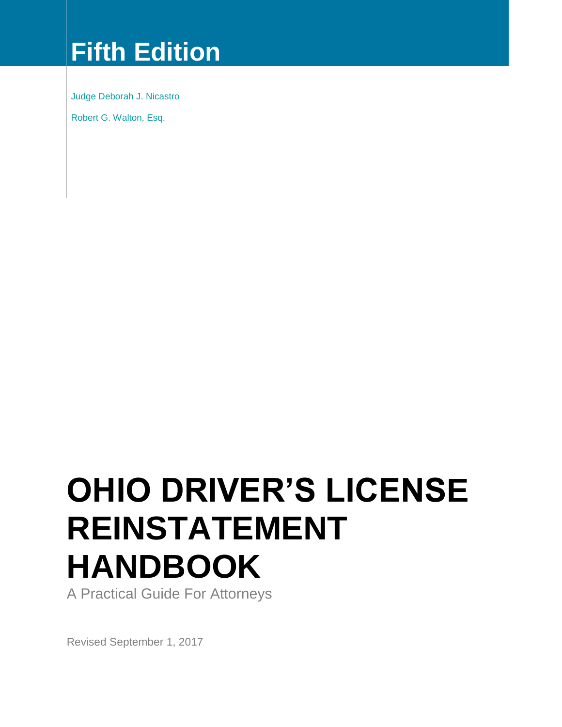## Fifth Edition

Judge Deborah J. Nicastro

Robert G. Walton, Esq.

# OHIO DRIVER'S LICENSE REINSTATEMENT HANDBOOK

A Practical Guide For Attorneys

Revised September 1, 2017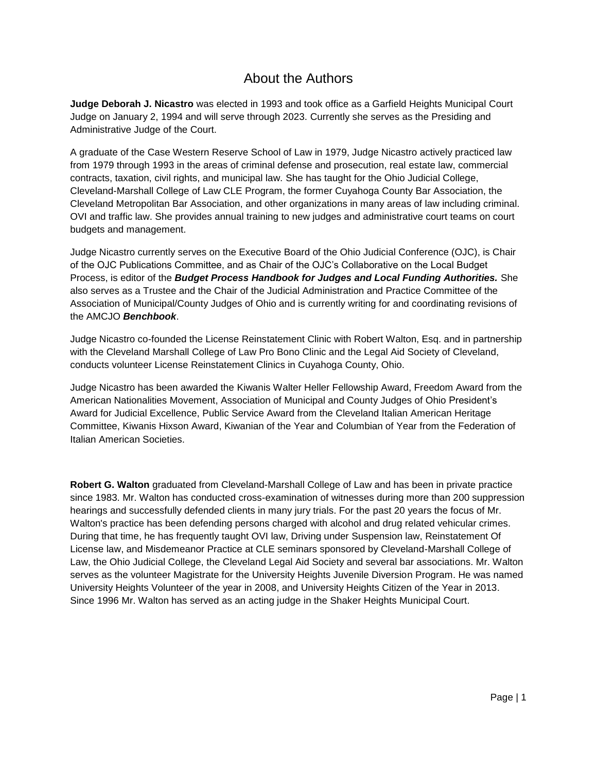# About the Authors

**Judge Deborah J. Nicastro** was elected in 1993 and took office as a Garfield Heights Municipal Court Judge on January 2, 1994 and will serve through 2023. Currently she serves as the Presiding and Administrative Judge of the Court.

A graduate of the Case Western Reserve School of Law in 1979, Judge Nicastro actively practiced law from 1979 through 1993 in the areas of criminal defense and prosecution, real estate law, commercial contracts, taxation, civil rights, and municipal law. She has taught for the Ohio Judicial College, Cleveland-Marshall College of Law CLE Program, the former Cuyahoga County Bar Association, the Cleveland Metropolitan Bar Association, and other organizations in many areas of law including criminal. OVI and traffic law. She provides annual training to new judges and administrative court teams on court budgets and management.

Judge Nicastro currently serves on the Executive Board of the Ohio Judicial Conference (OJC), is Chair of the OJC Publications Committee, and as Chair of the OJC's Collaborative on the Local Budget Process, is editor of the ***Budget Process Handbook for Judges and Local Funding Authorities.*** She also serves as a Trustee and the Chair of the Judicial Administration and Practice Committee of the Association of Municipal/County Judges of Ohio and is currently writing for and coordinating revisions of the AMCJO ***Benchbook***.

Judge Nicastro co-founded the License Reinstatement Clinic with Robert Walton, Esq. and in partnership with the Cleveland Marshall College of Law Pro Bono Clinic and the Legal Aid Society of Cleveland, conducts volunteer License Reinstatement Clinics in Cuyahoga County, Ohio.

Judge Nicastro has been awarded the Kiwanis Walter Heller Fellowship Award, Freedom Award from the American Nationalities Movement, Association of Municipal and County Judges of Ohio President's Award for Judicial Excellence, Public Service Award from the Cleveland Italian American Heritage Committee, Kiwanis Hixson Award, Kiwanian of the Year and Columbian of Year from the Federation of Italian American Societies.

**Robert G. Walton** graduated from Cleveland-Marshall College of Law and has been in private practice since 1983. Mr. Walton has conducted cross-examination of witnesses during more than 200 suppression hearings and successfully defended clients in many jury trials. For the past 20 years the focus of Mr. Walton's practice has been defending persons charged with alcohol and drug related vehicular crimes. During that time, he has frequently taught OVI law, Driving under Suspension law, Reinstatement Of License law, and Misdemeanor Practice at CLE seminars sponsored by Cleveland-Marshall College of Law, the Ohio Judicial College, the Cleveland Legal Aid Society and several bar associations. Mr. Walton serves as the volunteer Magistrate for the University Heights Juvenile Diversion Program. He was named University Heights Volunteer of the year in 2008, and University Heights Citizen of the Year in 2013. Since 1996 Mr. Walton has served as an acting judge in the Shaker Heights Municipal Court.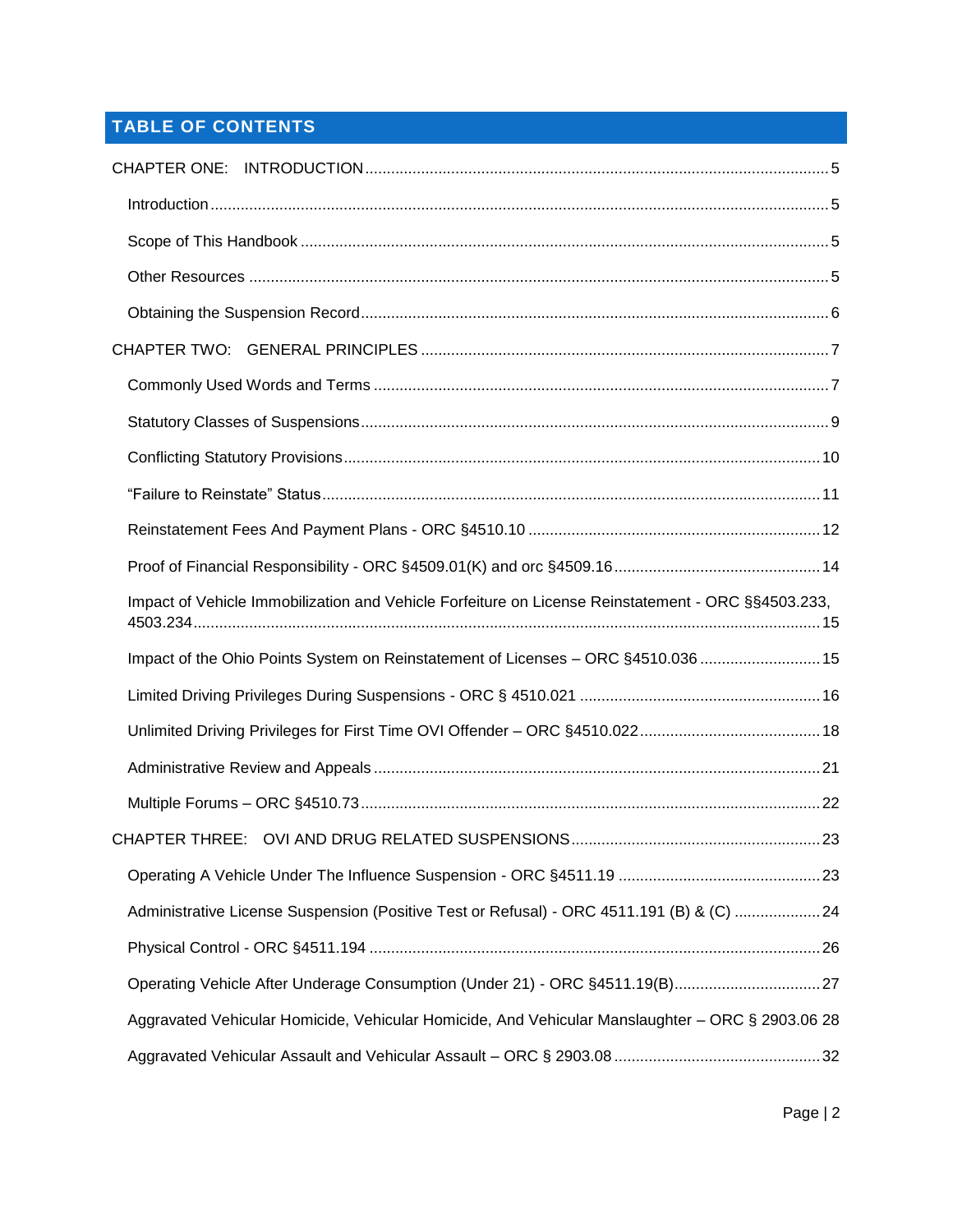## TABLE OF CONTENTS

CHAPTER ONE: INTRODUCTION ..... 5

- Introduction ..... 5
- Scope of This Handbook ..... 5
- Other Resources ..... 5
- Obtaining the Suspension Record ..... 6

CHAPTER TWO: GENERAL PRINCIPLES ..... 7

- Commonly Used Words and Terms ..... 7
- Statutory Classes of Suspensions ..... 9
- Conflicting Statutory Provisions ..... 10
- "Failure to Reinstate" Status ..... 11
- Reinstatement Fees And Payment Plans - ORC §4510.10 ..... 12
- Proof of Financial Responsibility - ORC §4509.01(K) and orc §4509.16 ..... 14
- Impact of Vehicle Immobilization and Vehicle Forfeiture on License Reinstatement - ORC §§4503.233, 4503.234 ..... 15
- Impact of the Ohio Points System on Reinstatement of Licenses – ORC §4510.036 ..... 15
- Limited Driving Privileges During Suspensions - ORC § 4510.021 ..... 16
- Unlimited Driving Privileges for First Time OVI Offender – ORC §4510.022 ..... 18
- Administrative Review and Appeals ..... 21
- Multiple Forums – ORC §4510.73 ..... 22

CHAPTER THREE: OVI AND DRUG RELATED SUSPENSIONS ..... 23

- Operating A Vehicle Under The Influence Suspension - ORC §4511.19 ..... 23
- Administrative License Suspension (Positive Test or Refusal) - ORC 4511.191 (B) & (C) ..... 24
- Physical Control - ORC §4511.194 ..... 26
- Operating Vehicle After Underage Consumption (Under 21) - ORC §4511.19(B) ..... 27
- Aggravated Vehicular Homicide, Vehicular Homicide, And Vehicular Manslaughter – ORC § 2903.06 ..... 28
- Aggravated Vehicular Assault and Vehicular Assault – ORC § 2903.08 ..... 32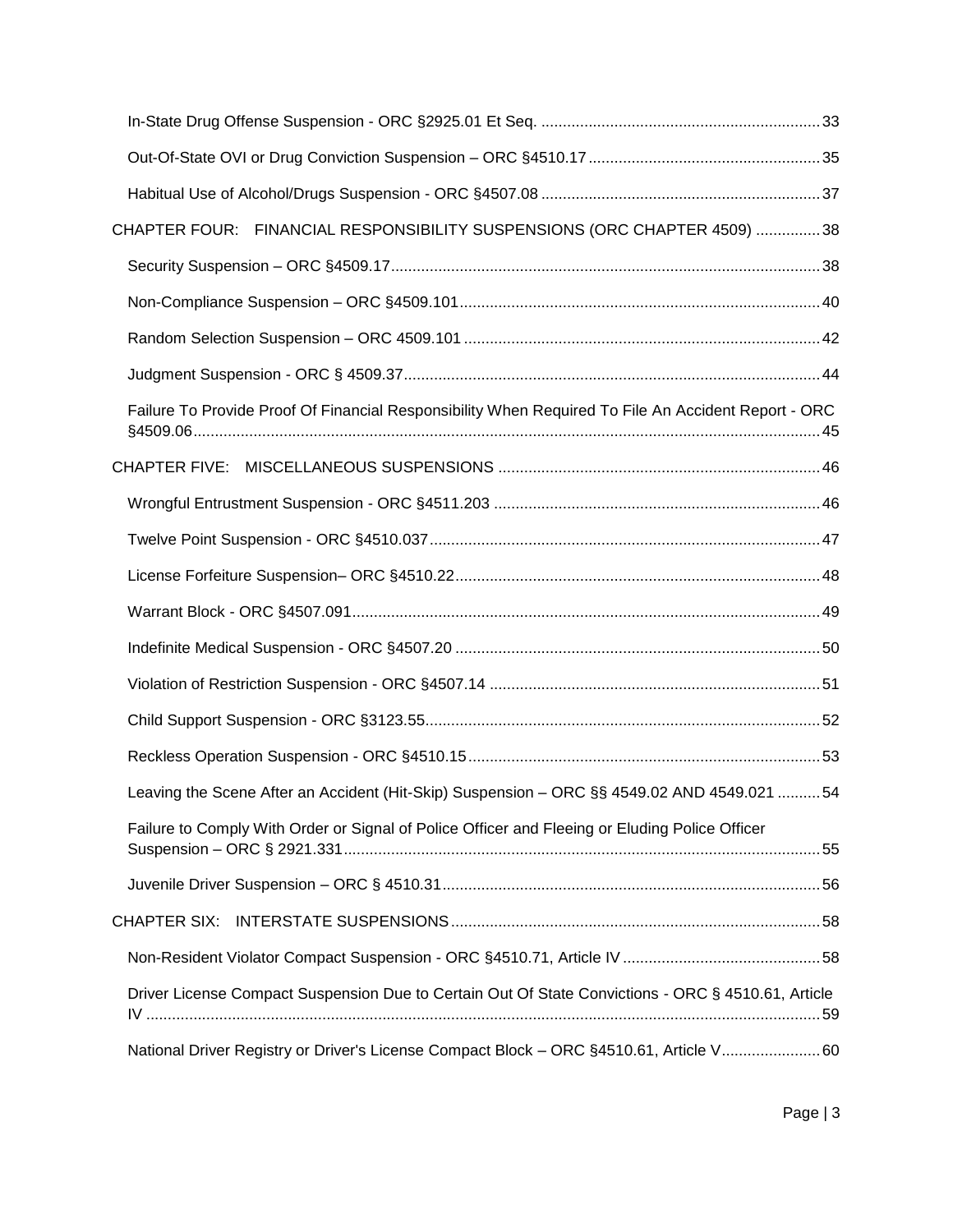In-State Drug Offense Suspension - ORC §2925.01 Et Seq. ..... 33

Out-Of-State OVI or Drug Conviction Suspension – ORC §4510.17 ..... 35

Habitual Use of Alcohol/Drugs Suspension - ORC §4507.08 ..... 37

CHAPTER FOUR: FINANCIAL RESPONSIBILITY SUSPENSIONS (ORC CHAPTER 4509) ..... 38

Security Suspension – ORC §4509.17 ..... 38

Non-Compliance Suspension – ORC §4509.101 ..... 40

Random Selection Suspension – ORC 4509.101 ..... 42

Judgment Suspension - ORC § 4509.37 ..... 44

Failure To Provide Proof Of Financial Responsibility When Required To File An Accident Report - ORC §4509.06 ..... 45

CHAPTER FIVE: MISCELLANEOUS SUSPENSIONS ..... 46

Wrongful Entrustment Suspension - ORC §4511.203 ..... 46

Twelve Point Suspension - ORC §4510.037 ..... 47

License Forfeiture Suspension– ORC §4510.22 ..... 48

Warrant Block - ORC §4507.091 ..... 49

Indefinite Medical Suspension - ORC §4507.20 ..... 50

Violation of Restriction Suspension - ORC §4507.14 ..... 51

Child Support Suspension - ORC §3123.55 ..... 52

Reckless Operation Suspension - ORC §4510.15 ..... 53

Leaving the Scene After an Accident (Hit-Skip) Suspension – ORC §§ 4549.02 AND 4549.021 ..... 54

Failure to Comply With Order or Signal of Police Officer and Fleeing or Eluding Police Officer Suspension – ORC § 2921.331 ..... 55

Juvenile Driver Suspension – ORC § 4510.31 ..... 56

CHAPTER SIX: INTERSTATE SUSPENSIONS ..... 58

Non-Resident Violator Compact Suspension - ORC §4510.71, Article IV ..... 58

Driver License Compact Suspension Due to Certain Out Of State Convictions - ORC § 4510.61, Article IV ..... 59

National Driver Registry or Driver's License Compact Block – ORC §4510.61, Article V ..... 60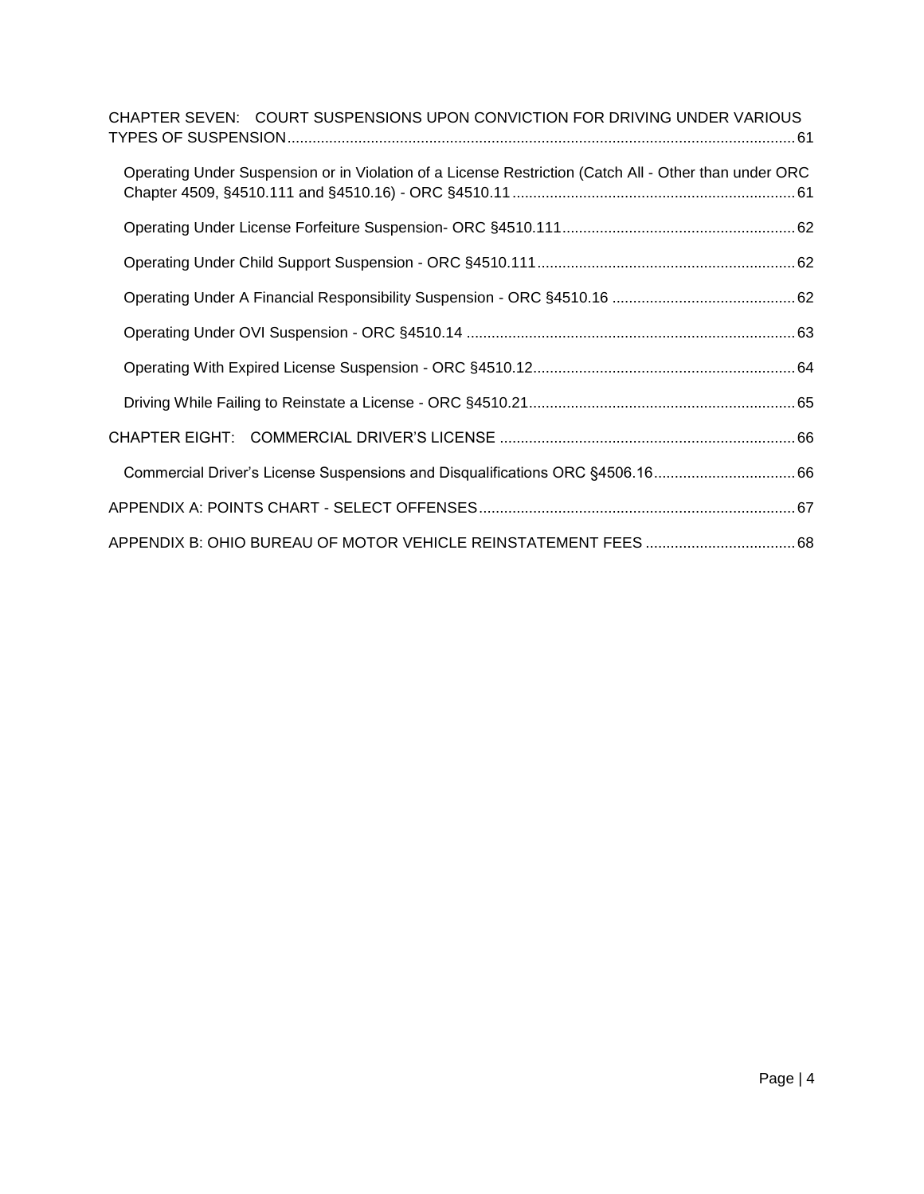CHAPTER SEVEN: COURT SUSPENSIONS UPON CONVICTION FOR DRIVING UNDER VARIOUS TYPES OF SUSPENSION ........ 61

- Operating Under Suspension or in Violation of a License Restriction (Catch All - Other than under ORC Chapter 4509, §4510.111 and §4510.16) - ORC §4510.11 ........ 61
- Operating Under License Forfeiture Suspension- ORC §4510.111 ........ 62
- Operating Under Child Support Suspension - ORC §4510.111 ........ 62
- Operating Under A Financial Responsibility Suspension - ORC §4510.16 ........ 62
- Operating Under OVI Suspension - ORC §4510.14 ........ 63
- Operating With Expired License Suspension - ORC §4510.12 ........ 64
- Driving While Failing to Reinstate a License - ORC §4510.21 ........ 65

CHAPTER EIGHT: COMMERCIAL DRIVER'S LICENSE ........ 66

- Commercial Driver's License Suspensions and Disqualifications ORC §4506.16 ........ 66

APPENDIX A: POINTS CHART - SELECT OFFENSES ........ 67

APPENDIX B: OHIO BUREAU OF MOTOR VEHICLE REINSTATEMENT FEES ........ 68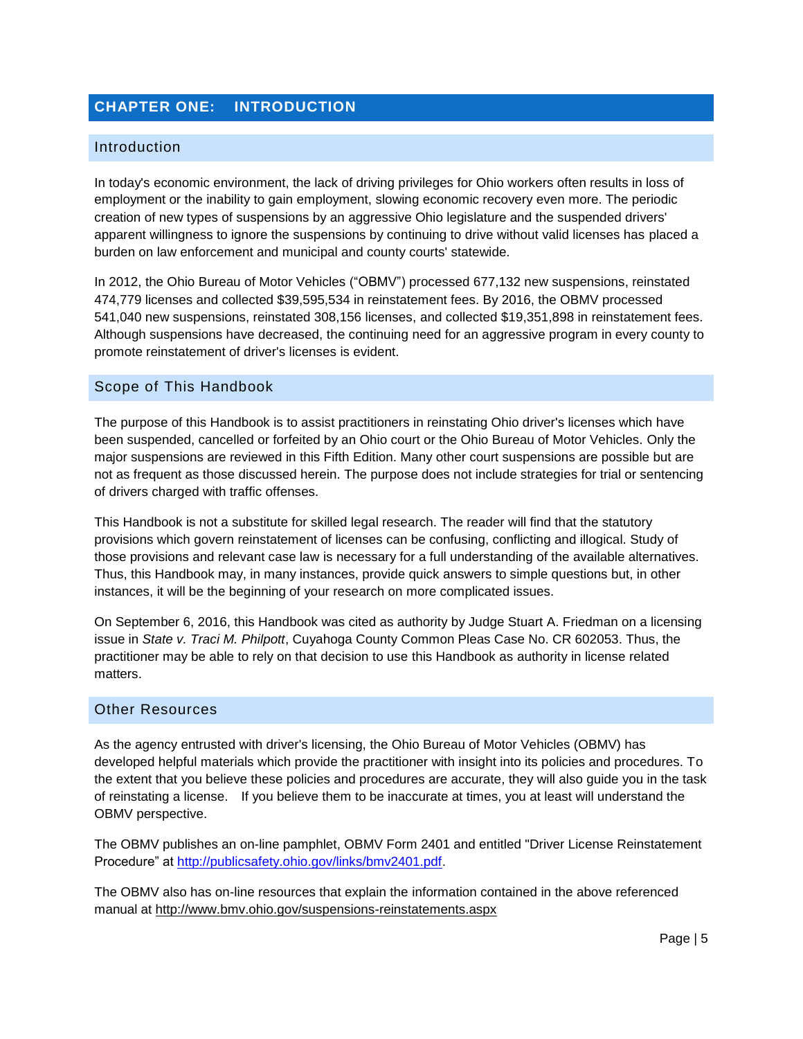# CHAPTER ONE: INTRODUCTION

## Introduction

In today's economic environment, the lack of driving privileges for Ohio workers often results in loss of employment or the inability to gain employment, slowing economic recovery even more. The periodic creation of new types of suspensions by an aggressive Ohio legislature and the suspended drivers' apparent willingness to ignore the suspensions by continuing to drive without valid licenses has placed a burden on law enforcement and municipal and county courts' statewide.

In 2012, the Ohio Bureau of Motor Vehicles ("OBMV") processed 677,132 new suspensions, reinstated 474,779 licenses and collected $39,595,534 in reinstatement fees. By 2016, the OBMV processed 541,040 new suspensions, reinstated 308,156 licenses, and collected $19,351,898 in reinstatement fees. Although suspensions have decreased, the continuing need for an aggressive program in every county to promote reinstatement of driver's licenses is evident.

## Scope of This Handbook

The purpose of this Handbook is to assist practitioners in reinstating Ohio driver's licenses which have been suspended, cancelled or forfeited by an Ohio court or the Ohio Bureau of Motor Vehicles. Only the major suspensions are reviewed in this Fifth Edition. Many other court suspensions are possible but are not as frequent as those discussed herein. The purpose does not include strategies for trial or sentencing of drivers charged with traffic offenses.

This Handbook is not a substitute for skilled legal research. The reader will find that the statutory provisions which govern reinstatement of licenses can be confusing, conflicting and illogical. Study of those provisions and relevant case law is necessary for a full understanding of the available alternatives. Thus, this Handbook may, in many instances, provide quick answers to simple questions but, in other instances, it will be the beginning of your research on more complicated issues.

On September 6, 2016, this Handbook was cited as authority by Judge Stuart A. Friedman on a licensing issue in *State v. Traci M. Philpott*, Cuyahoga County Common Pleas Case No. CR 602053. Thus, the practitioner may be able to rely on that decision to use this Handbook as authority in license related matters.

## Other Resources

As the agency entrusted with driver's licensing, the Ohio Bureau of Motor Vehicles (OBMV) has developed helpful materials which provide the practitioner with insight into its policies and procedures. To the extent that you believe these policies and procedures are accurate, they will also guide you in the task of reinstating a license. If you believe them to be inaccurate at times, you at least will understand the OBMV perspective.

The OBMV publishes an on-line pamphlet, OBMV Form 2401 and entitled "Driver License Reinstatement Procedure" at [http://publicsafety.ohio.gov/links/bmv2401.pdf](http://publicsafety.ohio.gov/links/bmv2401.pdf).

The OBMV also has on-line resources that explain the information contained in the above referenced manual at http://www.bmv.ohio.gov/suspensions-reinstatements.aspx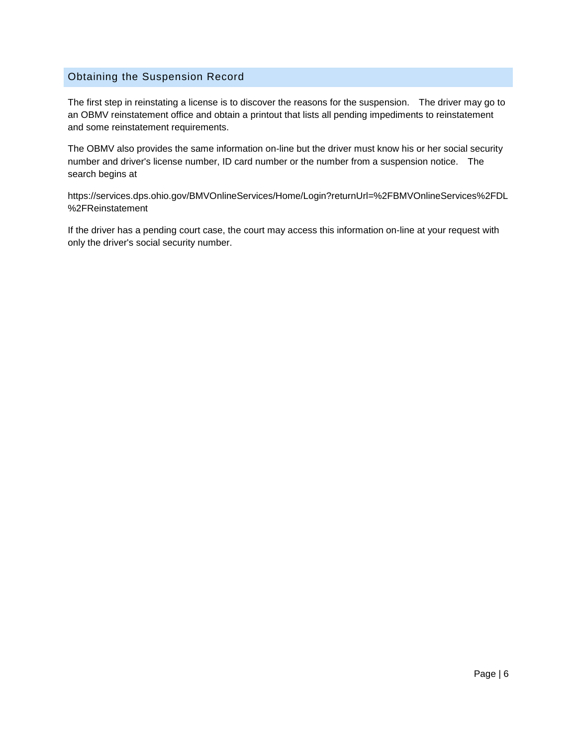## Obtaining the Suspension Record

The first step in reinstating a license is to discover the reasons for the suspension. The driver may go to an OBMV reinstatement office and obtain a printout that lists all pending impediments to reinstatement and some reinstatement requirements.

The OBMV also provides the same information on-line but the driver must know his or her social security number and driver's license number, ID card number or the number from a suspension notice. The search begins at

https://services.dps.ohio.gov/BMVOnlineServices/Home/Login?returnUrl=%2FBMVOnlineServices%2FDL%2FReinstatement

If the driver has a pending court case, the court may access this information on-line at your request with only the driver's social security number.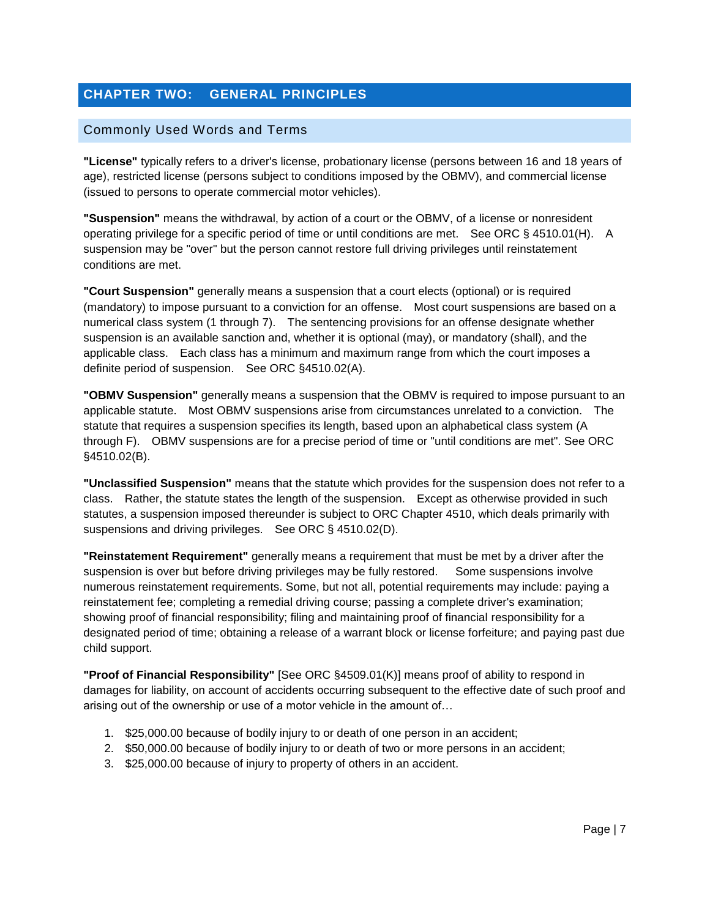## CHAPTER TWO: GENERAL PRINCIPLES

### Commonly Used Words and Terms

**"License"** typically refers to a driver's license, probationary license (persons between 16 and 18 years of age), restricted license (persons subject to conditions imposed by the OBMV), and commercial license (issued to persons to operate commercial motor vehicles).

**"Suspension"** means the withdrawal, by action of a court or the OBMV, of a license or nonresident operating privilege for a specific period of time or until conditions are met. See ORC § 4510.01(H). A suspension may be "over" but the person cannot restore full driving privileges until reinstatement conditions are met.

**"Court Suspension"** generally means a suspension that a court elects (optional) or is required (mandatory) to impose pursuant to a conviction for an offense. Most court suspensions are based on a numerical class system (1 through 7). The sentencing provisions for an offense designate whether suspension is an available sanction and, whether it is optional (may), or mandatory (shall), and the applicable class. Each class has a minimum and maximum range from which the court imposes a definite period of suspension. See ORC §4510.02(A).

**"OBMV Suspension"** generally means a suspension that the OBMV is required to impose pursuant to an applicable statute. Most OBMV suspensions arise from circumstances unrelated to a conviction. The statute that requires a suspension specifies its length, based upon an alphabetical class system (A through F). OBMV suspensions are for a precise period of time or "until conditions are met". See ORC §4510.02(B).

**"Unclassified Suspension"** means that the statute which provides for the suspension does not refer to a class. Rather, the statute states the length of the suspension. Except as otherwise provided in such statutes, a suspension imposed thereunder is subject to ORC Chapter 4510, which deals primarily with suspensions and driving privileges. See ORC § 4510.02(D).

**"Reinstatement Requirement"** generally means a requirement that must be met by a driver after the suspension is over but before driving privileges may be fully restored. Some suspensions involve numerous reinstatement requirements. Some, but not all, potential requirements may include: paying a reinstatement fee; completing a remedial driving course; passing a complete driver's examination; showing proof of financial responsibility; filing and maintaining proof of financial responsibility for a designated period of time; obtaining a release of a warrant block or license forfeiture; and paying past due child support.

**"Proof of Financial Responsibility"** [See ORC §4509.01(K)] means proof of ability to respond in damages for liability, on account of accidents occurring subsequent to the effective date of such proof and arising out of the ownership or use of a motor vehicle in the amount of…

1. $25,000.00 because of bodily injury to or death of one person in an accident;
2. $50,000.00 because of bodily injury to or death of two or more persons in an accident;
3. $25,000.00 because of injury to property of others in an accident.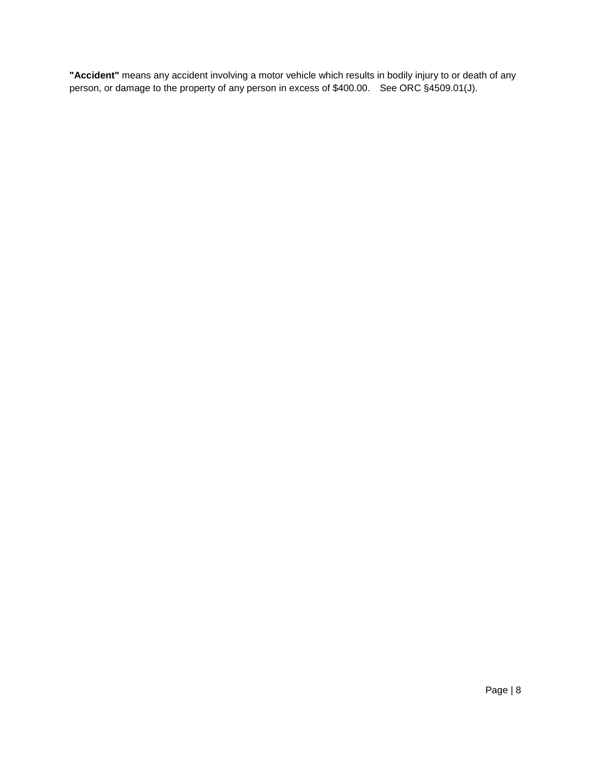**"Accident"** means any accident involving a motor vehicle which results in bodily injury to or death of any person, or damage to the property of any person in excess of $400.00. See ORC §4509.01(J).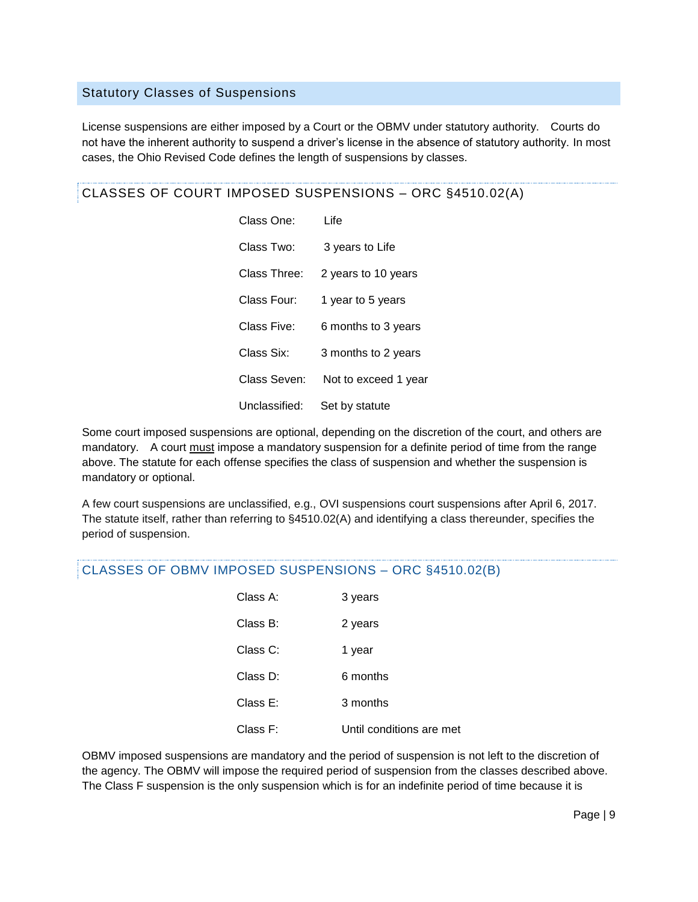## Statutory Classes of Suspensions

License suspensions are either imposed by a Court or the OBMV under statutory authority. Courts do not have the inherent authority to suspend a driver's license in the absence of statutory authority. In most cases, the Ohio Revised Code defines the length of suspensions by classes.

### CLASSES OF COURT IMPOSED SUSPENSIONS – ORC §4510.02(A)

| | |
|---|---|
| Class One: | Life |
| Class Two: | 3 years to Life |
| Class Three: | 2 years to 10 years |
| Class Four: | 1 year to 5 years |
| Class Five: | 6 months to 3 years |
| Class Six: | 3 months to 2 years |
| Class Seven: | Not to exceed 1 year |
| Unclassified: | Set by statute |

Some court imposed suspensions are optional, depending on the discretion of the court, and others are mandatory. A court must impose a mandatory suspension for a definite period of time from the range above. The statute for each offense specifies the class of suspension and whether the suspension is mandatory or optional.

A few court suspensions are unclassified, e.g., OVI suspensions court suspensions after April 6, 2017. The statute itself, rather than referring to §4510.02(A) and identifying a class thereunder, specifies the period of suspension.

### CLASSES OF OBMV IMPOSED SUSPENSIONS – ORC §4510.02(B)

| | |
|---|---|
| Class A: | 3 years |
| Class B: | 2 years |
| Class C: | 1 year |
| Class D: | 6 months |
| Class E: | 3 months |
| Class F: | Until conditions are met |

OBMV imposed suspensions are mandatory and the period of suspension is not left to the discretion of the agency. The OBMV will impose the required period of suspension from the classes described above. The Class F suspension is the only suspension which is for an indefinite period of time because it is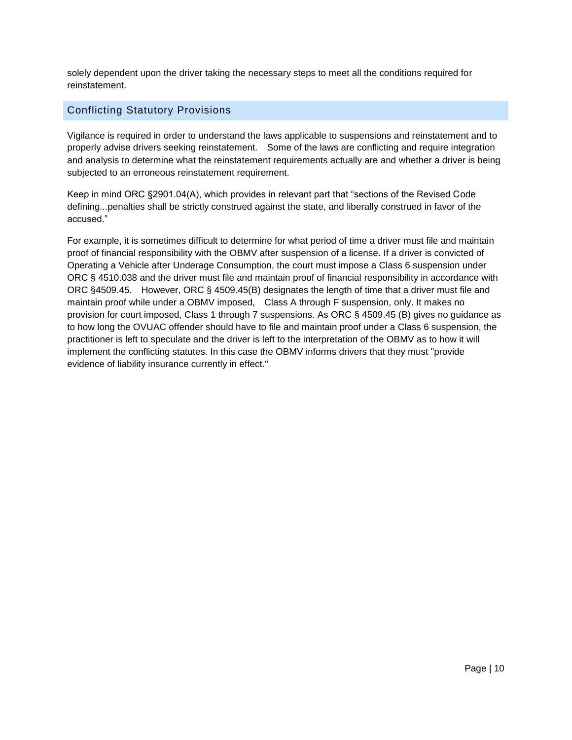solely dependent upon the driver taking the necessary steps to meet all the conditions required for reinstatement.

## Conflicting Statutory Provisions

Vigilance is required in order to understand the laws applicable to suspensions and reinstatement and to properly advise drivers seeking reinstatement. Some of the laws are conflicting and require integration and analysis to determine what the reinstatement requirements actually are and whether a driver is being subjected to an erroneous reinstatement requirement.

Keep in mind ORC §2901.04(A), which provides in relevant part that "sections of the Revised Code defining...penalties shall be strictly construed against the state, and liberally construed in favor of the accused."

For example, it is sometimes difficult to determine for what period of time a driver must file and maintain proof of financial responsibility with the OBMV after suspension of a license. If a driver is convicted of Operating a Vehicle after Underage Consumption, the court must impose a Class 6 suspension under ORC § 4510.038 and the driver must file and maintain proof of financial responsibility in accordance with ORC §4509.45. However, ORC § 4509.45(B) designates the length of time that a driver must file and maintain proof while under a OBMV imposed, Class A through F suspension, only. It makes no provision for court imposed, Class 1 through 7 suspensions. As ORC § 4509.45 (B) gives no guidance as to how long the OVUAC offender should have to file and maintain proof under a Class 6 suspension, the practitioner is left to speculate and the driver is left to the interpretation of the OBMV as to how it will implement the conflicting statutes. In this case the OBMV informs drivers that they must "provide evidence of liability insurance currently in effect."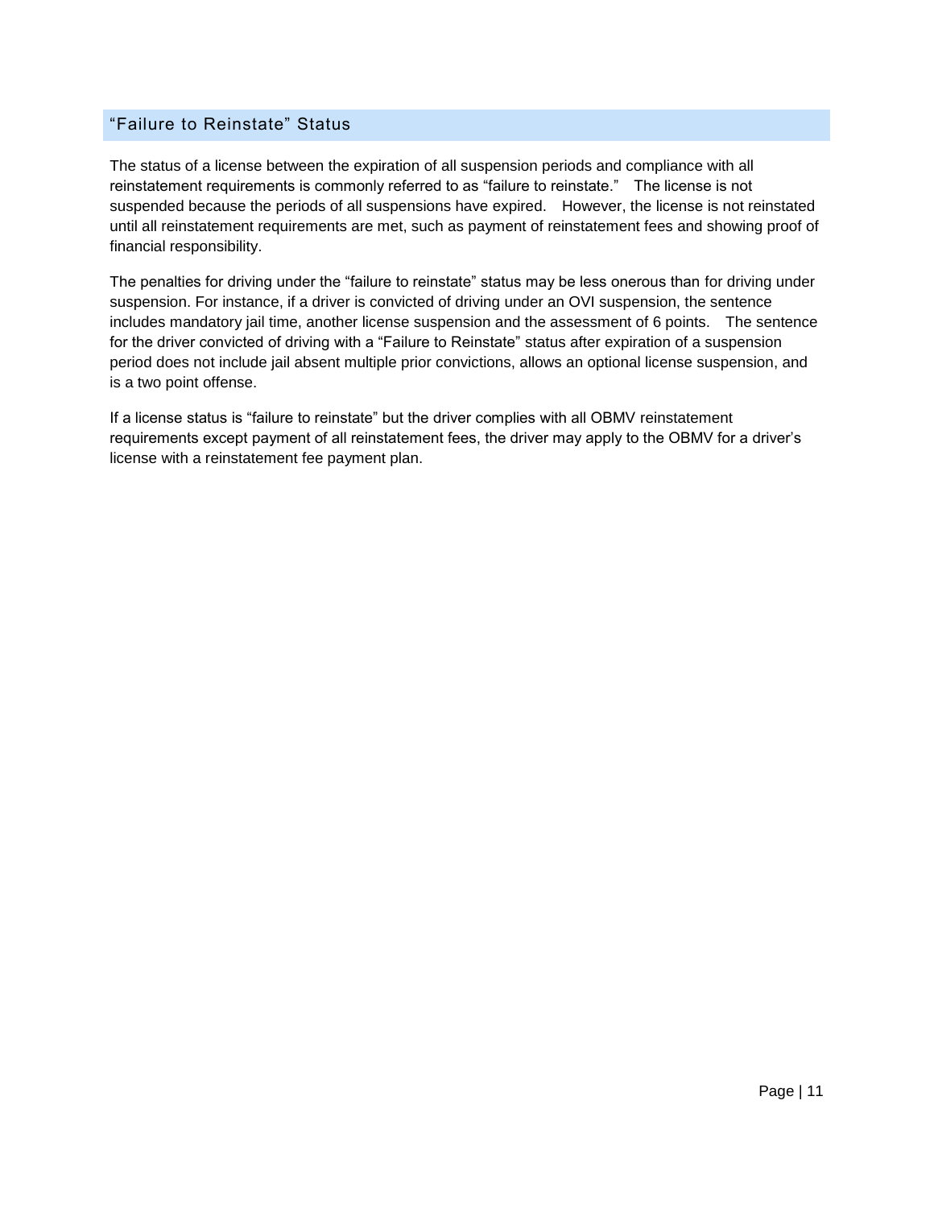## “Failure to Reinstate” Status

The status of a license between the expiration of all suspension periods and compliance with all reinstatement requirements is commonly referred to as “failure to reinstate.” The license is not suspended because the periods of all suspensions have expired. However, the license is not reinstated until all reinstatement requirements are met, such as payment of reinstatement fees and showing proof of financial responsibility.

The penalties for driving under the “failure to reinstate” status may be less onerous than for driving under suspension. For instance, if a driver is convicted of driving under an OVI suspension, the sentence includes mandatory jail time, another license suspension and the assessment of 6 points. The sentence for the driver convicted of driving with a “Failure to Reinstate” status after expiration of a suspension period does not include jail absent multiple prior convictions, allows an optional license suspension, and is a two point offense.

If a license status is “failure to reinstate” but the driver complies with all OBMV reinstatement requirements except payment of all reinstatement fees, the driver may apply to the OBMV for a driver’s license with a reinstatement fee payment plan.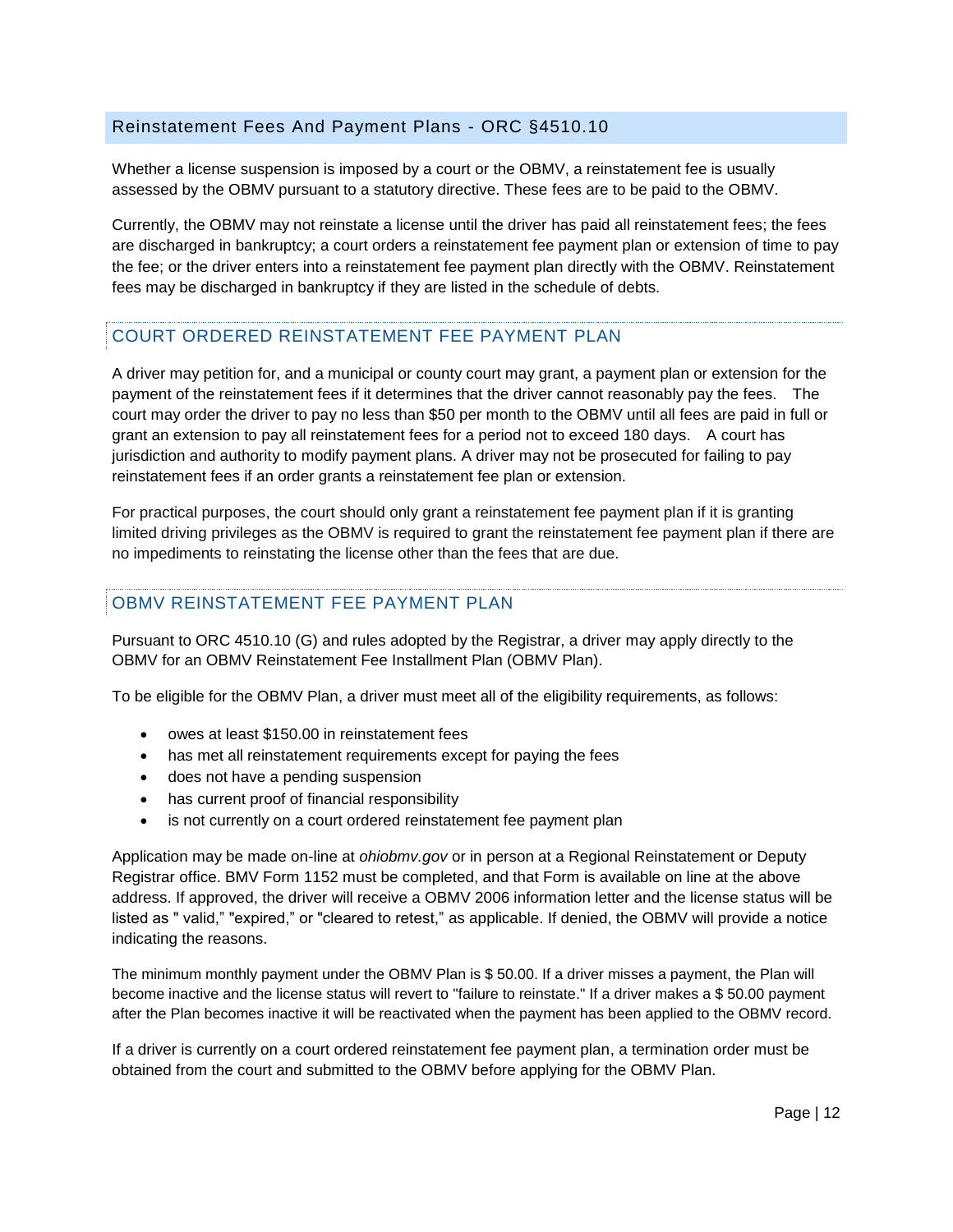## Reinstatement Fees And Payment Plans - ORC §4510.10

Whether a license suspension is imposed by a court or the OBMV, a reinstatement fee is usually assessed by the OBMV pursuant to a statutory directive. These fees are to be paid to the OBMV.

Currently, the OBMV may not reinstate a license until the driver has paid all reinstatement fees; the fees are discharged in bankruptcy; a court orders a reinstatement fee payment plan or extension of time to pay the fee; or the driver enters into a reinstatement fee payment plan directly with the OBMV. Reinstatement fees may be discharged in bankruptcy if they are listed in the schedule of debts.

### COURT ORDERED REINSTATEMENT FEE PAYMENT PLAN

A driver may petition for, and a municipal or county court may grant, a payment plan or extension for the payment of the reinstatement fees if it determines that the driver cannot reasonably pay the fees. The court may order the driver to pay no less than $50 per month to the OBMV until all fees are paid in full or grant an extension to pay all reinstatement fees for a period not to exceed 180 days. A court has jurisdiction and authority to modify payment plans. A driver may not be prosecuted for failing to pay reinstatement fees if an order grants a reinstatement fee plan or extension.

For practical purposes, the court should only grant a reinstatement fee payment plan if it is granting limited driving privileges as the OBMV is required to grant the reinstatement fee payment plan if there are no impediments to reinstating the license other than the fees that are due.

### OBMV REINSTATEMENT FEE PAYMENT PLAN

Pursuant to ORC 4510.10 (G) and rules adopted by the Registrar, a driver may apply directly to the OBMV for an OBMV Reinstatement Fee Installment Plan (OBMV Plan).

To be eligible for the OBMV Plan, a driver must meet all of the eligibility requirements, as follows:

- owes at least $150.00 in reinstatement fees
- has met all reinstatement requirements except for paying the fees
- does not have a pending suspension
- has current proof of financial responsibility
- is not currently on a court ordered reinstatement fee payment plan

Application may be made on-line at *ohiobmv.gov* or in person at a Regional Reinstatement or Deputy Registrar office. BMV Form 1152 must be completed, and that Form is available on line at the above address. If approved, the driver will receive a OBMV 2006 information letter and the license status will be listed as " valid," "expired," or "cleared to retest," as applicable. If denied, the OBMV will provide a notice indicating the reasons.

The minimum monthly payment under the OBMV Plan is $ 50.00. If a driver misses a payment, the Plan will become inactive and the license status will revert to "failure to reinstate." If a driver makes a $ 50.00 payment after the Plan becomes inactive it will be reactivated when the payment has been applied to the OBMV record.

If a driver is currently on a court ordered reinstatement fee payment plan, a termination order must be obtained from the court and submitted to the OBMV before applying for the OBMV Plan.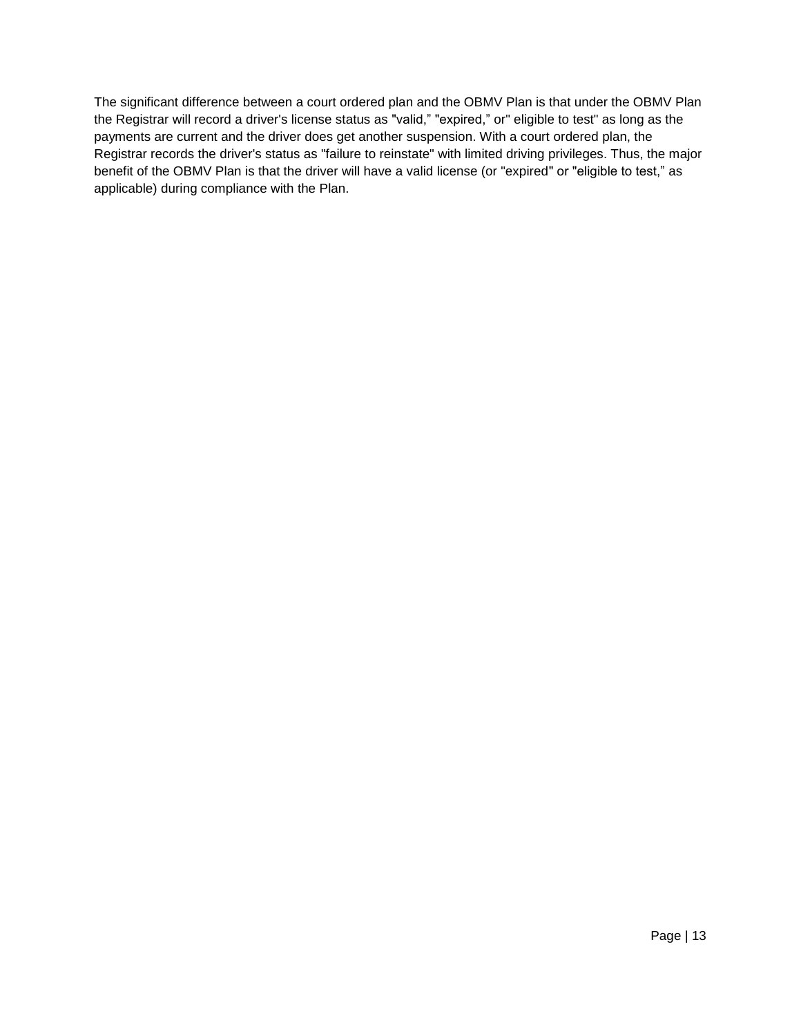The significant difference between a court ordered plan and the OBMV Plan is that under the OBMV Plan the Registrar will record a driver's license status as "valid," "expired," or" eligible to test" as long as the payments are current and the driver does get another suspension. With a court ordered plan, the Registrar records the driver's status as "failure to reinstate" with limited driving privileges. Thus, the major benefit of the OBMV Plan is that the driver will have a valid license (or "expired" or "eligible to test," as applicable) during compliance with the Plan.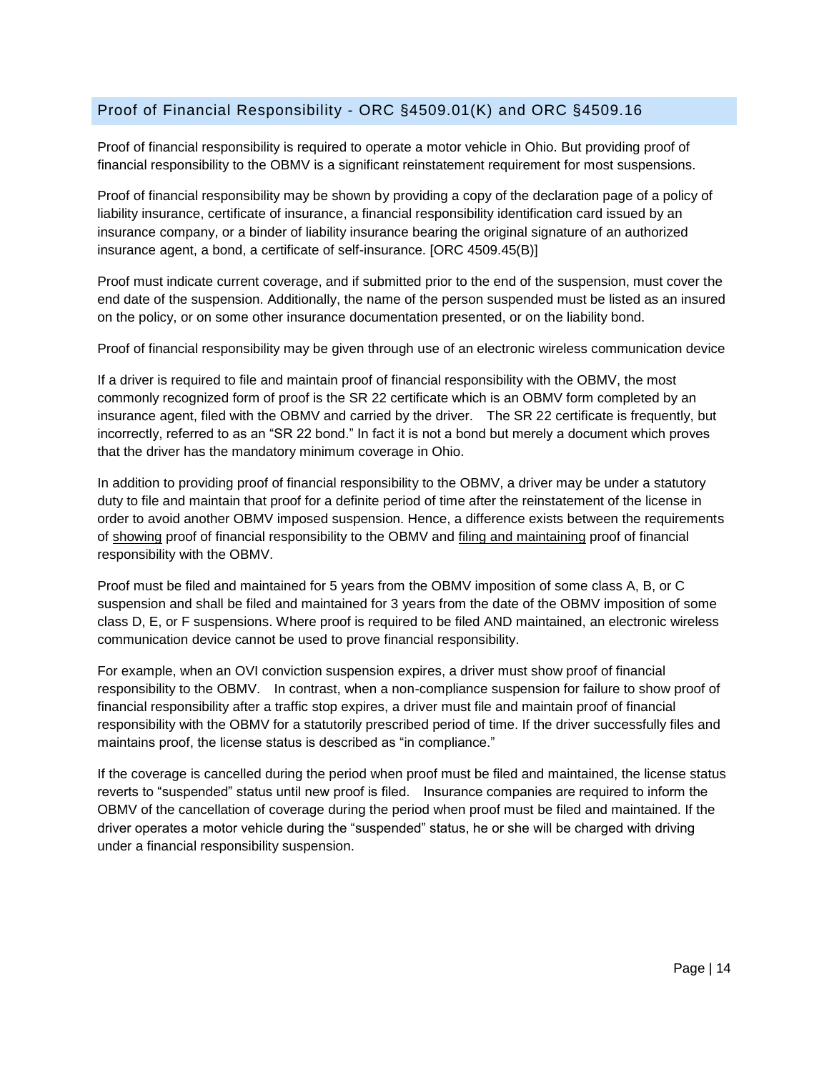## Proof of Financial Responsibility - ORC §4509.01(K) and ORC §4509.16

Proof of financial responsibility is required to operate a motor vehicle in Ohio. But providing proof of financial responsibility to the OBMV is a significant reinstatement requirement for most suspensions.

Proof of financial responsibility may be shown by providing a copy of the declaration page of a policy of liability insurance, certificate of insurance, a financial responsibility identification card issued by an insurance company, or a binder of liability insurance bearing the original signature of an authorized insurance agent, a bond, a certificate of self-insurance. [ORC 4509.45(B)]

Proof must indicate current coverage, and if submitted prior to the end of the suspension, must cover the end date of the suspension. Additionally, the name of the person suspended must be listed as an insured on the policy, or on some other insurance documentation presented, or on the liability bond.

Proof of financial responsibility may be given through use of an electronic wireless communication device

If a driver is required to file and maintain proof of financial responsibility with the OBMV, the most commonly recognized form of proof is the SR 22 certificate which is an OBMV form completed by an insurance agent, filed with the OBMV and carried by the driver. The SR 22 certificate is frequently, but incorrectly, referred to as an "SR 22 bond." In fact it is not a bond but merely a document which proves that the driver has the mandatory minimum coverage in Ohio.

In addition to providing proof of financial responsibility to the OBMV, a driver may be under a statutory duty to file and maintain that proof for a definite period of time after the reinstatement of the license in order to avoid another OBMV imposed suspension. Hence, a difference exists between the requirements of <u>showing</u> proof of financial responsibility to the OBMV and <u>filing and maintaining</u> proof of financial responsibility with the OBMV.

Proof must be filed and maintained for 5 years from the OBMV imposition of some class A, B, or C suspension and shall be filed and maintained for 3 years from the date of the OBMV imposition of some class D, E, or F suspensions. Where proof is required to be filed AND maintained, an electronic wireless communication device cannot be used to prove financial responsibility.

For example, when an OVI conviction suspension expires, a driver must show proof of financial responsibility to the OBMV. In contrast, when a non-compliance suspension for failure to show proof of financial responsibility after a traffic stop expires, a driver must file and maintain proof of financial responsibility with the OBMV for a statutorily prescribed period of time. If the driver successfully files and maintains proof, the license status is described as "in compliance."

If the coverage is cancelled during the period when proof must be filed and maintained, the license status reverts to "suspended" status until new proof is filed. Insurance companies are required to inform the OBMV of the cancellation of coverage during the period when proof must be filed and maintained. If the driver operates a motor vehicle during the "suspended" status, he or she will be charged with driving under a financial responsibility suspension.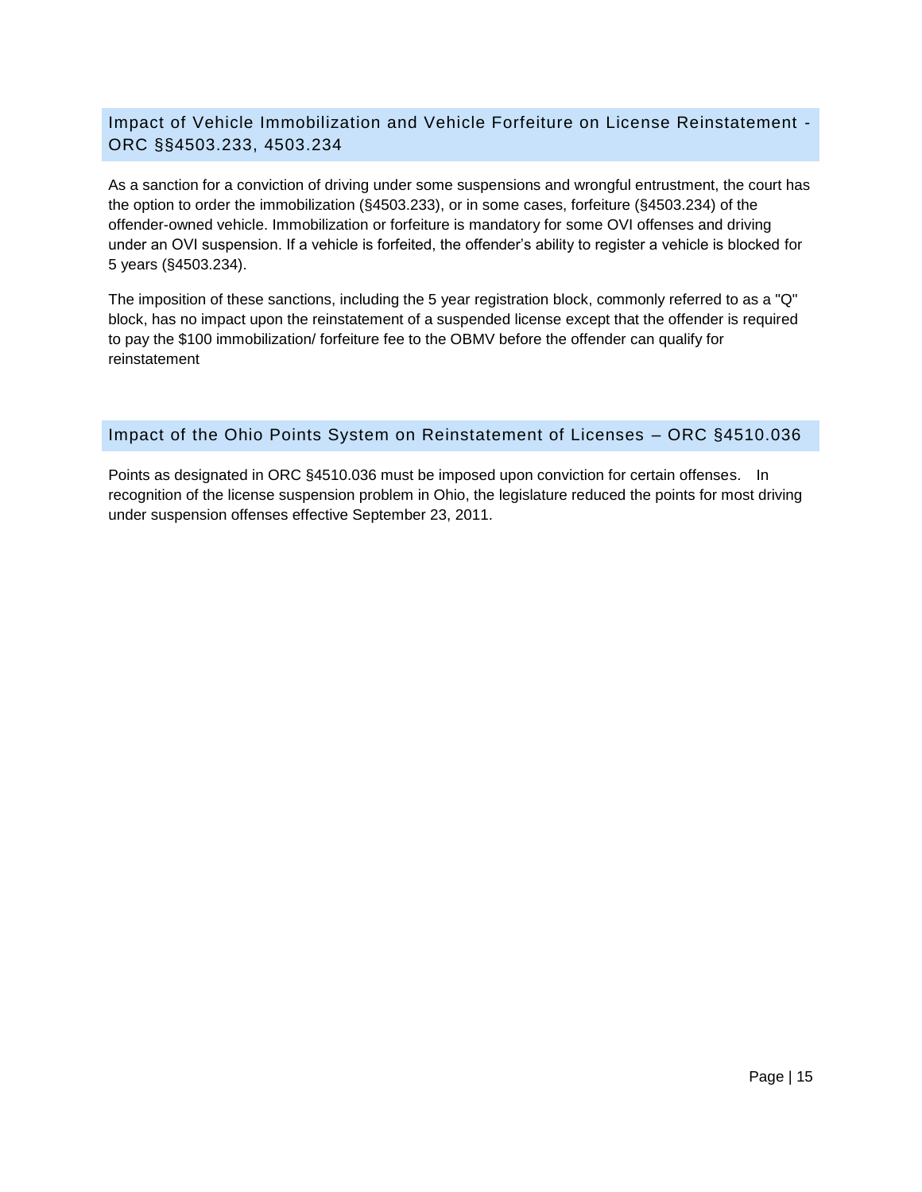## Impact of Vehicle Immobilization and Vehicle Forfeiture on License Reinstatement - ORC §§4503.233, 4503.234

As a sanction for a conviction of driving under some suspensions and wrongful entrustment, the court has the option to order the immobilization (§4503.233), or in some cases, forfeiture (§4503.234) of the offender-owned vehicle. Immobilization or forfeiture is mandatory for some OVI offenses and driving under an OVI suspension. If a vehicle is forfeited, the offender's ability to register a vehicle is blocked for 5 years (§4503.234).

The imposition of these sanctions, including the 5 year registration block, commonly referred to as a "Q" block, has no impact upon the reinstatement of a suspended license except that the offender is required to pay the $100 immobilization/ forfeiture fee to the OBMV before the offender can qualify for reinstatement

## Impact of the Ohio Points System on Reinstatement of Licenses – ORC §4510.036

Points as designated in ORC §4510.036 must be imposed upon conviction for certain offenses. In recognition of the license suspension problem in Ohio, the legislature reduced the points for most driving under suspension offenses effective September 23, 2011.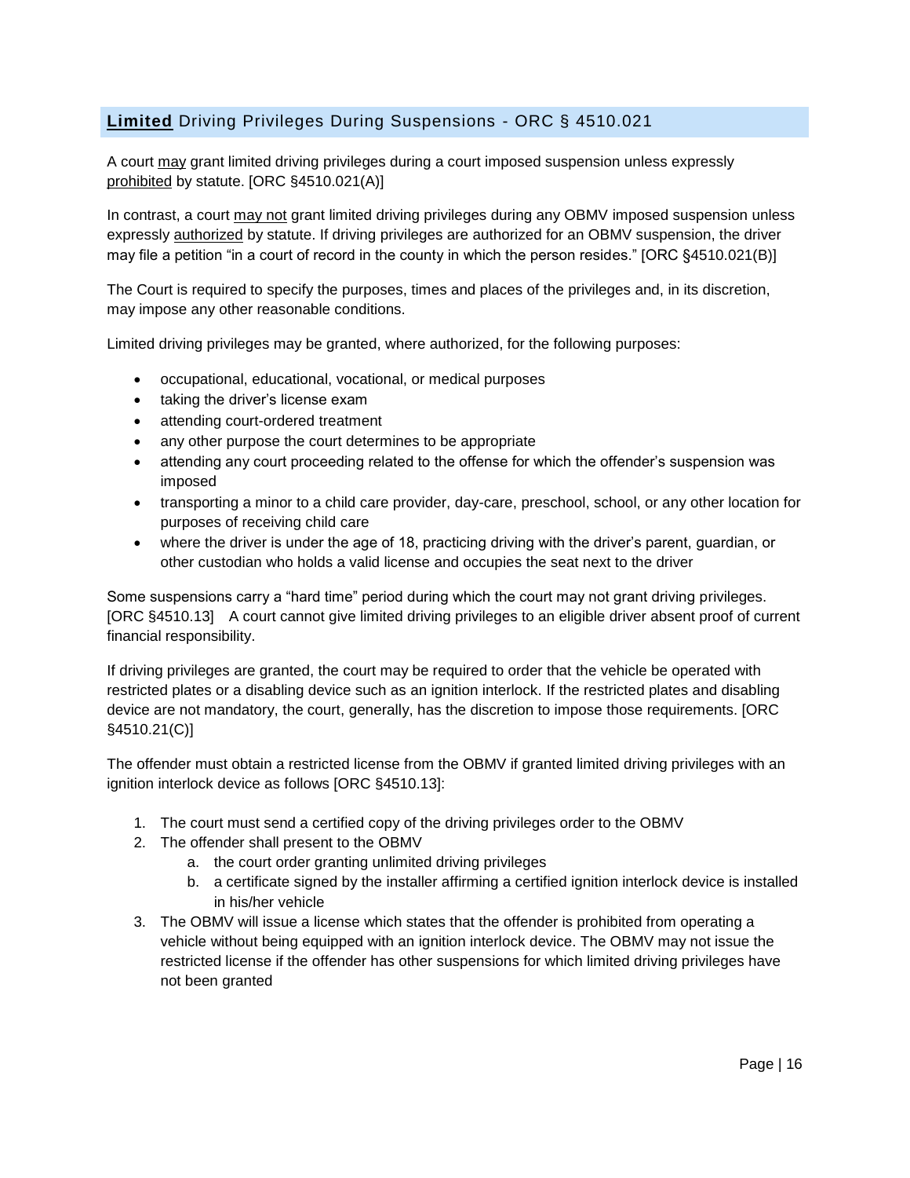## **Limited** Driving Privileges During Suspensions - ORC § 4510.021

A court may grant limited driving privileges during a court imposed suspension unless expressly prohibited by statute. [ORC §4510.021(A)]

In contrast, a court may not grant limited driving privileges during any OBMV imposed suspension unless expressly authorized by statute. If driving privileges are authorized for an OBMV suspension, the driver may file a petition "in a court of record in the county in which the person resides." [ORC §4510.021(B)]

The Court is required to specify the purposes, times and places of the privileges and, in its discretion, may impose any other reasonable conditions.

Limited driving privileges may be granted, where authorized, for the following purposes:

- occupational, educational, vocational, or medical purposes
- taking the driver's license exam
- attending court-ordered treatment
- any other purpose the court determines to be appropriate
- attending any court proceeding related to the offense for which the offender's suspension was imposed
- transporting a minor to a child care provider, day-care, preschool, school, or any other location for purposes of receiving child care
- where the driver is under the age of 18, practicing driving with the driver's parent, guardian, or other custodian who holds a valid license and occupies the seat next to the driver

Some suspensions carry a "hard time" period during which the court may not grant driving privileges. [ORC §4510.13] A court cannot give limited driving privileges to an eligible driver absent proof of current financial responsibility.

If driving privileges are granted, the court may be required to order that the vehicle be operated with restricted plates or a disabling device such as an ignition interlock. If the restricted plates and disabling device are not mandatory, the court, generally, has the discretion to impose those requirements. [ORC §4510.21(C)]

The offender must obtain a restricted license from the OBMV if granted limited driving privileges with an ignition interlock device as follows [ORC §4510.13]:

1. The court must send a certified copy of the driving privileges order to the OBMV
2. The offender shall present to the OBMV
   a. the court order granting unlimited driving privileges
   b. a certificate signed by the installer affirming a certified ignition interlock device is installed in his/her vehicle
3. The OBMV will issue a license which states that the offender is prohibited from operating a vehicle without being equipped with an ignition interlock device. The OBMV may not issue the restricted license if the offender has other suspensions for which limited driving privileges have not been granted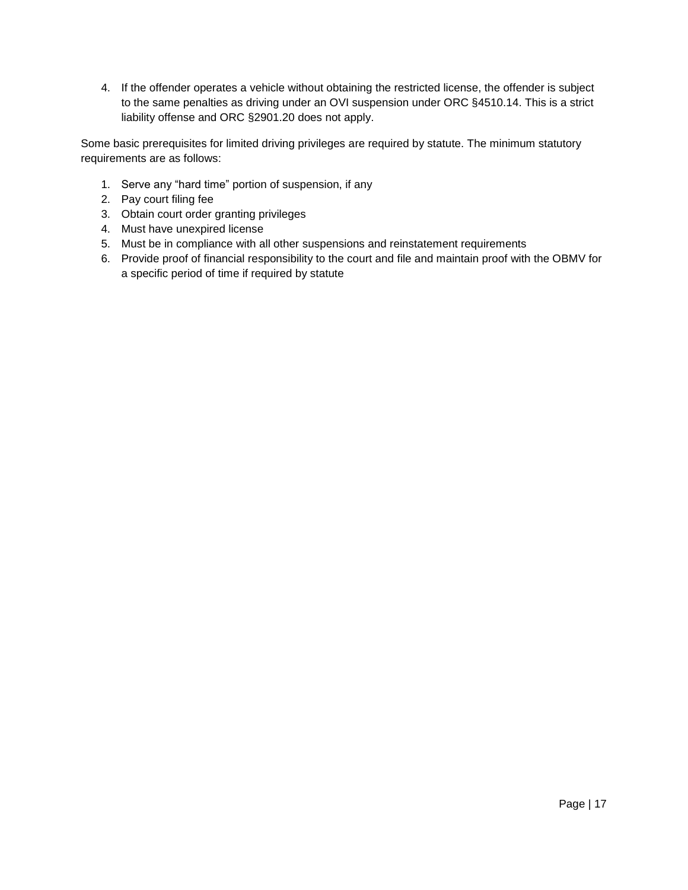4. If the offender operates a vehicle without obtaining the restricted license, the offender is subject to the same penalties as driving under an OVI suspension under ORC §4510.14. This is a strict liability offense and ORC §2901.20 does not apply.

Some basic prerequisites for limited driving privileges are required by statute. The minimum statutory requirements are as follows:

1. Serve any "hard time" portion of suspension, if any
2. Pay court filing fee
3. Obtain court order granting privileges
4. Must have unexpired license
5. Must be in compliance with all other suspensions and reinstatement requirements
6. Provide proof of financial responsibility to the court and file and maintain proof with the OBMV for a specific period of time if required by statute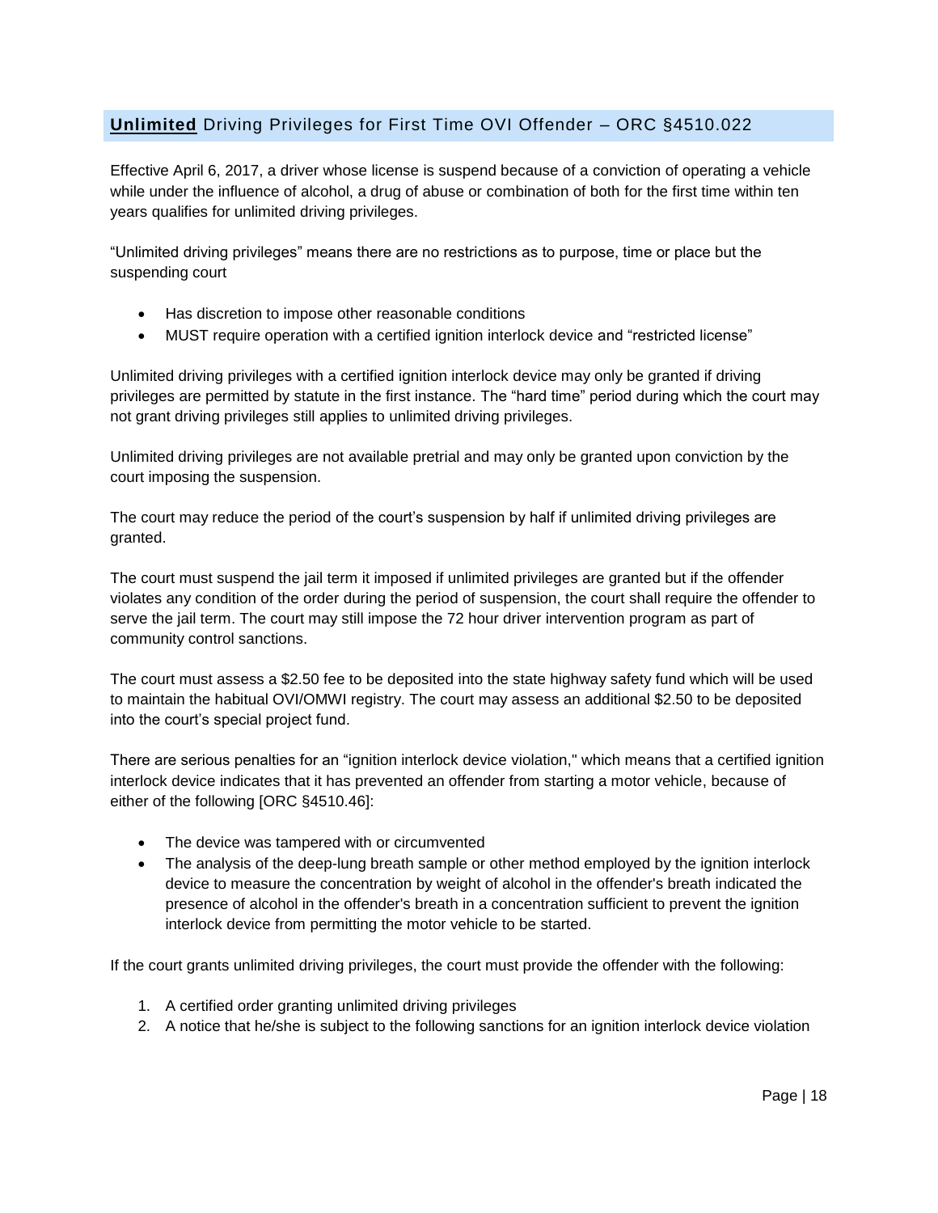## **<u>Unlimited</u>** Driving Privileges for First Time OVI Offender – ORC §4510.022

Effective April 6, 2017, a driver whose license is suspend because of a conviction of operating a vehicle while under the influence of alcohol, a drug of abuse or combination of both for the first time within ten years qualifies for unlimited driving privileges.

"Unlimited driving privileges" means there are no restrictions as to purpose, time or place but the suspending court

- Has discretion to impose other reasonable conditions
- MUST require operation with a certified ignition interlock device and "restricted license"

Unlimited driving privileges with a certified ignition interlock device may only be granted if driving privileges are permitted by statute in the first instance. The "hard time" period during which the court may not grant driving privileges still applies to unlimited driving privileges.

Unlimited driving privileges are not available pretrial and may only be granted upon conviction by the court imposing the suspension.

The court may reduce the period of the court's suspension by half if unlimited driving privileges are granted.

The court must suspend the jail term it imposed if unlimited privileges are granted but if the offender violates any condition of the order during the period of suspension, the court shall require the offender to serve the jail term. The court may still impose the 72 hour driver intervention program as part of community control sanctions.

The court must assess a $2.50 fee to be deposited into the state highway safety fund which will be used to maintain the habitual OVI/OMWI registry. The court may assess an additional $2.50 to be deposited into the court's special project fund.

There are serious penalties for an "ignition interlock device violation," which means that a certified ignition interlock device indicates that it has prevented an offender from starting a motor vehicle, because of either of the following [ORC §4510.46]:

- The device was tampered with or circumvented
- The analysis of the deep-lung breath sample or other method employed by the ignition interlock device to measure the concentration by weight of alcohol in the offender's breath indicated the presence of alcohol in the offender's breath in a concentration sufficient to prevent the ignition interlock device from permitting the motor vehicle to be started.

If the court grants unlimited driving privileges, the court must provide the offender with the following:

1. A certified order granting unlimited driving privileges
2. A notice that he/she is subject to the following sanctions for an ignition interlock device violation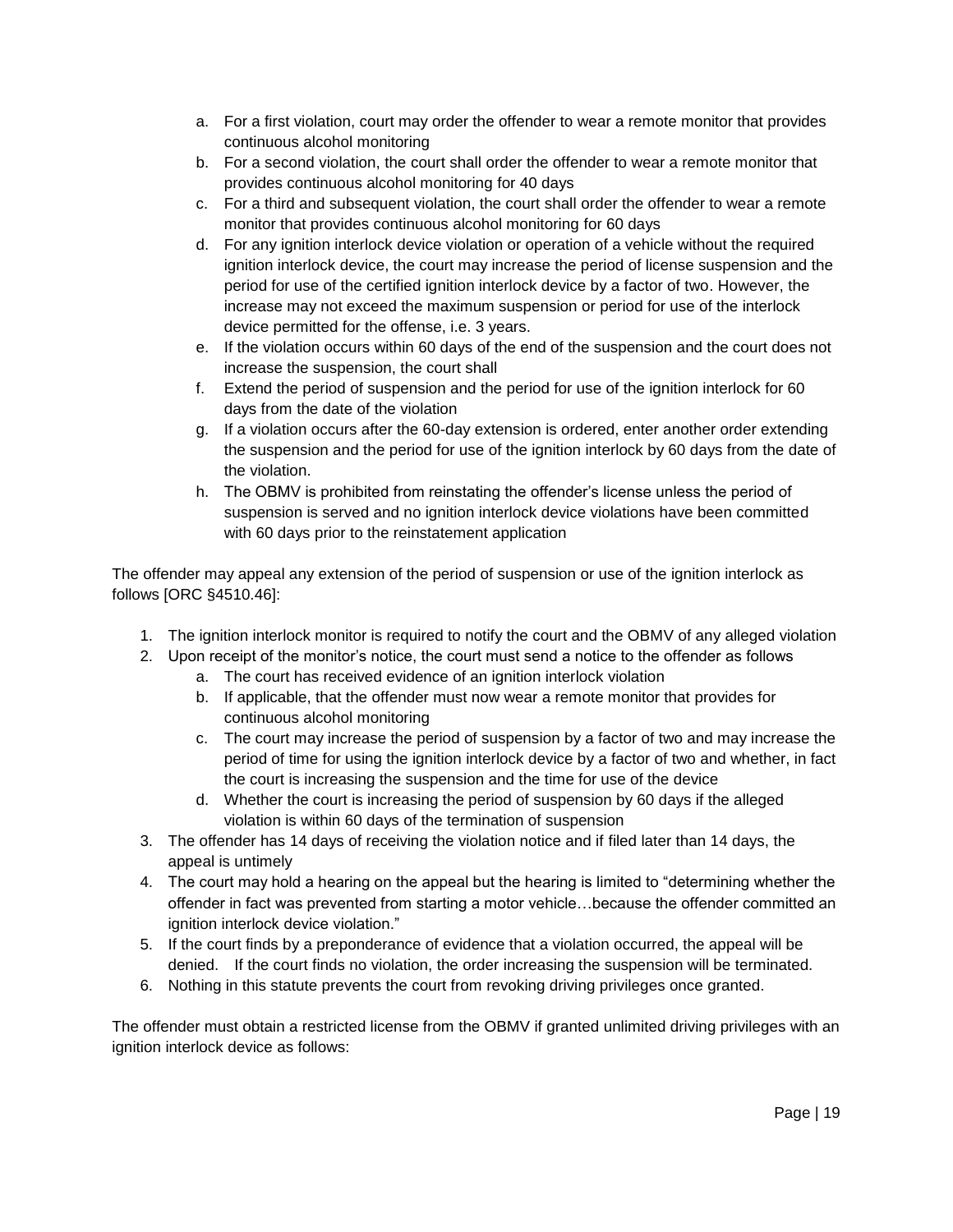a. For a first violation, court may order the offender to wear a remote monitor that provides continuous alcohol monitoring
   b. For a second violation, the court shall order the offender to wear a remote monitor that provides continuous alcohol monitoring for 40 days
   c. For a third and subsequent violation, the court shall order the offender to wear a remote monitor that provides continuous alcohol monitoring for 60 days
   d. For any ignition interlock device violation or operation of a vehicle without the required ignition interlock device, the court may increase the period of license suspension and the period for use of the certified ignition interlock device by a factor of two. However, the increase may not exceed the maximum suspension or period for use of the interlock device permitted for the offense, i.e. 3 years.
   e. If the violation occurs within 60 days of the end of the suspension and the court does not increase the suspension, the court shall
   f. Extend the period of suspension and the period for use of the ignition interlock for 60 days from the date of the violation
   g. If a violation occurs after the 60-day extension is ordered, enter another order extending the suspension and the period for use of the ignition interlock by 60 days from the date of the violation.
   h. The OBMV is prohibited from reinstating the offender's license unless the period of suspension is served and no ignition interlock device violations have been committed with 60 days prior to the reinstatement application

The offender may appeal any extension of the period of suspension or use of the ignition interlock as follows [ORC §4510.46]:

1. The ignition interlock monitor is required to notify the court and the OBMV of any alleged violation
2. Upon receipt of the monitor's notice, the court must send a notice to the offender as follows
   a. The court has received evidence of an ignition interlock violation
   b. If applicable, that the offender must now wear a remote monitor that provides for continuous alcohol monitoring
   c. The court may increase the period of suspension by a factor of two and may increase the period of time for using the ignition interlock device by a factor of two and whether, in fact the court is increasing the suspension and the time for use of the device
   d. Whether the court is increasing the period of suspension by 60 days if the alleged violation is within 60 days of the termination of suspension
3. The offender has 14 days of receiving the violation notice and if filed later than 14 days, the appeal is untimely
4. The court may hold a hearing on the appeal but the hearing is limited to "determining whether the offender in fact was prevented from starting a motor vehicle…because the offender committed an ignition interlock device violation."
5. If the court finds by a preponderance of evidence that a violation occurred, the appeal will be denied. If the court finds no violation, the order increasing the suspension will be terminated.
6. Nothing in this statute prevents the court from revoking driving privileges once granted.

The offender must obtain a restricted license from the OBMV if granted unlimited driving privileges with an ignition interlock device as follows: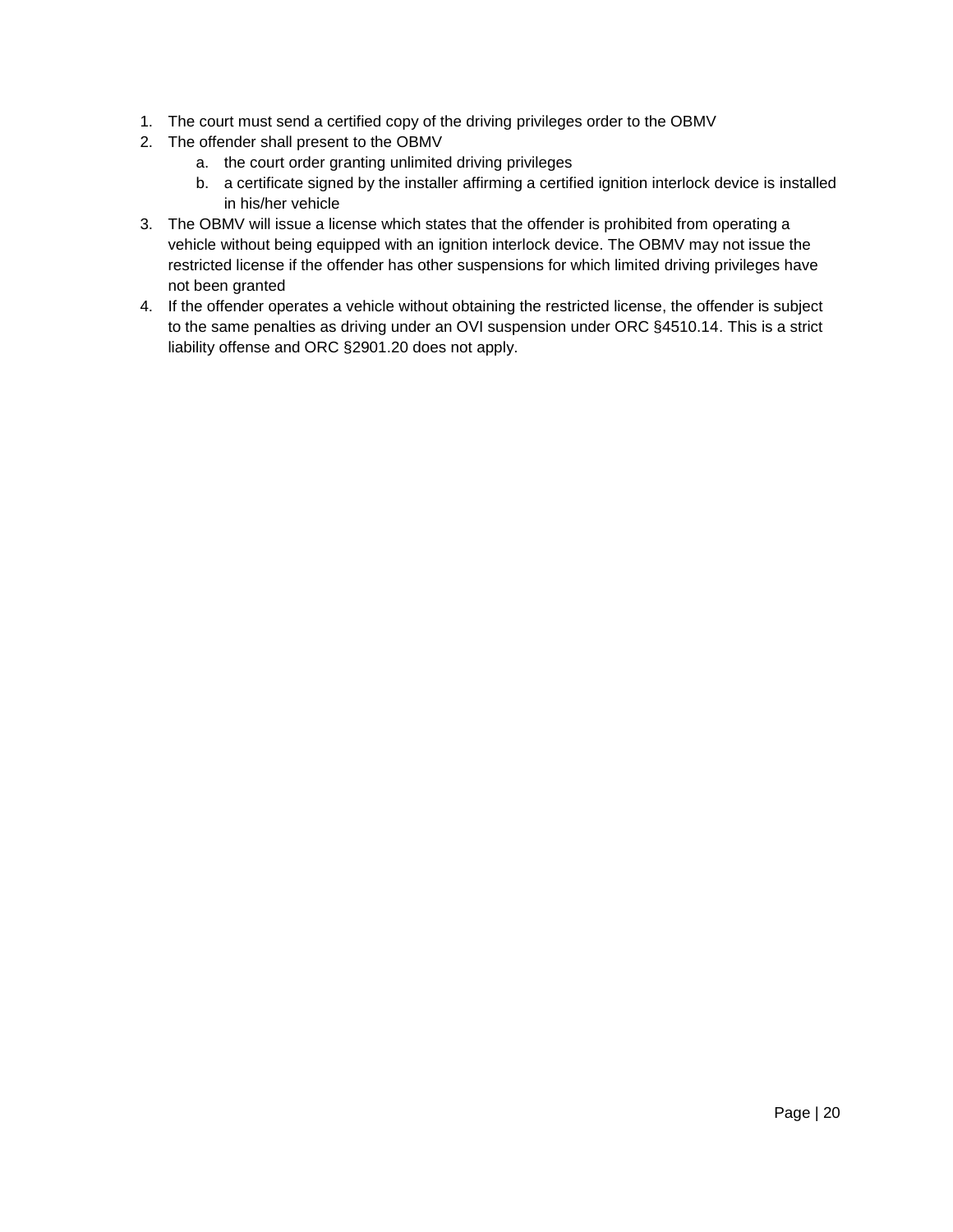1. The court must send a certified copy of the driving privileges order to the OBMV
2. The offender shall present to the OBMV
   a. the court order granting unlimited driving privileges
   b. a certificate signed by the installer affirming a certified ignition interlock device is installed in his/her vehicle
3. The OBMV will issue a license which states that the offender is prohibited from operating a vehicle without being equipped with an ignition interlock device. The OBMV may not issue the restricted license if the offender has other suspensions for which limited driving privileges have not been granted
4. If the offender operates a vehicle without obtaining the restricted license, the offender is subject to the same penalties as driving under an OVI suspension under ORC §4510.14. This is a strict liability offense and ORC §2901.20 does not apply.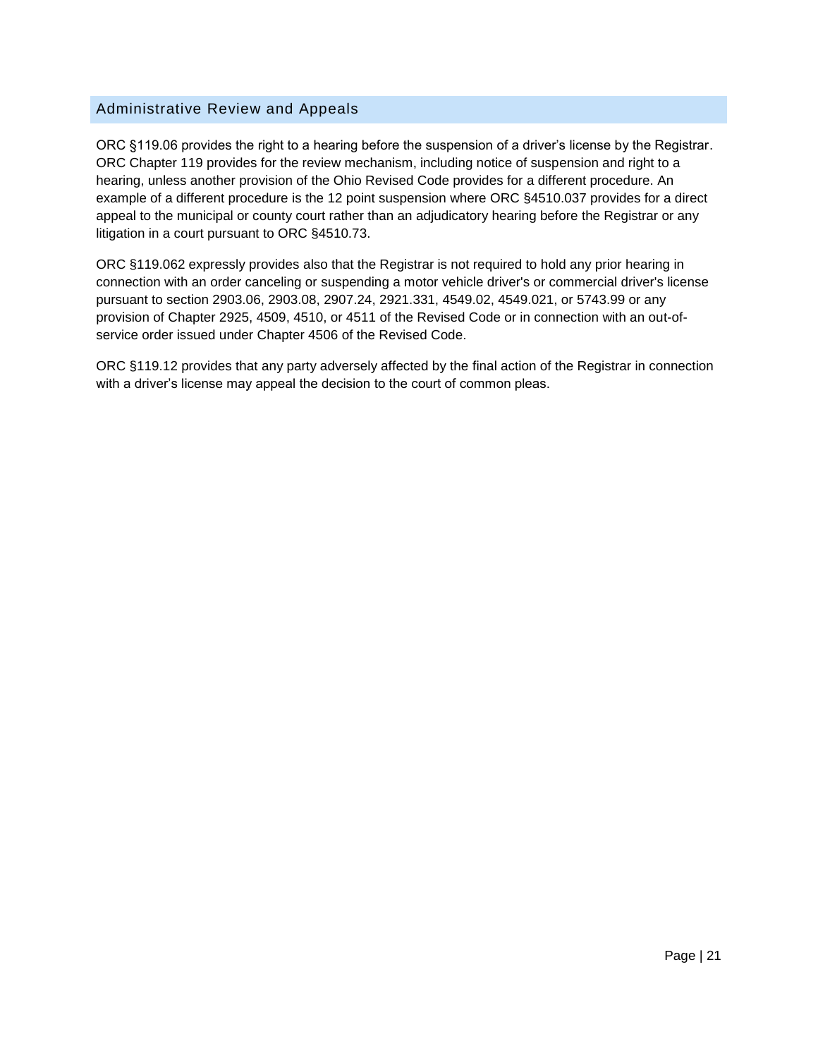## Administrative Review and Appeals

ORC §119.06 provides the right to a hearing before the suspension of a driver's license by the Registrar. ORC Chapter 119 provides for the review mechanism, including notice of suspension and right to a hearing, unless another provision of the Ohio Revised Code provides for a different procedure. An example of a different procedure is the 12 point suspension where ORC §4510.037 provides for a direct appeal to the municipal or county court rather than an adjudicatory hearing before the Registrar or any litigation in a court pursuant to ORC §4510.73.

ORC §119.062 expressly provides also that the Registrar is not required to hold any prior hearing in connection with an order canceling or suspending a motor vehicle driver's or commercial driver's license pursuant to section 2903.06, 2903.08, 2907.24, 2921.331, 4549.02, 4549.021, or 5743.99 or any provision of Chapter 2925, 4509, 4510, or 4511 of the Revised Code or in connection with an out-of-service order issued under Chapter 4506 of the Revised Code.

ORC §119.12 provides that any party adversely affected by the final action of the Registrar in connection with a driver's license may appeal the decision to the court of common pleas.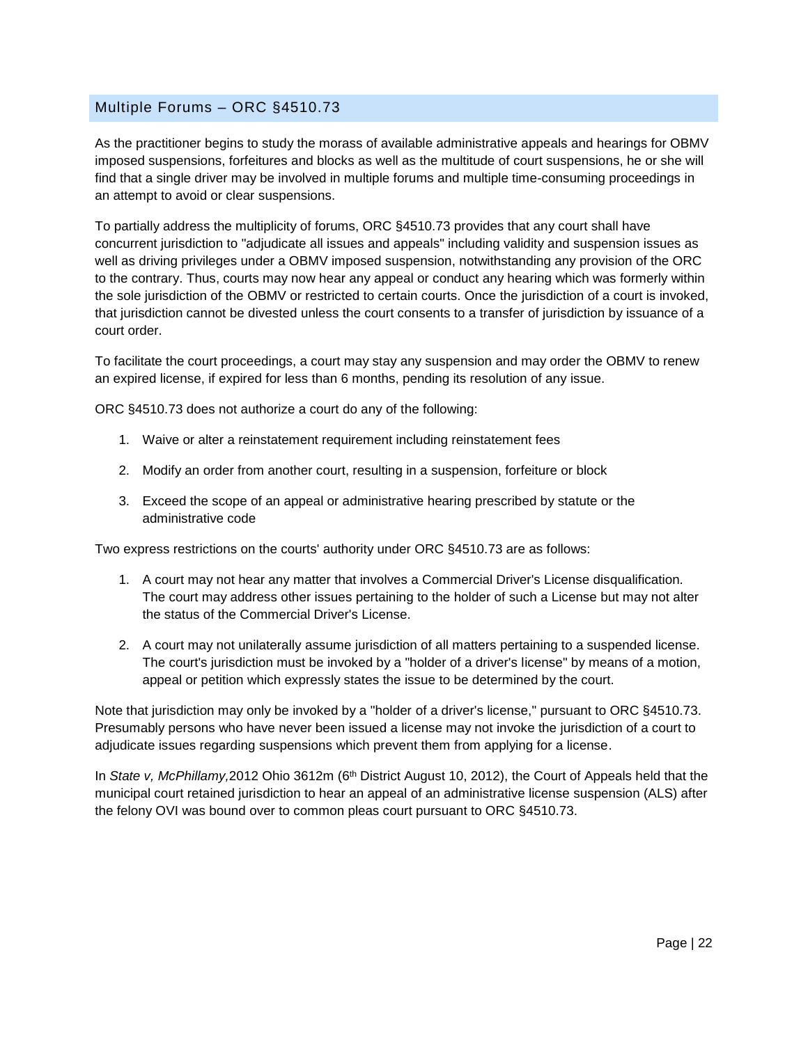## Multiple Forums – ORC §4510.73

As the practitioner begins to study the morass of available administrative appeals and hearings for OBMV imposed suspensions, forfeitures and blocks as well as the multitude of court suspensions, he or she will find that a single driver may be involved in multiple forums and multiple time-consuming proceedings in an attempt to avoid or clear suspensions.

To partially address the multiplicity of forums, ORC §4510.73 provides that any court shall have concurrent jurisdiction to "adjudicate all issues and appeals" including validity and suspension issues as well as driving privileges under a OBMV imposed suspension, notwithstanding any provision of the ORC to the contrary. Thus, courts may now hear any appeal or conduct any hearing which was formerly within the sole jurisdiction of the OBMV or restricted to certain courts. Once the jurisdiction of a court is invoked, that jurisdiction cannot be divested unless the court consents to a transfer of jurisdiction by issuance of a court order.

To facilitate the court proceedings, a court may stay any suspension and may order the OBMV to renew an expired license, if expired for less than 6 months, pending its resolution of any issue.

ORC §4510.73 does not authorize a court do any of the following:

1. Waive or alter a reinstatement requirement including reinstatement fees
2. Modify an order from another court, resulting in a suspension, forfeiture or block
3. Exceed the scope of an appeal or administrative hearing prescribed by statute or the administrative code

Two express restrictions on the courts' authority under ORC §4510.73 are as follows:

1. A court may not hear any matter that involves a Commercial Driver's License disqualification. The court may address other issues pertaining to the holder of such a License but may not alter the status of the Commercial Driver's License.
2. A court may not unilaterally assume jurisdiction of all matters pertaining to a suspended license. The court's jurisdiction must be invoked by a "holder of a driver's license" by means of a motion, appeal or petition which expressly states the issue to be determined by the court.

Note that jurisdiction may only be invoked by a "holder of a driver's license," pursuant to ORC §4510.73. Presumably persons who have never been issued a license may not invoke the jurisdiction of a court to adjudicate issues regarding suspensions which prevent them from applying for a license.

In *State v, McPhillamy,*2012 Ohio 3612m (6th District August 10, 2012), the Court of Appeals held that the municipal court retained jurisdiction to hear an appeal of an administrative license suspension (ALS) after the felony OVI was bound over to common pleas court pursuant to ORC §4510.73.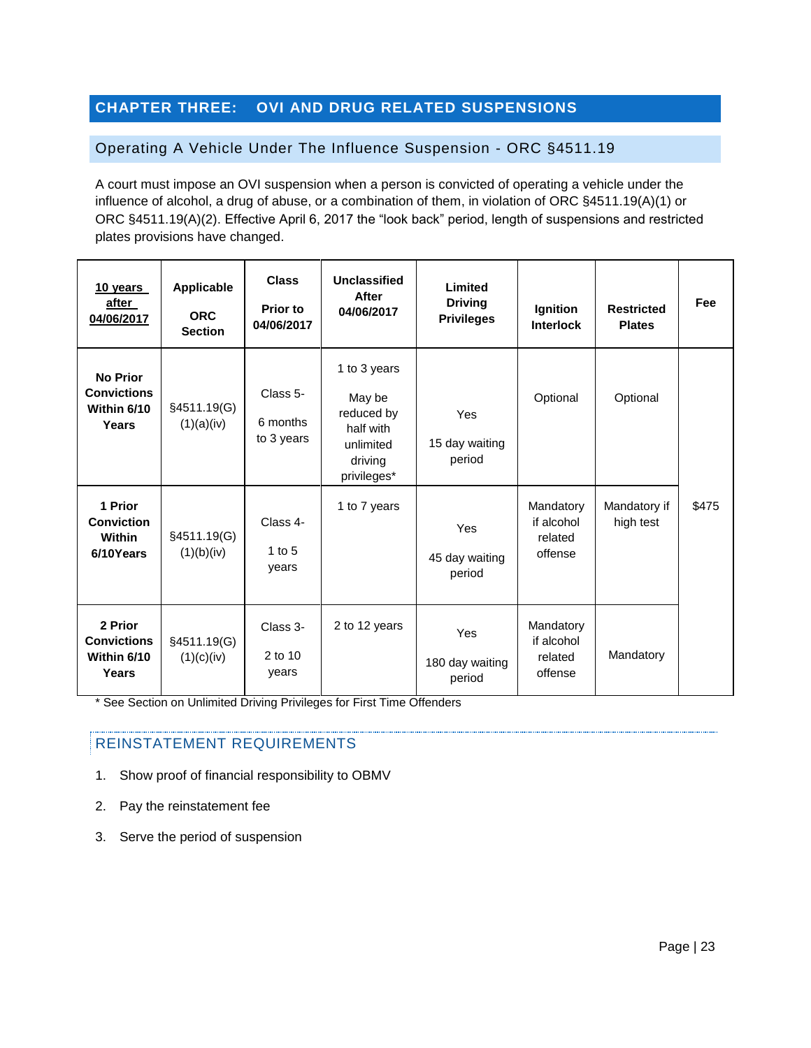# CHAPTER THREE: OVI AND DRUG RELATED SUSPENSIONS

## Operating A Vehicle Under The Influence Suspension - ORC §4511.19

A court must impose an OVI suspension when a person is convicted of operating a vehicle under the influence of alcohol, a drug of abuse, or a combination of them, in violation of ORC §4511.19(A)(1) or ORC §4511.19(A)(2). Effective April 6, 2017 the "look back" period, length of suspensions and restricted plates provisions have changed.

| 10 years after 04/06/2017 | Applicable ORC Section | Class Prior to 04/06/2017 | Unclassified After 04/06/2017 | Limited Driving Privileges | Ignition Interlock | Restricted Plates | Fee |
|---|---|---|---|---|---|---|---|
| **No Prior Convictions Within 6/10 Years** | §4511.19(G)(1)(a)(iv) | Class 5- 6 months to 3 years | 1 to 3 years May be reduced by half with unlimited driving privileges* | Yes 15 day waiting period | Optional | Optional | $475 |
| **1 Prior Conviction Within 6/10Years** | §4511.19(G)(1)(b)(iv) | Class 4- 1 to 5 years | 1 to 7 years | Yes 45 day waiting period | Mandatory if alcohol related offense | Mandatory if high test | |
| **2 Prior Convictions Within 6/10 Years** | §4511.19(G)(1)(c)(iv) | Class 3- 2 to 10 years | 2 to 12 years | Yes 180 day waiting period | Mandatory if alcohol related offense | Mandatory | |

\* See Section on Unlimited Driving Privileges for First Time Offenders

### REINSTATEMENT REQUIREMENTS

1. Show proof of financial responsibility to OBMV
2. Pay the reinstatement fee
3. Serve the period of suspension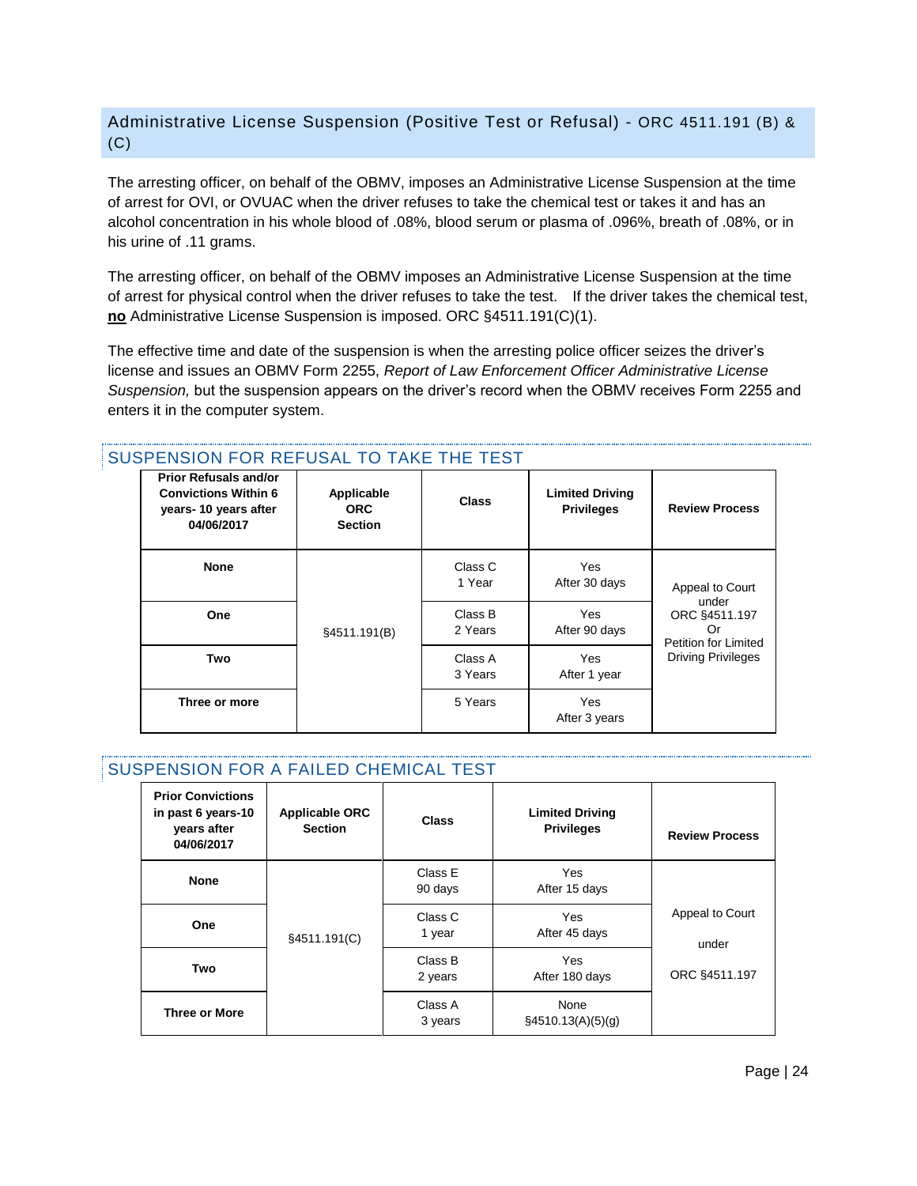## Administrative License Suspension (Positive Test or Refusal) - ORC 4511.191 (B) & (C)

The arresting officer, on behalf of the OBMV, imposes an Administrative License Suspension at the time of arrest for OVI, or OVUAC when the driver refuses to take the chemical test or takes it and has an alcohol concentration in his whole blood of .08%, blood serum or plasma of .096%, breath of .08%, or in his urine of .11 grams.

The arresting officer, on behalf of the OBMV imposes an Administrative License Suspension at the time of arrest for physical control when the driver refuses to take the test. If the driver takes the chemical test, **no** Administrative License Suspension is imposed. ORC §4511.191(C)(1).

The effective time and date of the suspension is when the arresting police officer seizes the driver's license and issues an OBMV Form 2255, *Report of Law Enforcement Officer Administrative License Suspension,* but the suspension appears on the driver's record when the OBMV receives Form 2255 and enters it in the computer system.

### SUSPENSION FOR REFUSAL TO TAKE THE TEST

| Prior Refusals and/or Convictions Within 6 years- 10 years after 04/06/2017 | Applicable ORC Section | Class | Limited Driving Privileges | Review Process |
|---|---|---|---|---|
| None | §4511.191(B) | Class C<br>1 Year | Yes<br>After 30 days | Appeal to Court under ORC §4511.197 Or Petition for Limited Driving Privileges |
| One | | Class B<br>2 Years | Yes<br>After 90 days | |
| Two | | Class A<br>3 Years | Yes<br>After 1 year | |
| Three or more | | 5 Years | Yes<br>After 3 years | |

### SUSPENSION FOR A FAILED CHEMICAL TEST

| Prior Convictions in past 6 years-10 years after 04/06/2017 | Applicable ORC Section | Class | Limited Driving Privileges | Review Process |
|---|---|---|---|---|
| None | §4511.191(C) | Class E<br>90 days | Yes<br>After 15 days | Appeal to Court under ORC §4511.197 |
| One | | Class C<br>1 year | Yes<br>After 45 days | |
| Two | | Class B<br>2 years | Yes<br>After 180 days | |
| Three or More | | Class A<br>3 years | None<br>§4510.13(A)(5)(g) | |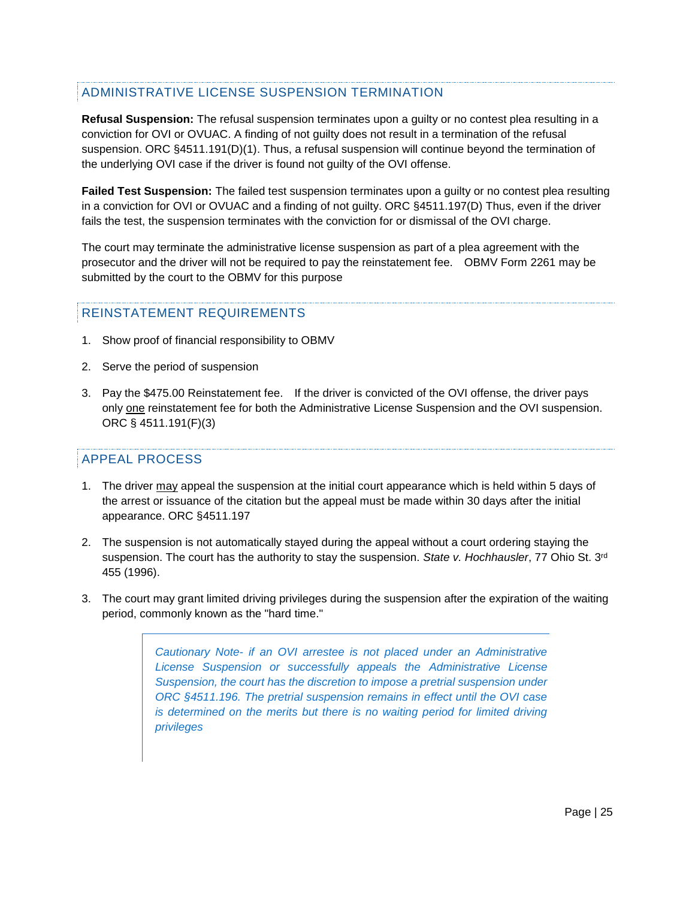## ADMINISTRATIVE LICENSE SUSPENSION TERMINATION

**Refusal Suspension:** The refusal suspension terminates upon a guilty or no contest plea resulting in a conviction for OVI or OVUAC. A finding of not guilty does not result in a termination of the refusal suspension. ORC §4511.191(D)(1). Thus, a refusal suspension will continue beyond the termination of the underlying OVI case if the driver is found not guilty of the OVI offense.

**Failed Test Suspension:** The failed test suspension terminates upon a guilty or no contest plea resulting in a conviction for OVI or OVUAC and a finding of not guilty. ORC §4511.197(D) Thus, even if the driver fails the test, the suspension terminates with the conviction for or dismissal of the OVI charge.

The court may terminate the administrative license suspension as part of a plea agreement with the prosecutor and the driver will not be required to pay the reinstatement fee. OBMV Form 2261 may be submitted by the court to the OBMV for this purpose

## REINSTATEMENT REQUIREMENTS

1. Show proof of financial responsibility to OBMV
2. Serve the period of suspension
3. Pay the $475.00 Reinstatement fee. If the driver is convicted of the OVI offense, the driver pays only <u>one</u> reinstatement fee for both the Administrative License Suspension and the OVI suspension. ORC § 4511.191(F)(3)

## APPEAL PROCESS

1. The driver <u>may</u> appeal the suspension at the initial court appearance which is held within 5 days of the arrest or issuance of the citation but the appeal must be made within 30 days after the initial appearance. ORC §4511.197
2. The suspension is not automatically stayed during the appeal without a court ordering staying the suspension. The court has the authority to stay the suspension. *State v. Hochhausler*, 77 Ohio St. 3rd 455 (1996).
3. The court may grant limited driving privileges during the suspension after the expiration of the waiting period, commonly known as the "hard time."

> *Cautionary Note- if an OVI arrestee is not placed under an Administrative License Suspension or successfully appeals the Administrative License Suspension, the court has the discretion to impose a pretrial suspension under ORC §4511.196. The pretrial suspension remains in effect until the OVI case is determined on the merits but there is no waiting period for limited driving privileges*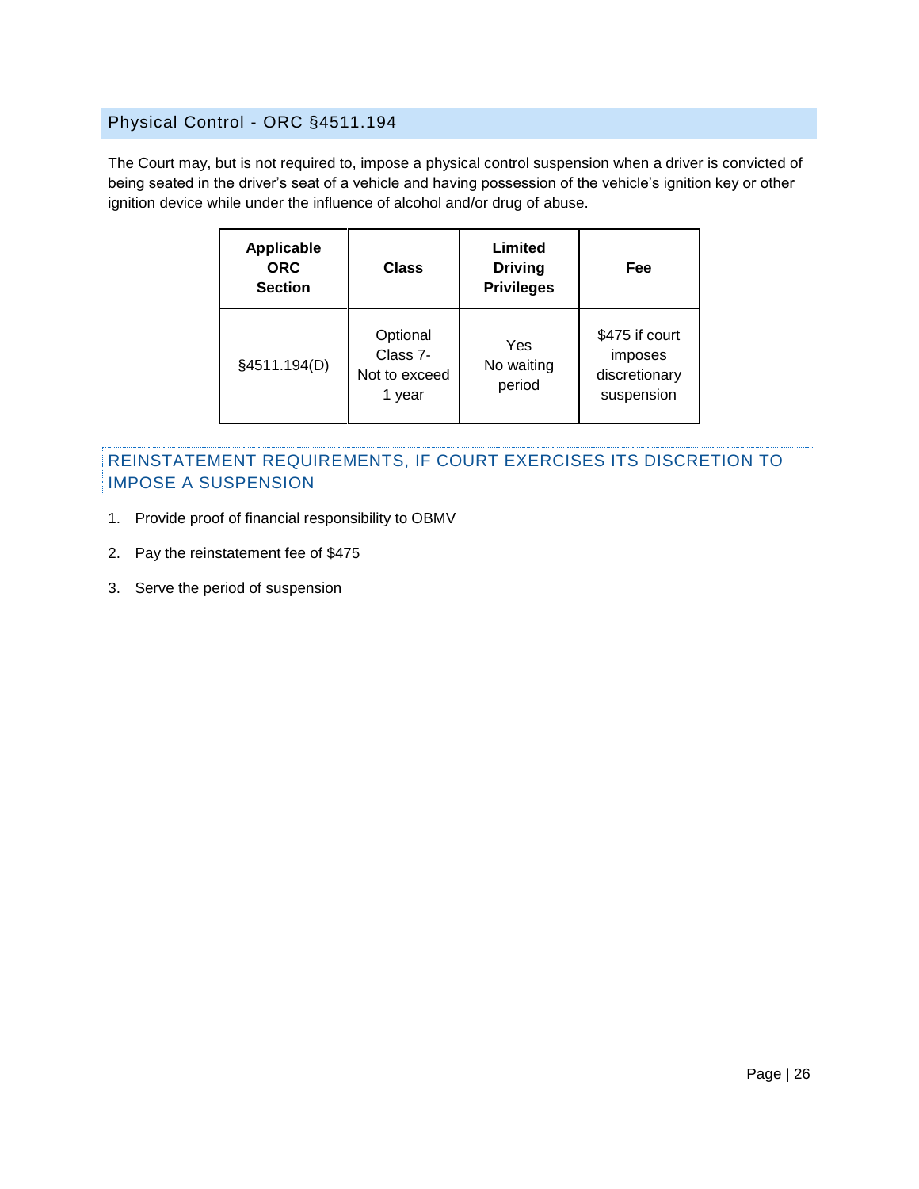## Physical Control - ORC §4511.194

The Court may, but is not required to, impose a physical control suspension when a driver is convicted of being seated in the driver's seat of a vehicle and having possession of the vehicle's ignition key or other ignition device while under the influence of alcohol and/or drug of abuse.

| Applicable ORC Section | Class | Limited Driving Privileges | Fee |
|---|---|---|---|
| §4511.194(D) | Optional Class 7- Not to exceed 1 year | Yes No waiting period | $475 if court imposes discretionary suspension |

### REINSTATEMENT REQUIREMENTS, IF COURT EXERCISES ITS DISCRETION TO IMPOSE A SUSPENSION

1. Provide proof of financial responsibility to OBMV
2. Pay the reinstatement fee of $475
3. Serve the period of suspension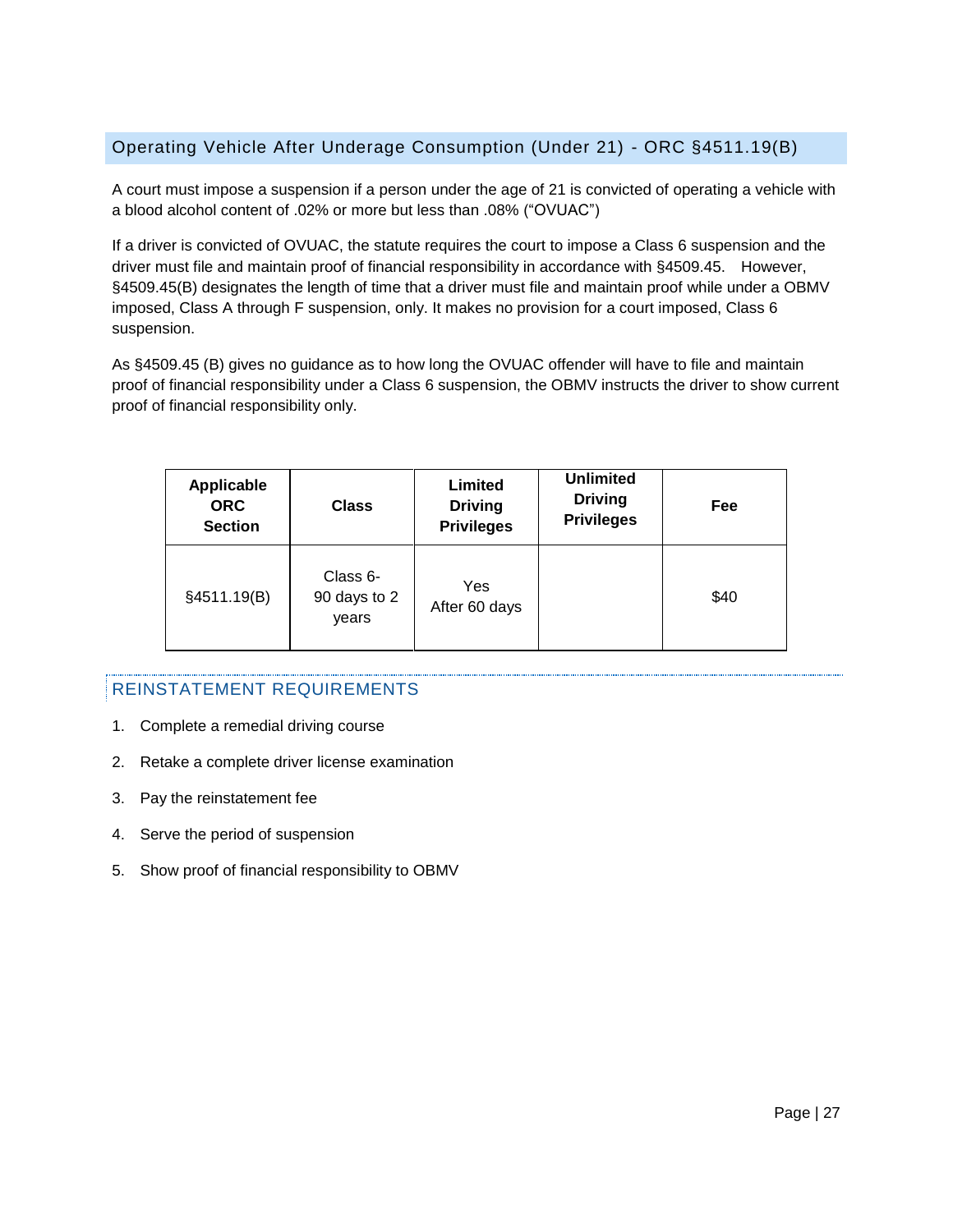## Operating Vehicle After Underage Consumption (Under 21) - ORC §4511.19(B)

A court must impose a suspension if a person under the age of 21 is convicted of operating a vehicle with a blood alcohol content of .02% or more but less than .08% ("OVUAC")

If a driver is convicted of OVUAC, the statute requires the court to impose a Class 6 suspension and the driver must file and maintain proof of financial responsibility in accordance with §4509.45. However, §4509.45(B) designates the length of time that a driver must file and maintain proof while under a OBMV imposed, Class A through F suspension, only. It makes no provision for a court imposed, Class 6 suspension.

As §4509.45 (B) gives no guidance as to how long the OVUAC offender will have to file and maintain proof of financial responsibility under a Class 6 suspension, the OBMV instructs the driver to show current proof of financial responsibility only.

| Applicable ORC Section | Class | Limited Driving Privileges | Unlimited Driving Privileges | Fee |
|---|---|---|---|---|
| §4511.19(B) | Class 6- 90 days to 2 years | Yes After 60 days | | $40 |

## REINSTATEMENT REQUIREMENTS

1. Complete a remedial driving course
2. Retake a complete driver license examination
3. Pay the reinstatement fee
4. Serve the period of suspension
5. Show proof of financial responsibility to OBMV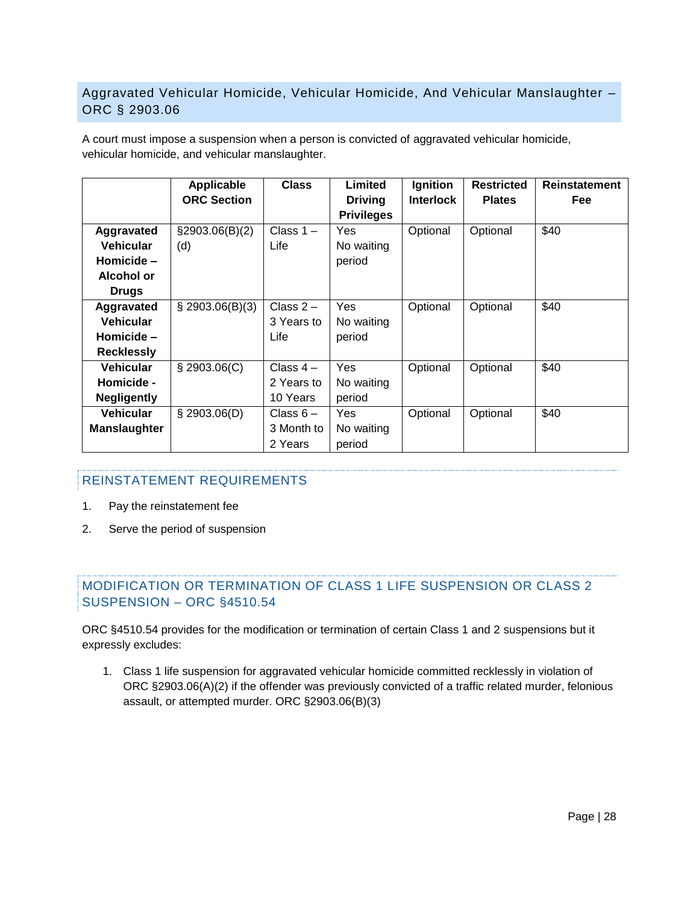## Aggravated Vehicular Homicide, Vehicular Homicide, And Vehicular Manslaughter – ORC § 2903.06

A court must impose a suspension when a person is convicted of aggravated vehicular homicide, vehicular homicide, and vehicular manslaughter.

| | Applicable ORC Section | Class | Limited Driving Privileges | Ignition Interlock | Restricted Plates | Reinstatement Fee |
|---|---|---|---|---|---|---|
| **Aggravated Vehicular Homicide – Alcohol or Drugs** | §2903.06(B)(2)(d) | Class 1 – Life | Yes No waiting period | Optional | Optional | $40 |
| **Aggravated Vehicular Homicide – Recklessly** | § 2903.06(B)(3) | Class 2 – 3 Years to Life | Yes No waiting period | Optional | Optional | $40 |
| **Vehicular Homicide - Negligently** | § 2903.06(C) | Class 4 – 2 Years to 10 Years | Yes No waiting period | Optional | Optional | $40 |
| **Vehicular Manslaughter** | § 2903.06(D) | Class 6 – 3 Month to 2 Years | Yes No waiting period | Optional | Optional | $40 |

### REINSTATEMENT REQUIREMENTS

1. Pay the reinstatement fee
2. Serve the period of suspension

### MODIFICATION OR TERMINATION OF CLASS 1 LIFE SUSPENSION OR CLASS 2 SUSPENSION – ORC §4510.54

ORC §4510.54 provides for the modification or termination of certain Class 1 and 2 suspensions but it expressly excludes:

1. Class 1 life suspension for aggravated vehicular homicide committed recklessly in violation of ORC §2903.06(A)(2) if the offender was previously convicted of a traffic related murder, felonious assault, or attempted murder. ORC §2903.06(B)(3)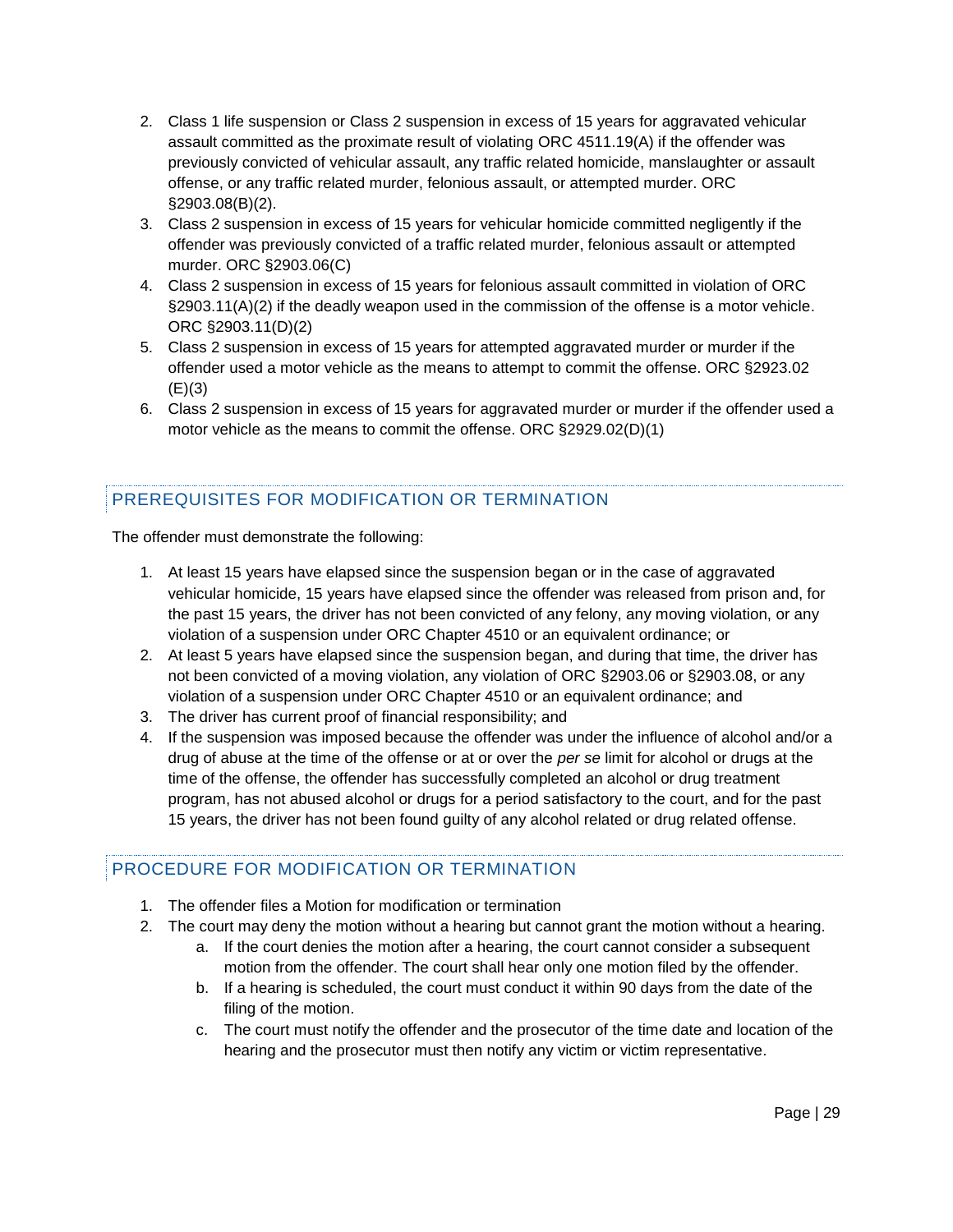2. Class 1 life suspension or Class 2 suspension in excess of 15 years for aggravated vehicular assault committed as the proximate result of violating ORC 4511.19(A) if the offender was previously convicted of vehicular assault, any traffic related homicide, manslaughter or assault offense, or any traffic related murder, felonious assault, or attempted murder. ORC §2903.08(B)(2).
3. Class 2 suspension in excess of 15 years for vehicular homicide committed negligently if the offender was previously convicted of a traffic related murder, felonious assault or attempted murder. ORC §2903.06(C)
4. Class 2 suspension in excess of 15 years for felonious assault committed in violation of ORC §2903.11(A)(2) if the deadly weapon used in the commission of the offense is a motor vehicle. ORC §2903.11(D)(2)
5. Class 2 suspension in excess of 15 years for attempted aggravated murder or murder if the offender used a motor vehicle as the means to attempt to commit the offense. ORC §2923.02 (E)(3)
6. Class 2 suspension in excess of 15 years for aggravated murder or murder if the offender used a motor vehicle as the means to commit the offense. ORC §2929.02(D)(1)

## PREREQUISITES FOR MODIFICATION OR TERMINATION

The offender must demonstrate the following:

1. At least 15 years have elapsed since the suspension began or in the case of aggravated vehicular homicide, 15 years have elapsed since the offender was released from prison and, for the past 15 years, the driver has not been convicted of any felony, any moving violation, or any violation of a suspension under ORC Chapter 4510 or an equivalent ordinance; or
2. At least 5 years have elapsed since the suspension began, and during that time, the driver has not been convicted of a moving violation, any violation of ORC §2903.06 or §2903.08, or any violation of a suspension under ORC Chapter 4510 or an equivalent ordinance; and
3. The driver has current proof of financial responsibility; and
4. If the suspension was imposed because the offender was under the influence of alcohol and/or a drug of abuse at the time of the offense or at or over the *per se* limit for alcohol or drugs at the time of the offense, the offender has successfully completed an alcohol or drug treatment program, has not abused alcohol or drugs for a period satisfactory to the court, and for the past 15 years, the driver has not been found guilty of any alcohol related or drug related offense.

## PROCEDURE FOR MODIFICATION OR TERMINATION

1. The offender files a Motion for modification or termination
2. The court may deny the motion without a hearing but cannot grant the motion without a hearing.
   a. If the court denies the motion after a hearing, the court cannot consider a subsequent motion from the offender. The court shall hear only one motion filed by the offender.
   b. If a hearing is scheduled, the court must conduct it within 90 days from the date of the filing of the motion.
   c. The court must notify the offender and the prosecutor of the time date and location of the hearing and the prosecutor must then notify any victim or victim representative.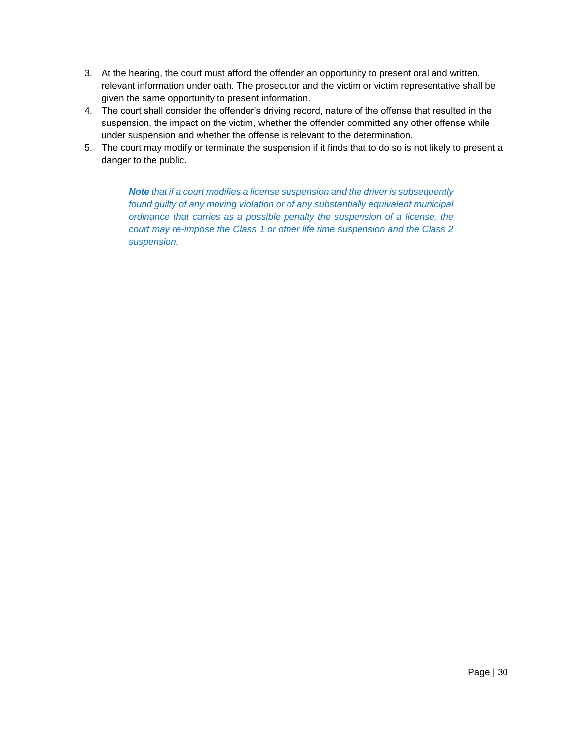3. At the hearing, the court must afford the offender an opportunity to present oral and written, relevant information under oath. The prosecutor and the victim or victim representative shall be given the same opportunity to present information.
4. The court shall consider the offender's driving record, nature of the offense that resulted in the suspension, the impact on the victim, whether the offender committed any other offense while under suspension and whether the offense is relevant to the determination.
5. The court may modify or terminate the suspension if it finds that to do so is not likely to present a danger to the public.

> ***Note*** *that if a court modifies a license suspension and the driver is subsequently found guilty of any moving violation or of any substantially equivalent municipal ordinance that carries as a possible penalty the suspension of a license, the court may re-impose the Class 1 or other life time suspension and the Class 2 suspension.*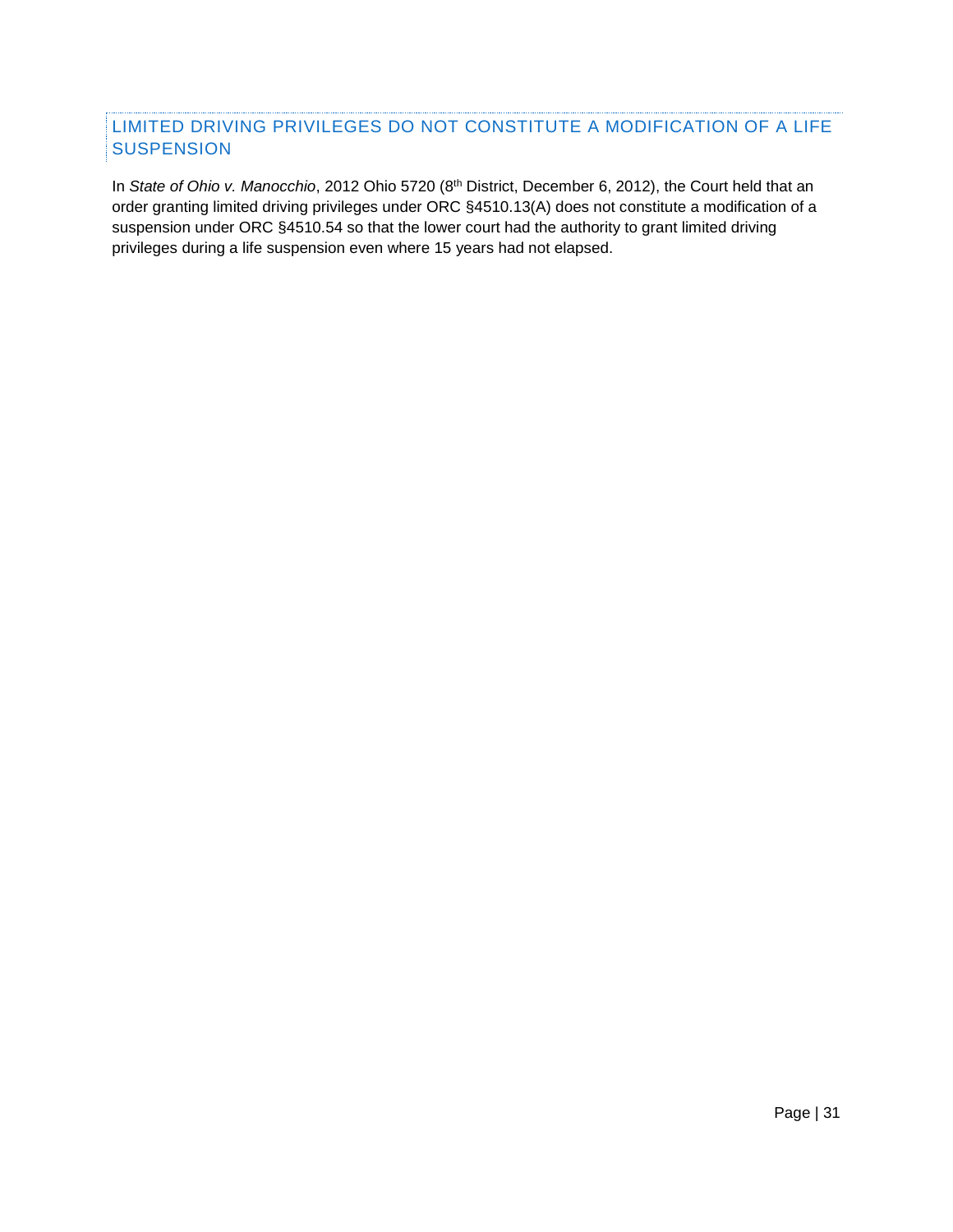## LIMITED DRIVING PRIVILEGES DO NOT CONSTITUTE A MODIFICATION OF A LIFE SUSPENSION

In *State of Ohio v. Manocchio*, 2012 Ohio 5720 (8th District, December 6, 2012), the Court held that an order granting limited driving privileges under ORC §4510.13(A) does not constitute a modification of a suspension under ORC §4510.54 so that the lower court had the authority to grant limited driving privileges during a life suspension even where 15 years had not elapsed.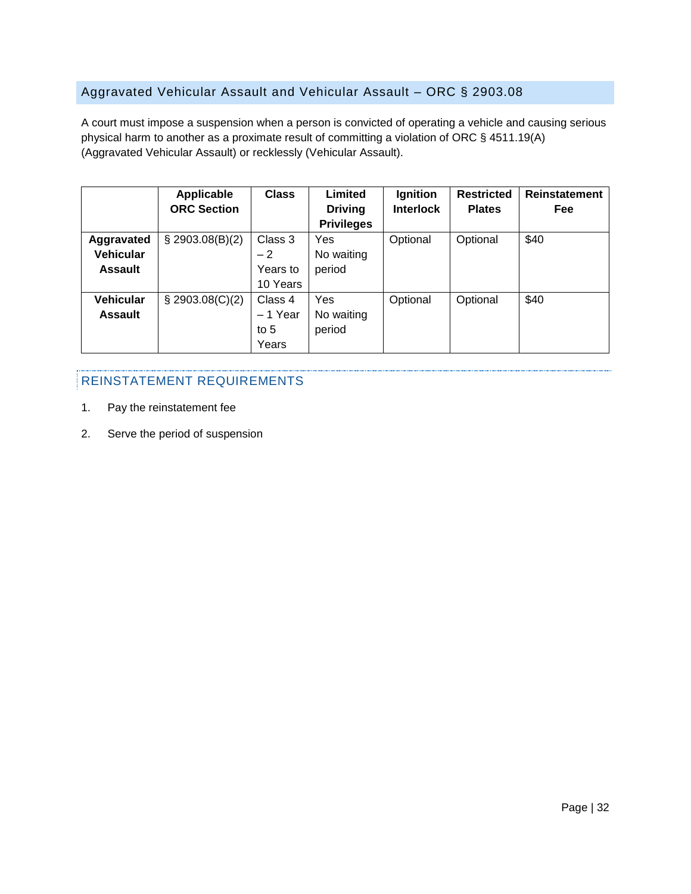## Aggravated Vehicular Assault and Vehicular Assault – ORC § 2903.08

A court must impose a suspension when a person is convicted of operating a vehicle and causing serious physical harm to another as a proximate result of committing a violation of ORC § 4511.19(A) (Aggravated Vehicular Assault) or recklessly (Vehicular Assault).

| | Applicable ORC Section | Class | Limited Driving Privileges | Ignition Interlock | Restricted Plates | Reinstatement Fee |
|---|---|---|---|---|---|---|
| **Aggravated Vehicular Assault** | § 2903.08(B)(2) | Class 3 – 2 Years to 10 Years | Yes No waiting period | Optional | Optional | $40 |
| **Vehicular Assault** | § 2903.08(C)(2) | Class 4 – 1 Year to 5 Years | Yes No waiting period | Optional | Optional | $40 |

### REINSTATEMENT REQUIREMENTS

1. Pay the reinstatement fee
2. Serve the period of suspension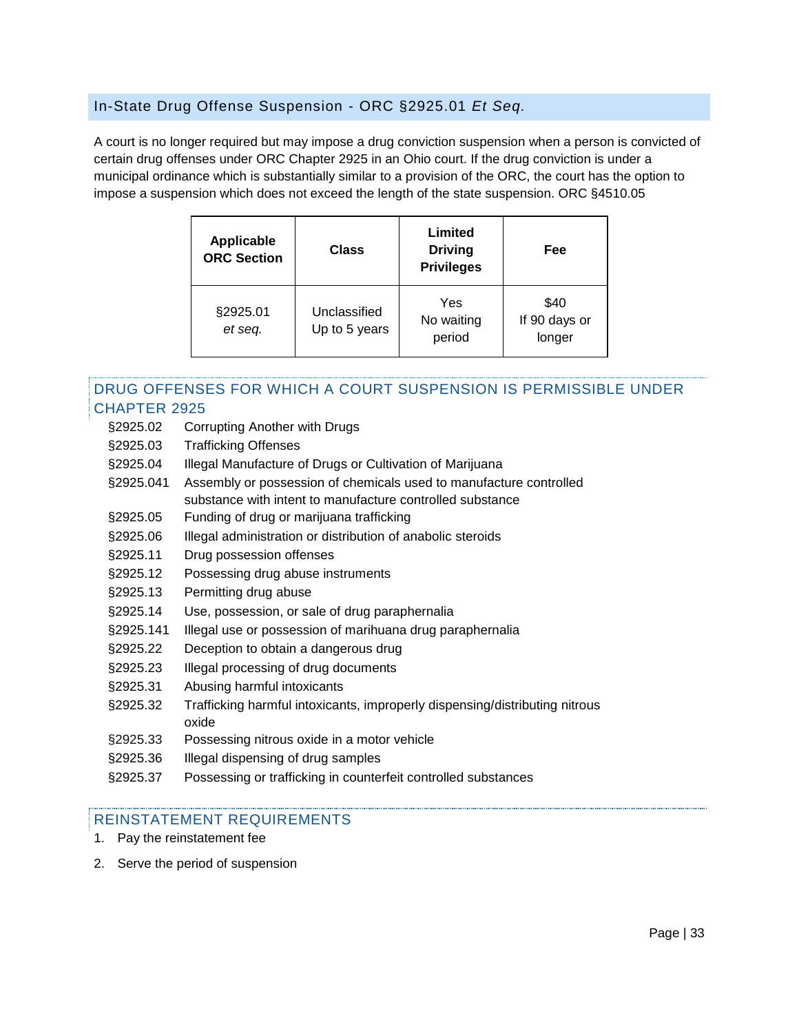## In-State Drug Offense Suspension - ORC §2925.01 *Et Seq.*

A court is no longer required but may impose a drug conviction suspension when a person is convicted of certain drug offenses under ORC Chapter 2925 in an Ohio court. If the drug conviction is under a municipal ordinance which is substantially similar to a provision of the ORC, the court has the option to impose a suspension which does not exceed the length of the state suspension. ORC §4510.05

| Applicable ORC Section | Class | Limited Driving Privileges | Fee |
|---|---|---|---|
| §2925.01 *et seq.* | Unclassified Up to 5 years | Yes No waiting period | $40 If 90 days or longer |

### DRUG OFFENSES FOR WHICH A COURT SUSPENSION IS PERMISSIBLE UNDER CHAPTER 2925

- §2925.02 Corrupting Another with Drugs
- §2925.03 Trafficking Offenses
- §2925.04 Illegal Manufacture of Drugs or Cultivation of Marijuana
- §2925.041 Assembly or possession of chemicals used to manufacture controlled substance with intent to manufacture controlled substance
- §2925.05 Funding of drug or marijuana trafficking
- §2925.06 Illegal administration or distribution of anabolic steroids
- §2925.11 Drug possession offenses
- §2925.12 Possessing drug abuse instruments
- §2925.13 Permitting drug abuse
- §2925.14 Use, possession, or sale of drug paraphernalia
- §2925.141 Illegal use or possession of marihuana drug paraphernalia
- §2925.22 Deception to obtain a dangerous drug
- §2925.23 Illegal processing of drug documents
- §2925.31 Abusing harmful intoxicants
- §2925.32 Trafficking harmful intoxicants, improperly dispensing/distributing nitrous oxide
- §2925.33 Possessing nitrous oxide in a motor vehicle
- §2925.36 Illegal dispensing of drug samples
- §2925.37 Possessing or trafficking in counterfeit controlled substances

### REINSTATEMENT REQUIREMENTS

1. Pay the reinstatement fee
2. Serve the period of suspension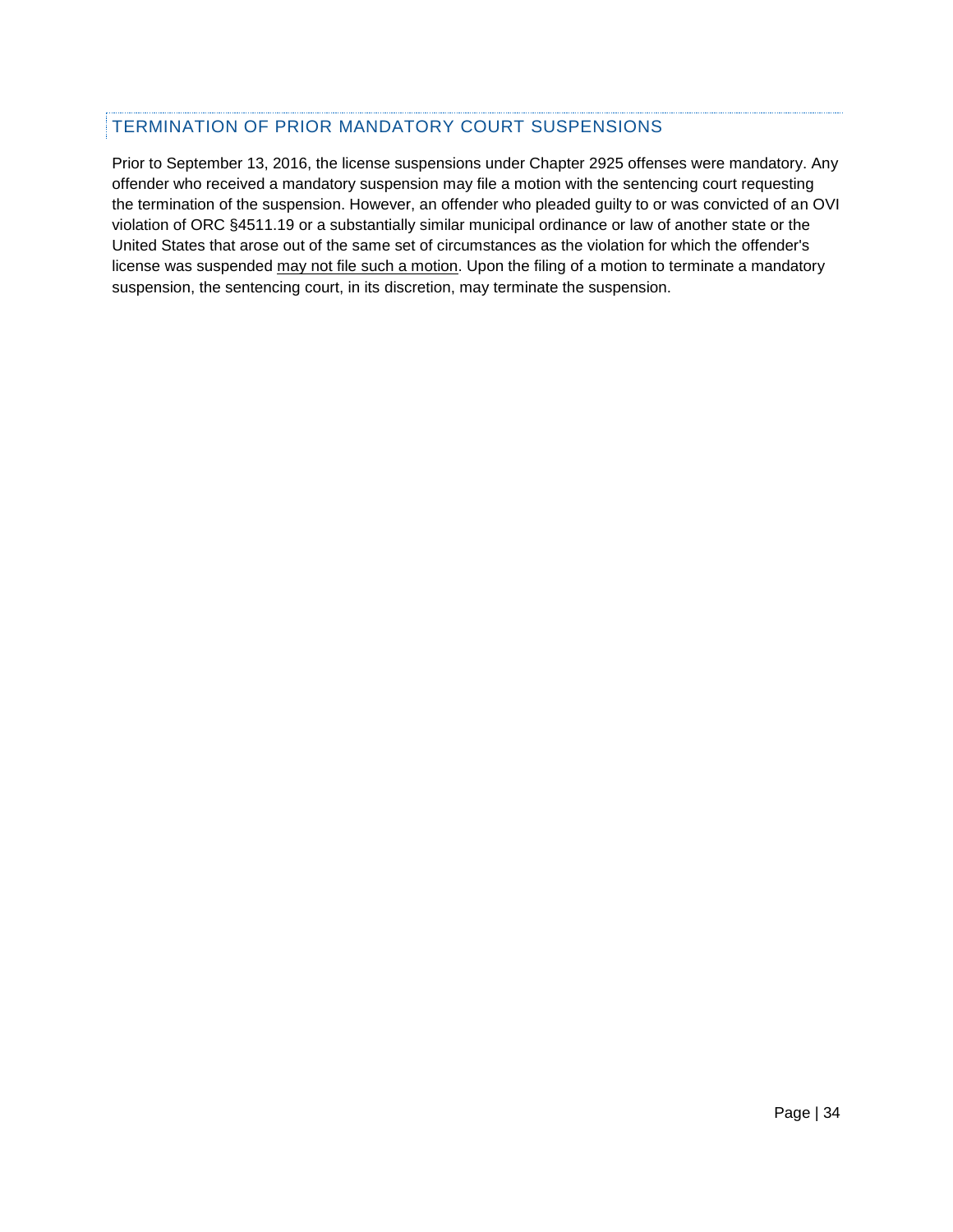## TERMINATION OF PRIOR MANDATORY COURT SUSPENSIONS

Prior to September 13, 2016, the license suspensions under Chapter 2925 offenses were mandatory. Any offender who received a mandatory suspension may file a motion with the sentencing court requesting the termination of the suspension. However, an offender who pleaded guilty to or was convicted of an OVI violation of ORC §4511.19 or a substantially similar municipal ordinance or law of another state or the United States that arose out of the same set of circumstances as the violation for which the offender's license was suspended <u>may not file such a motion</u>. Upon the filing of a motion to terminate a mandatory suspension, the sentencing court, in its discretion, may terminate the suspension.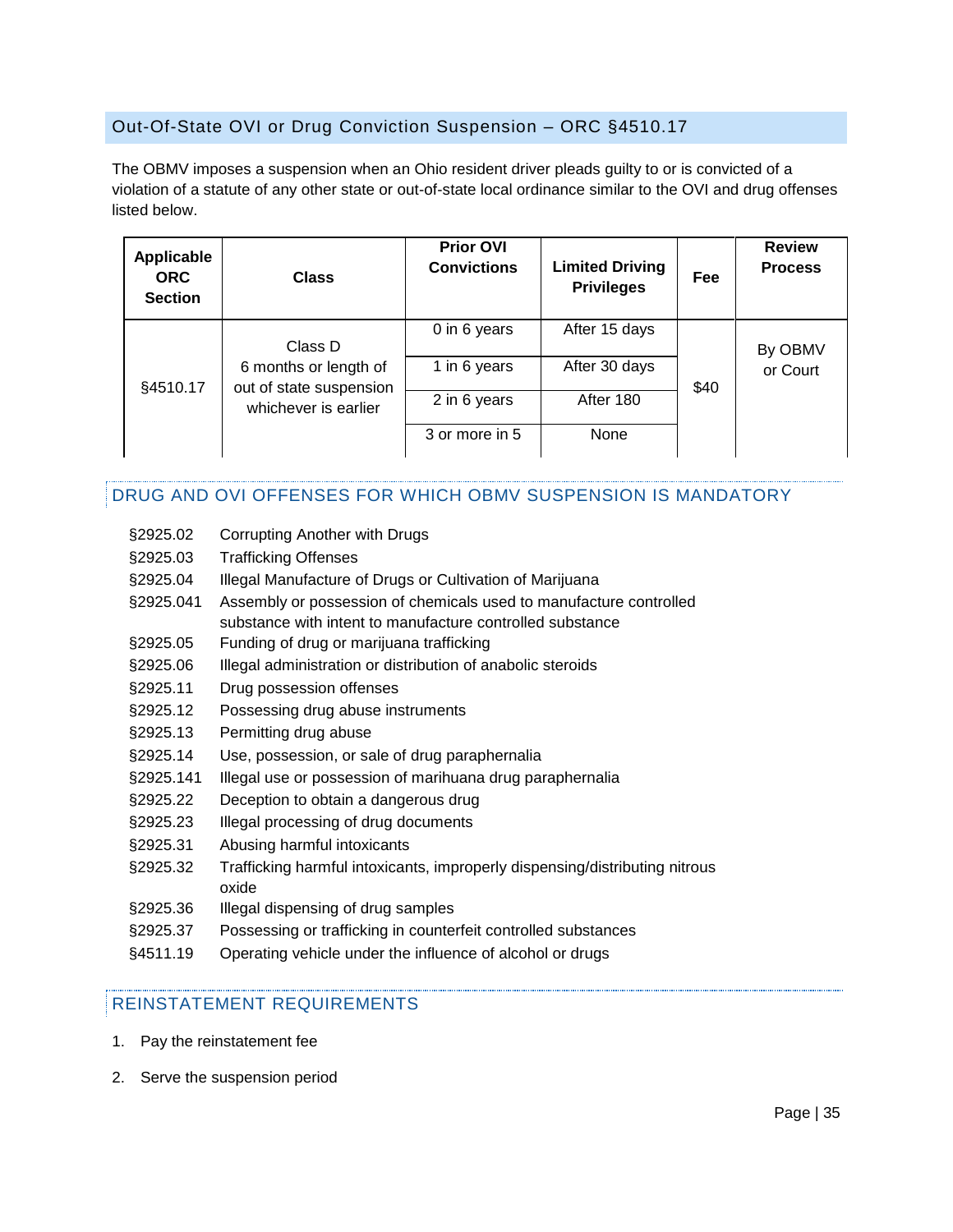## Out-Of-State OVI or Drug Conviction Suspension – ORC §4510.17

The OBMV imposes a suspension when an Ohio resident driver pleads guilty to or is convicted of a violation of a statute of any other state or out-of-state local ordinance similar to the OVI and drug offenses listed below.

| Applicable ORC Section | Class | Prior OVI Convictions | Limited Driving Privileges | Fee | Review Process |
|---|---|---|---|---|---|
| §4510.17 | Class D<br>6 months or length of out of state suspension whichever is earlier | 0 in 6 years | After 15 days | $40 | By OBMV or Court |
| | | 1 in 6 years | After 30 days | | |
| | | 2 in 6 years | After 180 | | |
| | | 3 or more in 5 | None | | |

### DRUG AND OVI OFFENSES FOR WHICH OBMV SUSPENSION IS MANDATORY

| | |
|---|---|
| §2925.02 | Corrupting Another with Drugs |
| §2925.03 | Trafficking Offenses |
| §2925.04 | Illegal Manufacture of Drugs or Cultivation of Marijuana |
| §2925.041 | Assembly or possession of chemicals used to manufacture controlled substance with intent to manufacture controlled substance |
| §2925.05 | Funding of drug or marijuana trafficking |
| §2925.06 | Illegal administration or distribution of anabolic steroids |
| §2925.11 | Drug possession offenses |
| §2925.12 | Possessing drug abuse instruments |
| §2925.13 | Permitting drug abuse |
| §2925.14 | Use, possession, or sale of drug paraphernalia |
| §2925.141 | Illegal use or possession of marihuana drug paraphernalia |
| §2925.22 | Deception to obtain a dangerous drug |
| §2925.23 | Illegal processing of drug documents |
| §2925.31 | Abusing harmful intoxicants |
| §2925.32 | Trafficking harmful intoxicants, improperly dispensing/distributing nitrous oxide |
| §2925.36 | Illegal dispensing of drug samples |
| §2925.37 | Possessing or trafficking in counterfeit controlled substances |
| §4511.19 | Operating vehicle under the influence of alcohol or drugs |

### REINSTATEMENT REQUIREMENTS

1. Pay the reinstatement fee
2. Serve the suspension period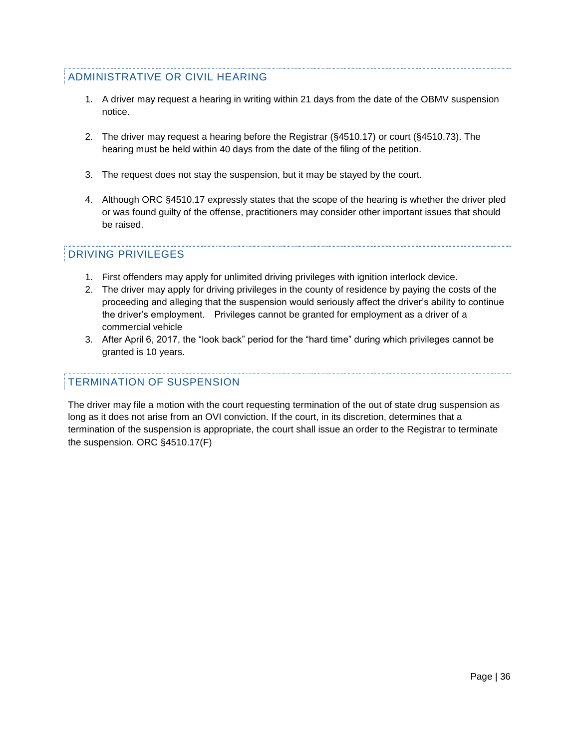## ADMINISTRATIVE OR CIVIL HEARING

1. A driver may request a hearing in writing within 21 days from the date of the OBMV suspension notice.

2. The driver may request a hearing before the Registrar (§4510.17) or court (§4510.73). The hearing must be held within 40 days from the date of the filing of the petition.

3. The request does not stay the suspension, but it may be stayed by the court.

4. Although ORC §4510.17 expressly states that the scope of the hearing is whether the driver pled or was found guilty of the offense, practitioners may consider other important issues that should be raised.

## DRIVING PRIVILEGES

1. First offenders may apply for unlimited driving privileges with ignition interlock device.
2. The driver may apply for driving privileges in the county of residence by paying the costs of the proceeding and alleging that the suspension would seriously affect the driver's ability to continue the driver's employment. Privileges cannot be granted for employment as a driver of a commercial vehicle
3. After April 6, 2017, the "look back" period for the "hard time" during which privileges cannot be granted is 10 years.

## TERMINATION OF SUSPENSION

The driver may file a motion with the court requesting termination of the out of state drug suspension as long as it does not arise from an OVI conviction. If the court, in its discretion, determines that a termination of the suspension is appropriate, the court shall issue an order to the Registrar to terminate the suspension. ORC §4510.17(F)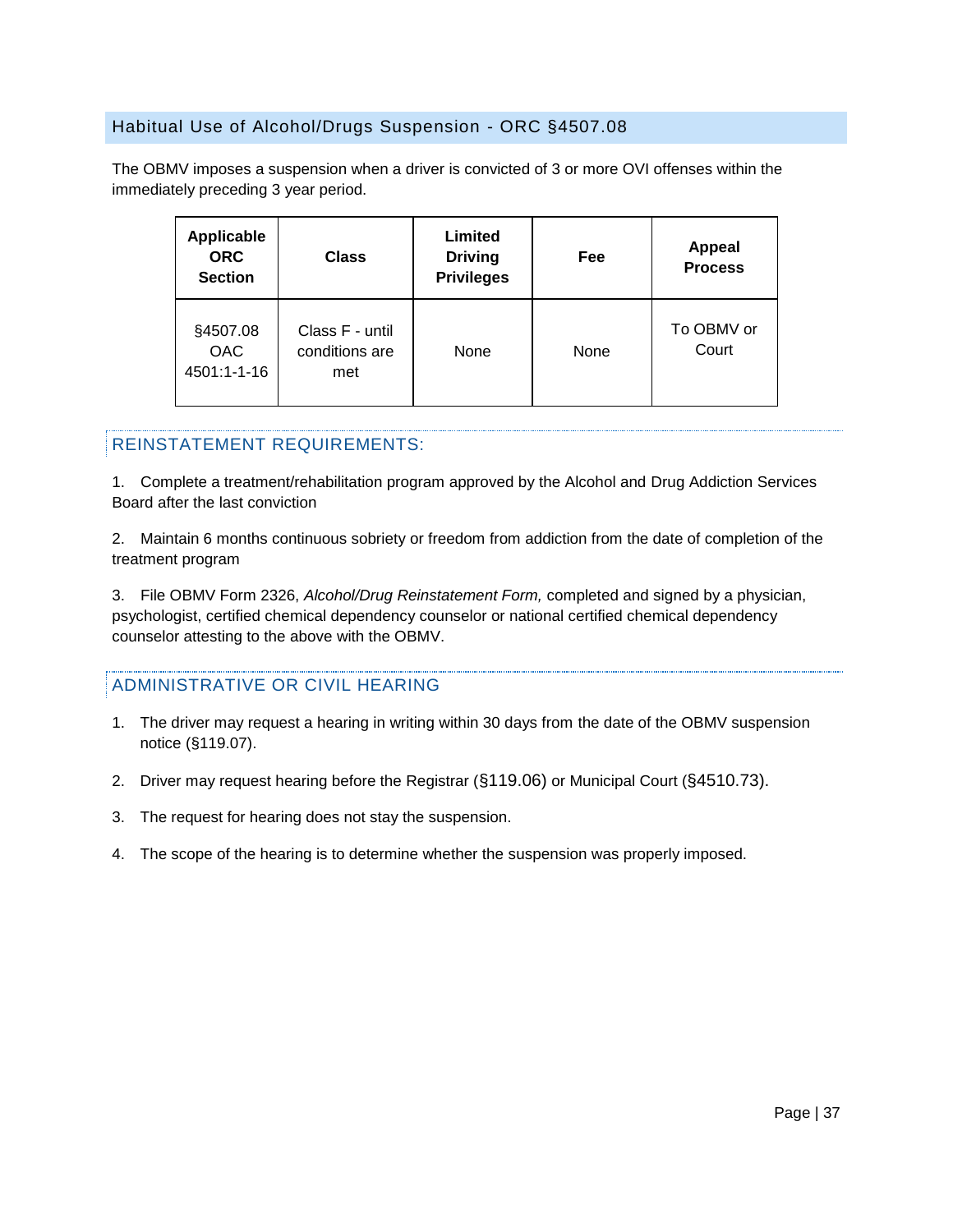## Habitual Use of Alcohol/Drugs Suspension - ORC §4507.08

The OBMV imposes a suspension when a driver is convicted of 3 or more OVI offenses within the immediately preceding 3 year period.

| Applicable ORC Section | Class | Limited Driving Privileges | Fee | Appeal Process |
|---|---|---|---|---|
| §4507.08 OAC 4501:1-1-16 | Class F - until conditions are met | None | None | To OBMV or Court |

### REINSTATEMENT REQUIREMENTS:

1. Complete a treatment/rehabilitation program approved by the Alcohol and Drug Addiction Services Board after the last conviction

2. Maintain 6 months continuous sobriety or freedom from addiction from the date of completion of the treatment program

3. File OBMV Form 2326, *Alcohol/Drug Reinstatement Form,* completed and signed by a physician, psychologist, certified chemical dependency counselor or national certified chemical dependency counselor attesting to the above with the OBMV.

### ADMINISTRATIVE OR CIVIL HEARING

1. The driver may request a hearing in writing within 30 days from the date of the OBMV suspension notice (§119.07).
2. Driver may request hearing before the Registrar (§119.06) or Municipal Court (§4510.73).
3. The request for hearing does not stay the suspension.
4. The scope of the hearing is to determine whether the suspension was properly imposed.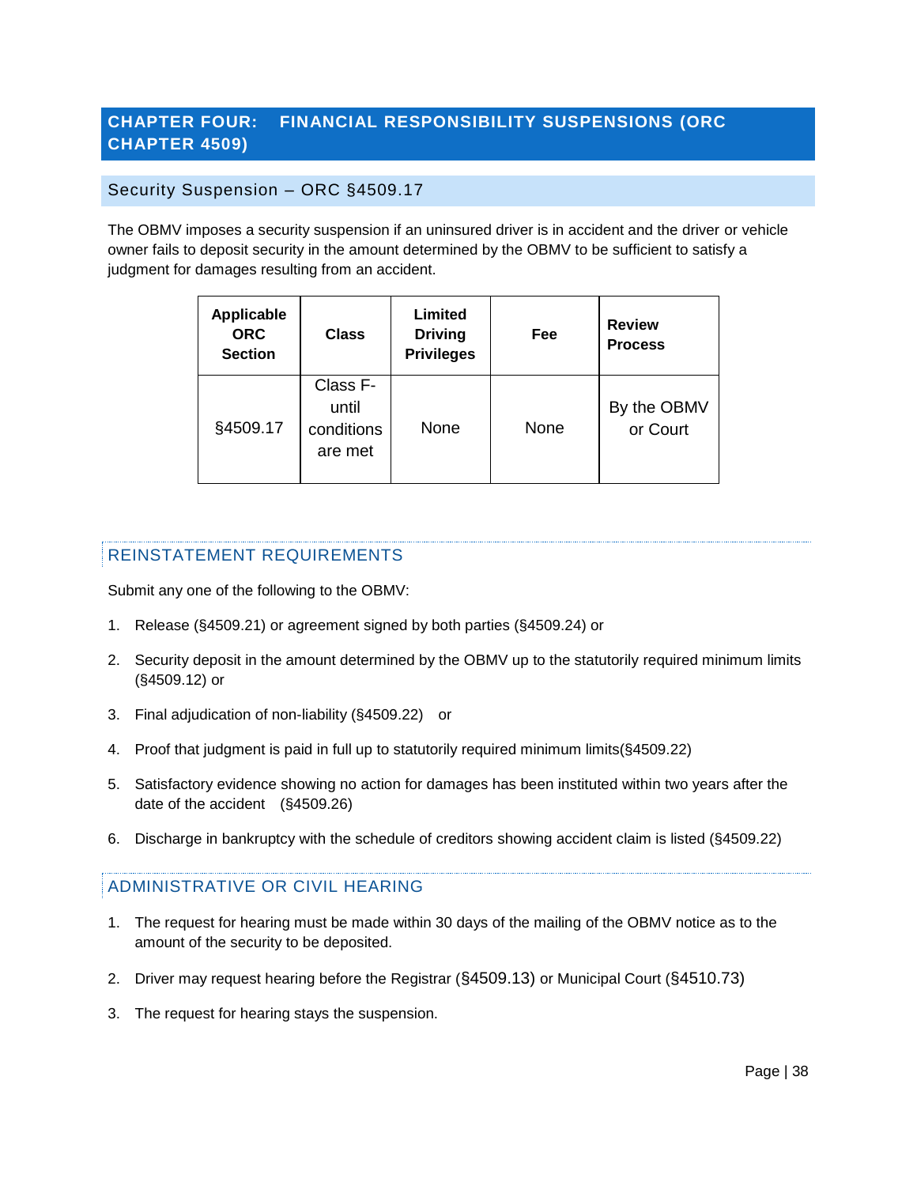# CHAPTER FOUR: FINANCIAL RESPONSIBILITY SUSPENSIONS (ORC CHAPTER 4509)

## Security Suspension – ORC §4509.17

The OBMV imposes a security suspension if an uninsured driver is in accident and the driver or vehicle owner fails to deposit security in the amount determined by the OBMV to be sufficient to satisfy a judgment for damages resulting from an accident.

| Applicable ORC Section | Class | Limited Driving Privileges | Fee | Review Process |
|---|---|---|---|---|
| §4509.17 | Class F- until conditions are met | None | None | By the OBMV or Court |

### REINSTATEMENT REQUIREMENTS

Submit any one of the following to the OBMV:

1. Release (§4509.21) or agreement signed by both parties (§4509.24) or
2. Security deposit in the amount determined by the OBMV up to the statutorily required minimum limits (§4509.12) or
3. Final adjudication of non-liability (§4509.22) or
4. Proof that judgment is paid in full up to statutorily required minimum limits(§4509.22)
5. Satisfactory evidence showing no action for damages has been instituted within two years after the date of the accident (§4509.26)
6. Discharge in bankruptcy with the schedule of creditors showing accident claim is listed (§4509.22)

### ADMINISTRATIVE OR CIVIL HEARING

1. The request for hearing must be made within 30 days of the mailing of the OBMV notice as to the amount of the security to be deposited.
2. Driver may request hearing before the Registrar (§4509.13) or Municipal Court (§4510.73)
3. The request for hearing stays the suspension.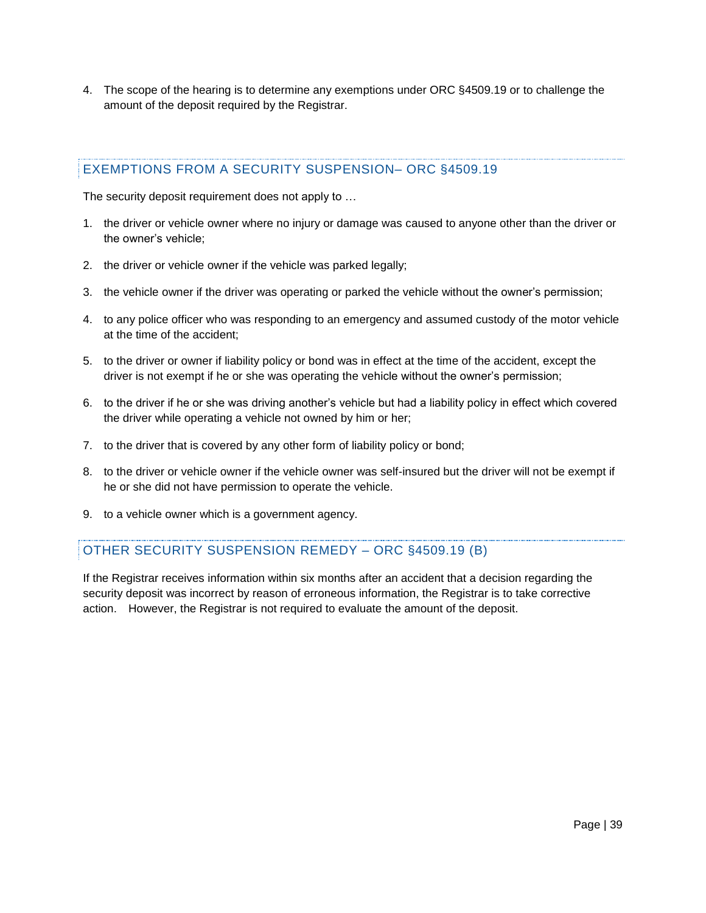4. The scope of the hearing is to determine any exemptions under ORC §4509.19 or to challenge the amount of the deposit required by the Registrar.

## EXEMPTIONS FROM A SECURITY SUSPENSION– ORC §4509.19

The security deposit requirement does not apply to …

1. the driver or vehicle owner where no injury or damage was caused to anyone other than the driver or the owner's vehicle;
2. the driver or vehicle owner if the vehicle was parked legally;
3. the vehicle owner if the driver was operating or parked the vehicle without the owner's permission;
4. to any police officer who was responding to an emergency and assumed custody of the motor vehicle at the time of the accident;
5. to the driver or owner if liability policy or bond was in effect at the time of the accident, except the driver is not exempt if he or she was operating the vehicle without the owner's permission;
6. to the driver if he or she was driving another's vehicle but had a liability policy in effect which covered the driver while operating a vehicle not owned by him or her;
7. to the driver that is covered by any other form of liability policy or bond;
8. to the driver or vehicle owner if the vehicle owner was self-insured but the driver will not be exempt if he or she did not have permission to operate the vehicle.
9. to a vehicle owner which is a government agency.

## OTHER SECURITY SUSPENSION REMEDY – ORC §4509.19 (B)

If the Registrar receives information within six months after an accident that a decision regarding the security deposit was incorrect by reason of erroneous information, the Registrar is to take corrective action. However, the Registrar is not required to evaluate the amount of the deposit.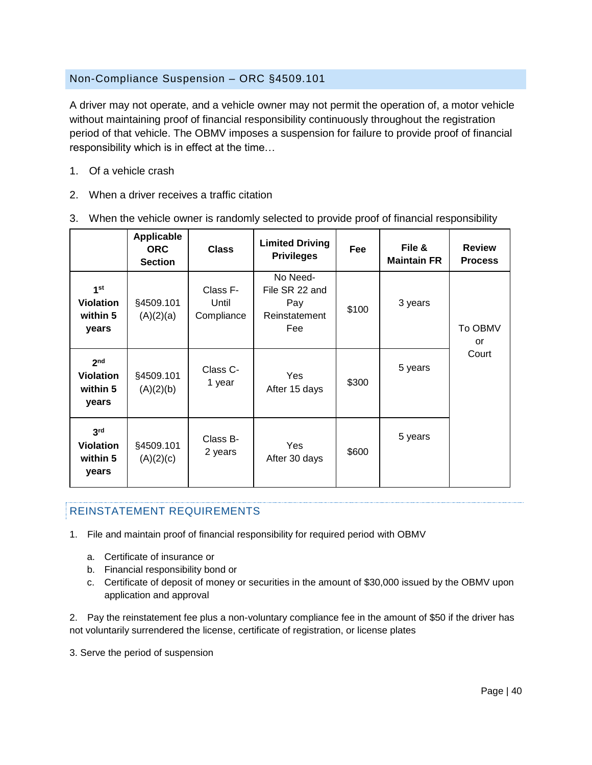## Non-Compliance Suspension – ORC §4509.101

A driver may not operate, and a vehicle owner may not permit the operation of, a motor vehicle without maintaining proof of financial responsibility continuously throughout the registration period of that vehicle. The OBMV imposes a suspension for failure to provide proof of financial responsibility which is in effect at the time…

1. Of a vehicle crash
2. When a driver receives a traffic citation
3. When the vehicle owner is randomly selected to provide proof of financial responsibility

| | Applicable ORC Section | Class | Limited Driving Privileges | Fee | File & Maintain FR | Review Process |
|---|---|---|---|---|---|---|
| **1st Violation within 5 years** | §4509.101 (A)(2)(a) | Class F- Until Compliance | No Need- File SR 22 and Pay Reinstatement Fee | $100 | 3 years | To OBMV or Court |
| **2nd Violation within 5 years** | §4509.101 (A)(2)(b) | Class C- 1 year | Yes After 15 days | $300 | 5 years | |
| **3rd Violation within 5 years** | §4509.101 (A)(2)(c) | Class B- 2 years | Yes After 30 days | $600 | 5 years | |

### REINSTATEMENT REQUIREMENTS

1. File and maintain proof of financial responsibility for required period with OBMV
   a. Certificate of insurance or
   b. Financial responsibility bond or
   c. Certificate of deposit of money or securities in the amount of $30,000 issued by the OBMV upon application and approval

2. Pay the reinstatement fee plus a non-voluntary compliance fee in the amount of $50 if the driver has not voluntarily surrendered the license, certificate of registration, or license plates

3. Serve the period of suspension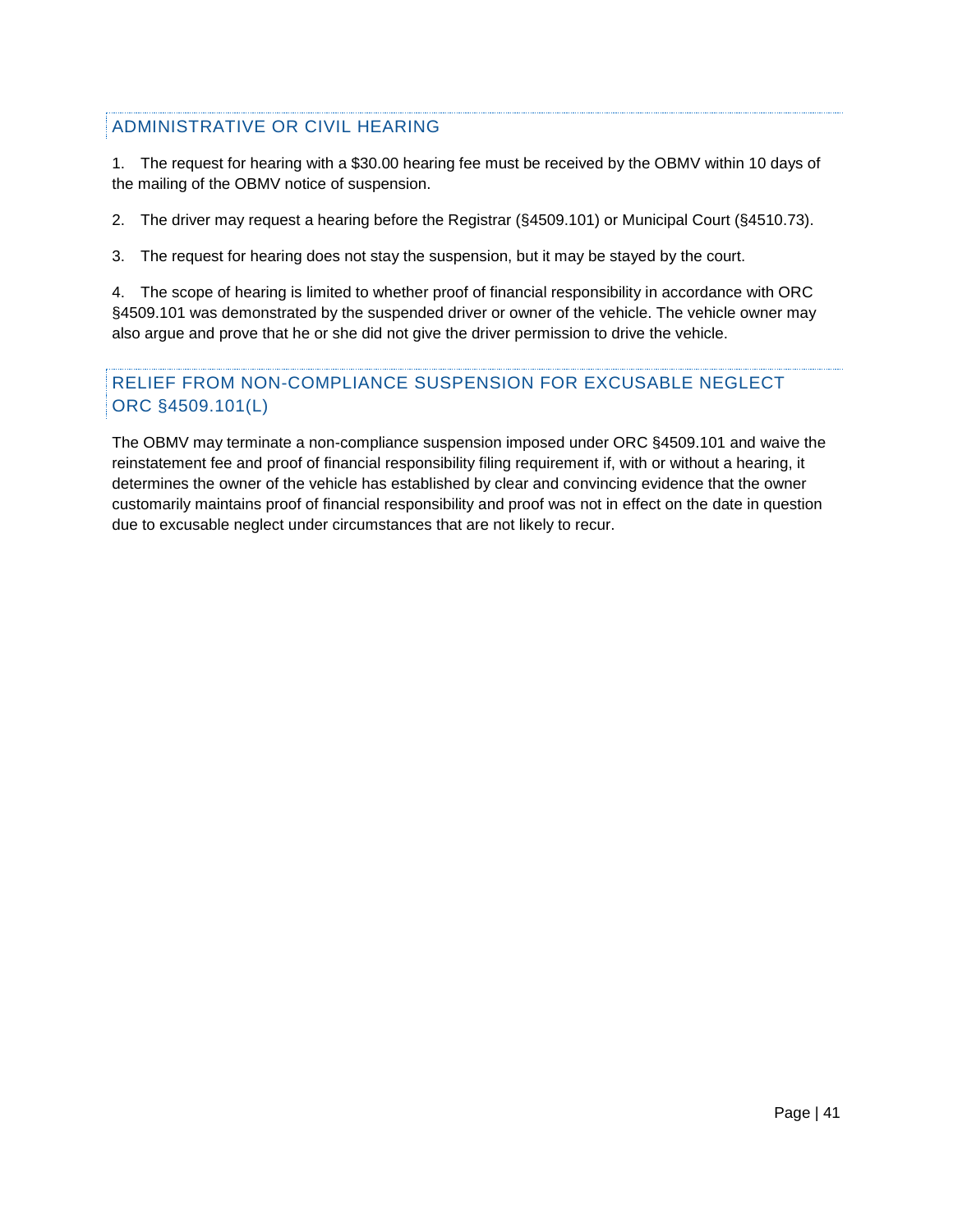## ADMINISTRATIVE OR CIVIL HEARING

1. The request for hearing with a $30.00 hearing fee must be received by the OBMV within 10 days of the mailing of the OBMV notice of suspension.

2. The driver may request a hearing before the Registrar (§4509.101) or Municipal Court (§4510.73).

3. The request for hearing does not stay the suspension, but it may be stayed by the court.

4. The scope of hearing is limited to whether proof of financial responsibility in accordance with ORC §4509.101 was demonstrated by the suspended driver or owner of the vehicle. The vehicle owner may also argue and prove that he or she did not give the driver permission to drive the vehicle.

## RELIEF FROM NON-COMPLIANCE SUSPENSION FOR EXCUSABLE NEGLECT ORC §4509.101(L)

The OBMV may terminate a non-compliance suspension imposed under ORC §4509.101 and waive the reinstatement fee and proof of financial responsibility filing requirement if, with or without a hearing, it determines the owner of the vehicle has established by clear and convincing evidence that the owner customarily maintains proof of financial responsibility and proof was not in effect on the date in question due to excusable neglect under circumstances that are not likely to recur.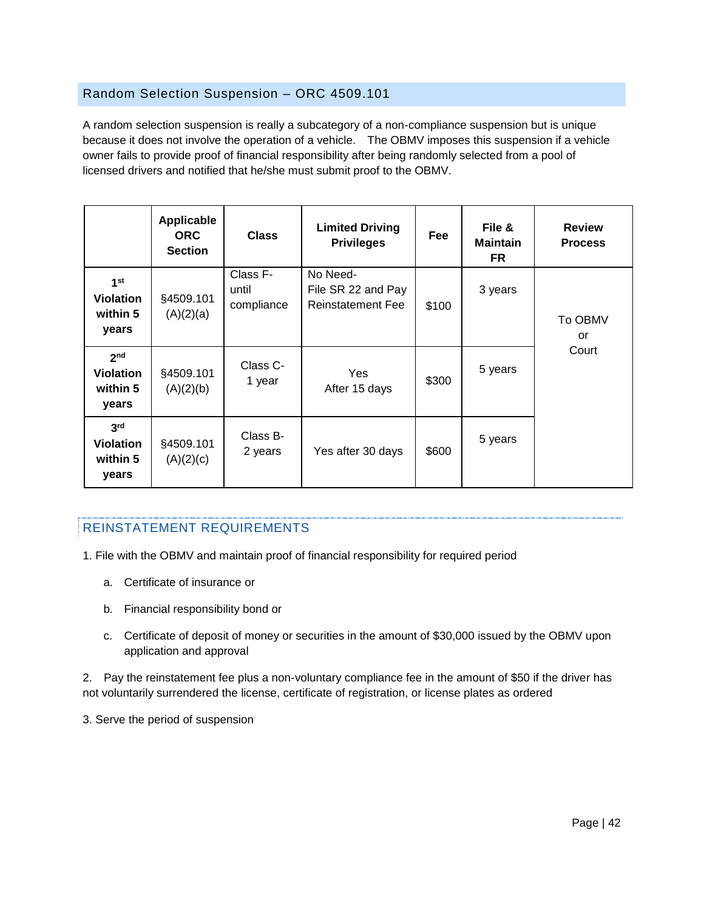## Random Selection Suspension – ORC 4509.101

A random selection suspension is really a subcategory of a non-compliance suspension but is unique because it does not involve the operation of a vehicle. The OBMV imposes this suspension if a vehicle owner fails to provide proof of financial responsibility after being randomly selected from a pool of licensed drivers and notified that he/she must submit proof to the OBMV.

| | Applicable ORC Section | Class | Limited Driving Privileges | Fee | File & Maintain FR | Review Process |
|---|---|---|---|---|---|---|
| **1st Violation within 5 years** | §4509.101 (A)(2)(a) | Class F- until compliance | No Need- File SR 22 and Pay Reinstatement Fee | $100 | 3 years | To OBMV or Court |
| **2nd Violation within 5 years** | §4509.101 (A)(2)(b) | Class C- 1 year | Yes After 15 days | $300 | 5 years | |
| **3rd Violation within 5 years** | §4509.101 (A)(2)(c) | Class B- 2 years | Yes after 30 days | $600 | 5 years | |

## REINSTATEMENT REQUIREMENTS

1. File with the OBMV and maintain proof of financial responsibility for required period
   a. Certificate of insurance or
   b. Financial responsibility bond or
   c. Certificate of deposit of money or securities in the amount of $30,000 issued by the OBMV upon application and approval
2. Pay the reinstatement fee plus a non-voluntary compliance fee in the amount of $50 if the driver has not voluntarily surrendered the license, certificate of registration, or license plates as ordered
3. Serve the period of suspension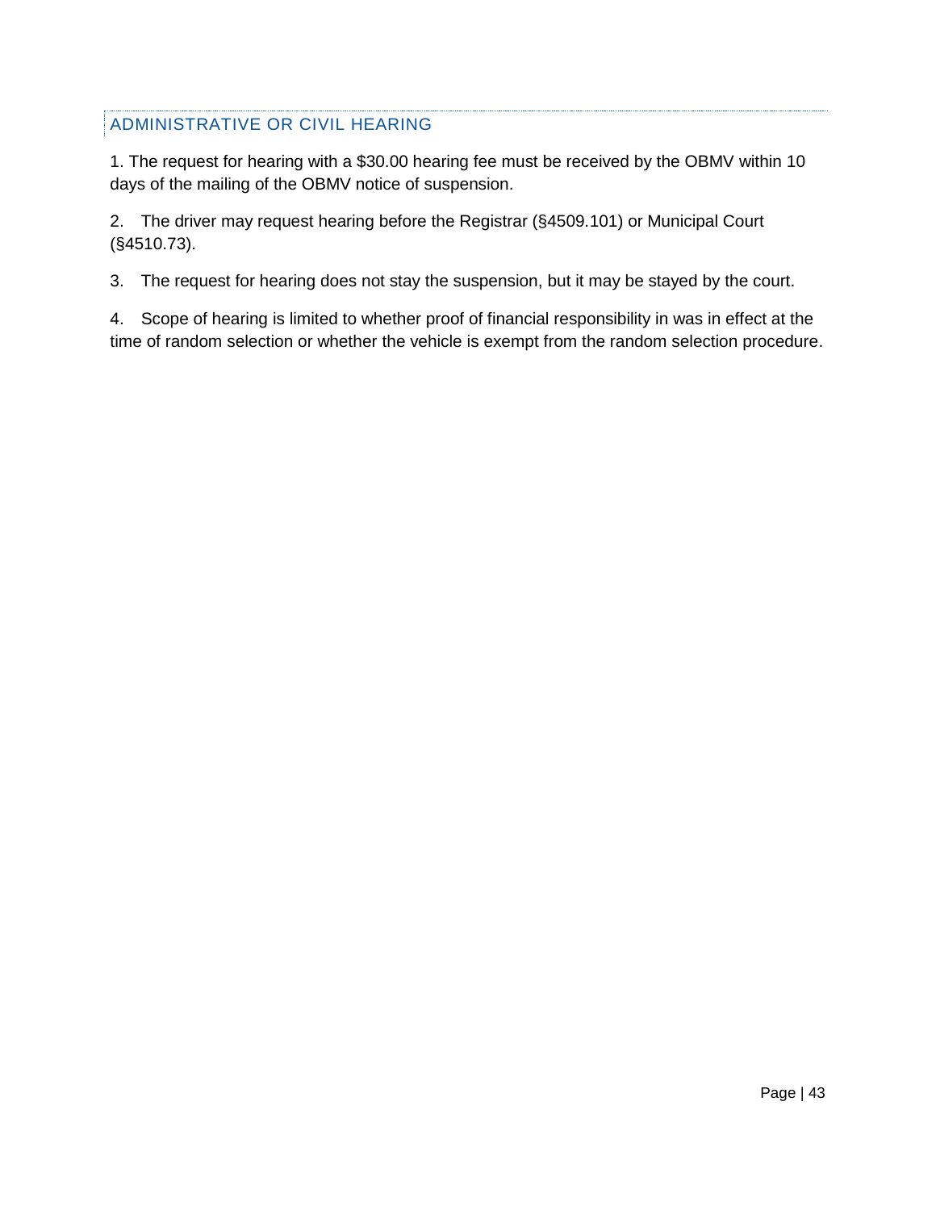## ADMINISTRATIVE OR CIVIL HEARING

1. The request for hearing with a $30.00 hearing fee must be received by the OBMV within 10 days of the mailing of the OBMV notice of suspension.

2. The driver may request hearing before the Registrar (§4509.101) or Municipal Court (§4510.73).

3. The request for hearing does not stay the suspension, but it may be stayed by the court.

4. Scope of hearing is limited to whether proof of financial responsibility in was in effect at the time of random selection or whether the vehicle is exempt from the random selection procedure.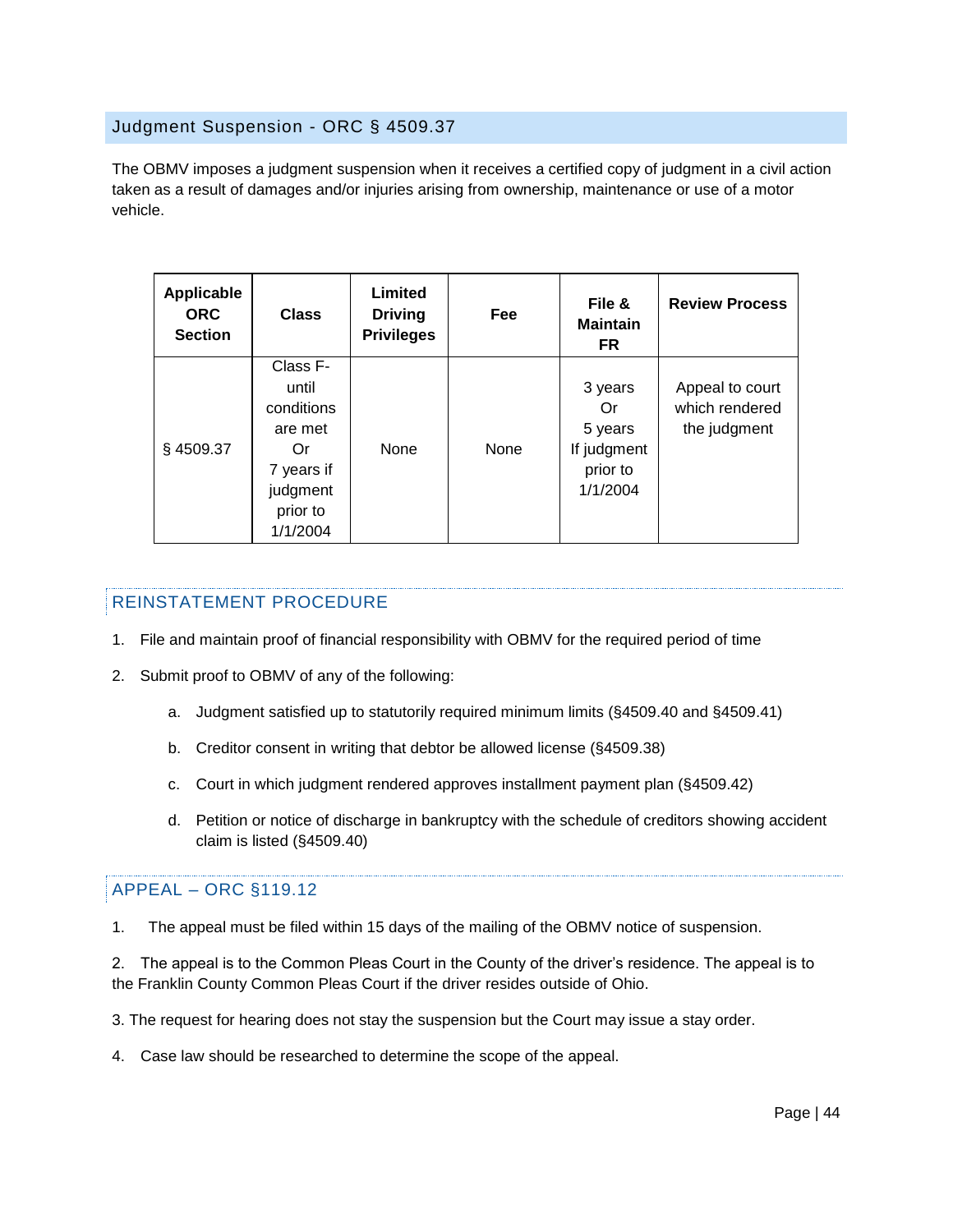## Judgment Suspension - ORC § 4509.37

The OBMV imposes a judgment suspension when it receives a certified copy of judgment in a civil action taken as a result of damages and/or injuries arising from ownership, maintenance or use of a motor vehicle.

| Applicable ORC Section | Class | Limited Driving Privileges | Fee | File & Maintain FR | Review Process |
|---|---|---|---|---|---|
| § 4509.37 | Class F- until conditions are met Or 7 years if judgment prior to 1/1/2004 | None | None | 3 years Or 5 years If judgment prior to 1/1/2004 | Appeal to court which rendered the judgment |

### REINSTATEMENT PROCEDURE

1. File and maintain proof of financial responsibility with OBMV for the required period of time
2. Submit proof to OBMV of any of the following:
   a. Judgment satisfied up to statutorily required minimum limits (§4509.40 and §4509.41)
   b. Creditor consent in writing that debtor be allowed license (§4509.38)
   c. Court in which judgment rendered approves installment payment plan (§4509.42)
   d. Petition or notice of discharge in bankruptcy with the schedule of creditors showing accident claim is listed (§4509.40)

### APPEAL – ORC §119.12

1. The appeal must be filed within 15 days of the mailing of the OBMV notice of suspension.
2. The appeal is to the Common Pleas Court in the County of the driver's residence. The appeal is to the Franklin County Common Pleas Court if the driver resides outside of Ohio.
3. The request for hearing does not stay the suspension but the Court may issue a stay order.
4. Case law should be researched to determine the scope of the appeal.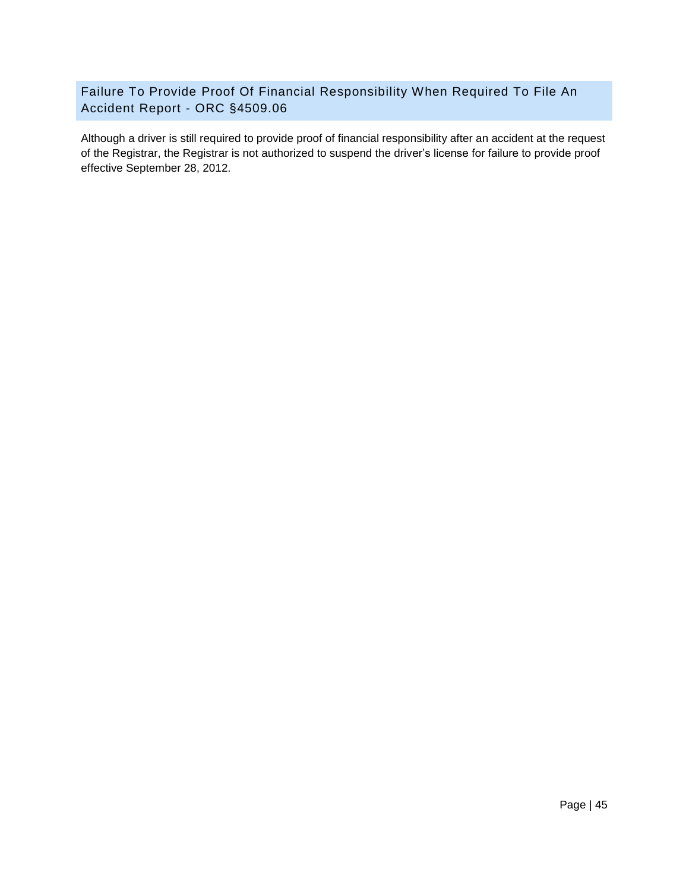## Failure To Provide Proof Of Financial Responsibility When Required To File An Accident Report - ORC §4509.06

Although a driver is still required to provide proof of financial responsibility after an accident at the request of the Registrar, the Registrar is not authorized to suspend the driver's license for failure to provide proof effective September 28, 2012.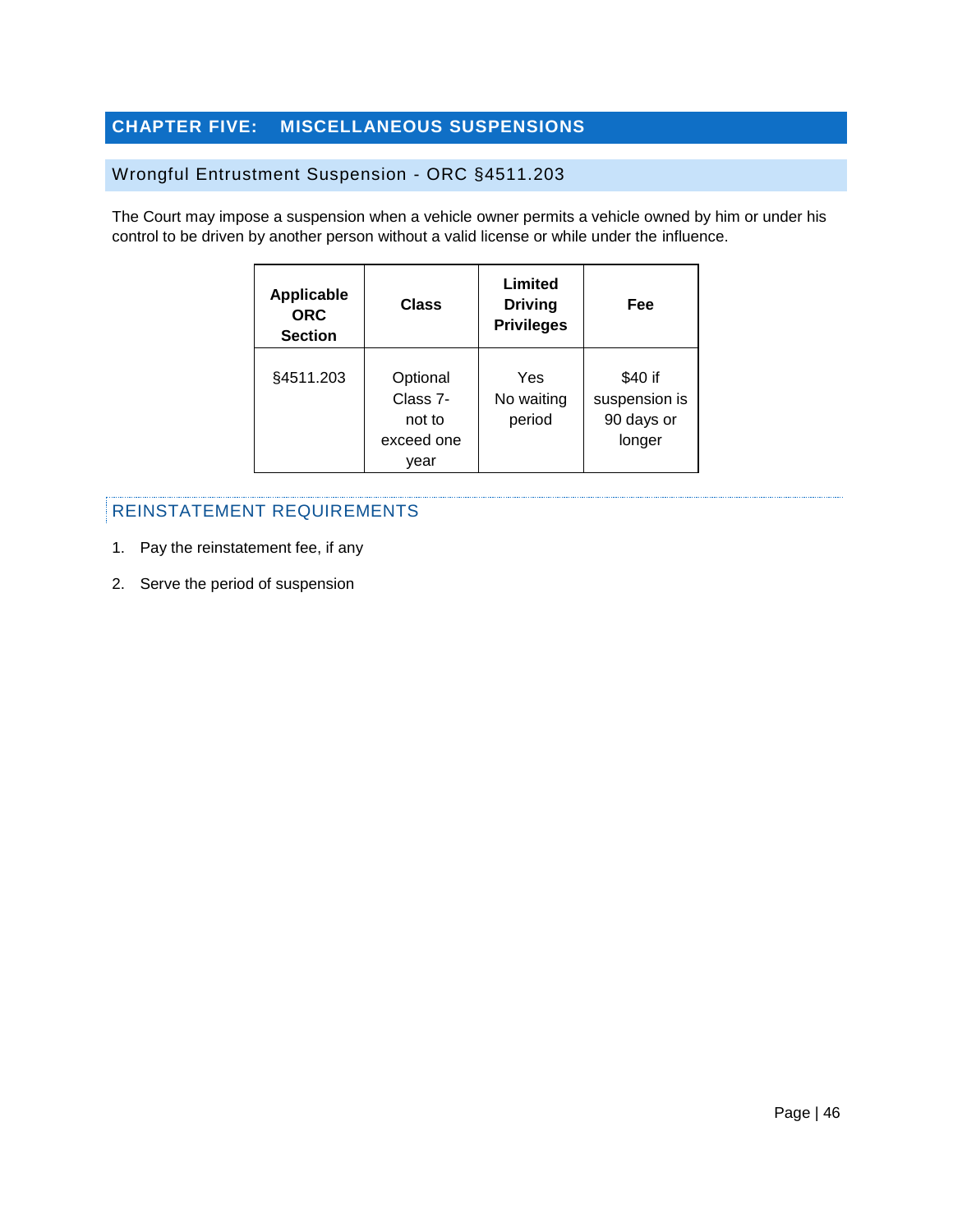# CHAPTER FIVE: MISCELLANEOUS SUSPENSIONS

## Wrongful Entrustment Suspension - ORC §4511.203

The Court may impose a suspension when a vehicle owner permits a vehicle owned by him or under his control to be driven by another person without a valid license or while under the influence.

| Applicable ORC Section | Class | Limited Driving Privileges | Fee |
|---|---|---|---|
| §4511.203 | Optional Class 7- not to exceed one year | Yes No waiting period | $40 if suspension is 90 days or longer |

### REINSTATEMENT REQUIREMENTS

1. Pay the reinstatement fee, if any
2. Serve the period of suspension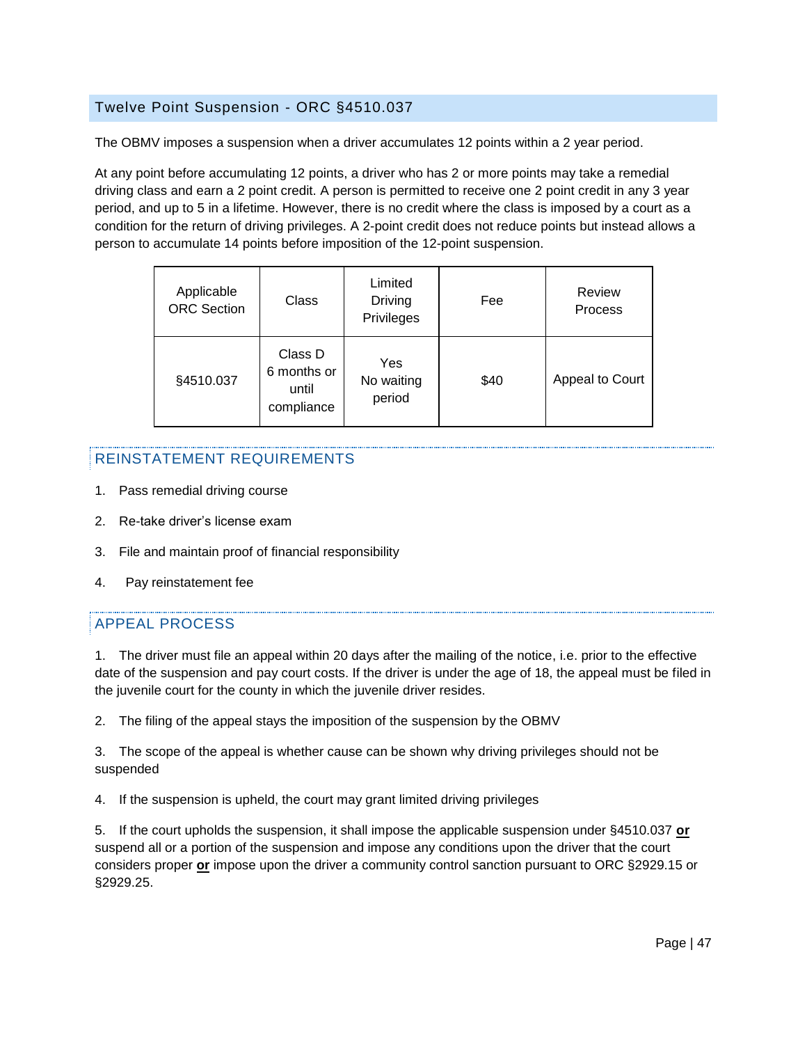## Twelve Point Suspension - ORC §4510.037

The OBMV imposes a suspension when a driver accumulates 12 points within a 2 year period.

At any point before accumulating 12 points, a driver who has 2 or more points may take a remedial driving class and earn a 2 point credit. A person is permitted to receive one 2 point credit in any 3 year period, and up to 5 in a lifetime. However, there is no credit where the class is imposed by a court as a condition for the return of driving privileges. A 2-point credit does not reduce points but instead allows a person to accumulate 14 points before imposition of the 12-point suspension.

| Applicable ORC Section | Class | Limited Driving Privileges | Fee | Review Process |
|---|---|---|---|---|
| §4510.037 | Class D 6 months or until compliance | Yes No waiting period | $40 | Appeal to Court |

### REINSTATEMENT REQUIREMENTS

1. Pass remedial driving course
2. Re-take driver's license exam
3. File and maintain proof of financial responsibility
4. Pay reinstatement fee

### APPEAL PROCESS

1. The driver must file an appeal within 20 days after the mailing of the notice, i.e. prior to the effective date of the suspension and pay court costs. If the driver is under the age of 18, the appeal must be filed in the juvenile court for the county in which the juvenile driver resides.

2. The filing of the appeal stays the imposition of the suspension by the OBMV

3. The scope of the appeal is whether cause can be shown why driving privileges should not be suspended

4. If the suspension is upheld, the court may grant limited driving privileges

5. If the court upholds the suspension, it shall impose the applicable suspension under §4510.037 **or** suspend all or a portion of the suspension and impose any conditions upon the driver that the court considers proper **or** impose upon the driver a community control sanction pursuant to ORC §2929.15 or §2929.25.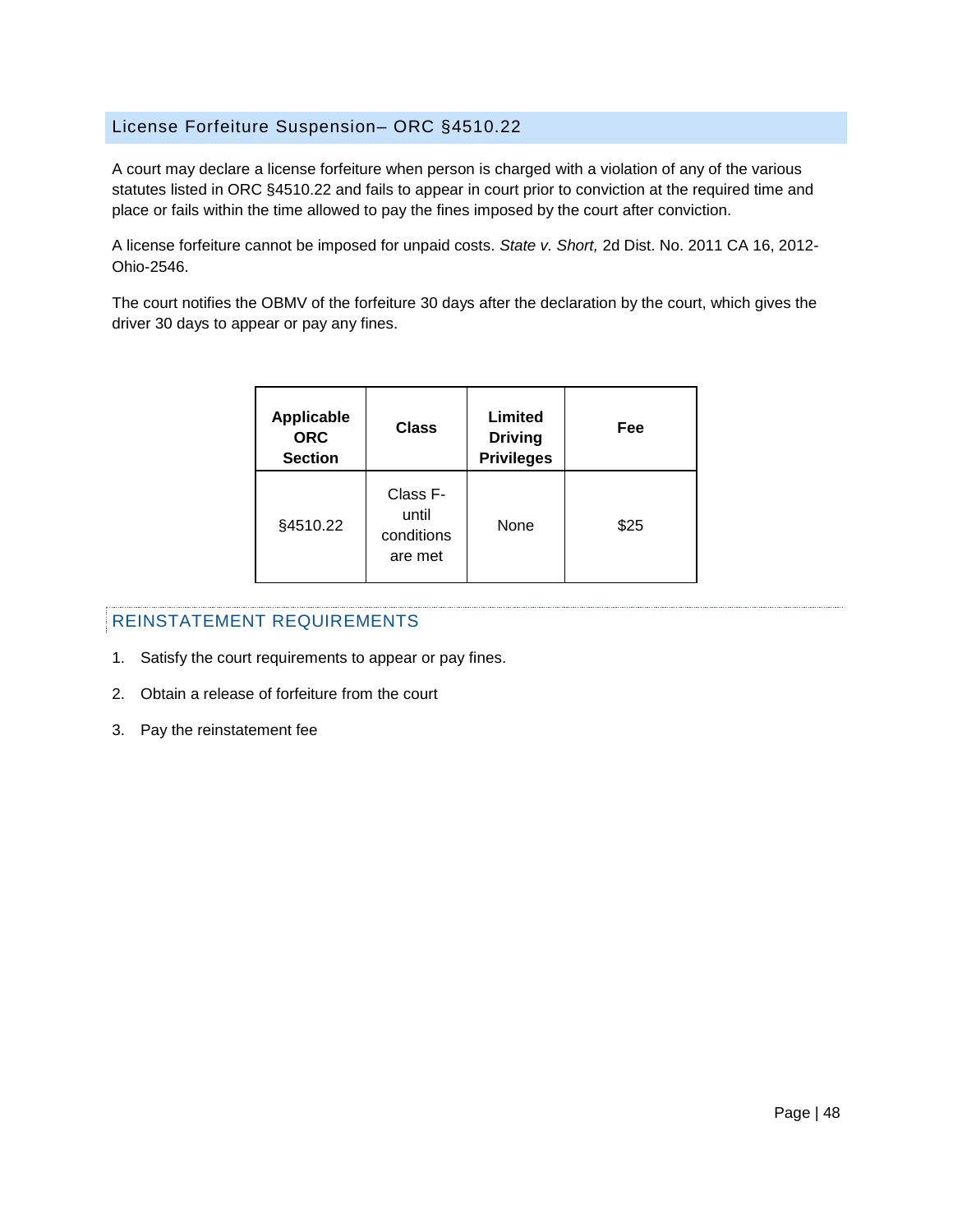## License Forfeiture Suspension– ORC §4510.22

A court may declare a license forfeiture when person is charged with a violation of any of the various statutes listed in ORC §4510.22 and fails to appear in court prior to conviction at the required time and place or fails within the time allowed to pay the fines imposed by the court after conviction.

A license forfeiture cannot be imposed for unpaid costs. *State v. Short,* 2d Dist. No. 2011 CA 16, 2012-Ohio-2546.

The court notifies the OBMV of the forfeiture 30 days after the declaration by the court, which gives the driver 30 days to appear or pay any fines.

| Applicable ORC Section | Class | Limited Driving Privileges | Fee |
|---|---|---|---|
| §4510.22 | Class F- until conditions are met | None | $25 |

### REINSTATEMENT REQUIREMENTS

1. Satisfy the court requirements to appear or pay fines.
2. Obtain a release of forfeiture from the court
3. Pay the reinstatement fee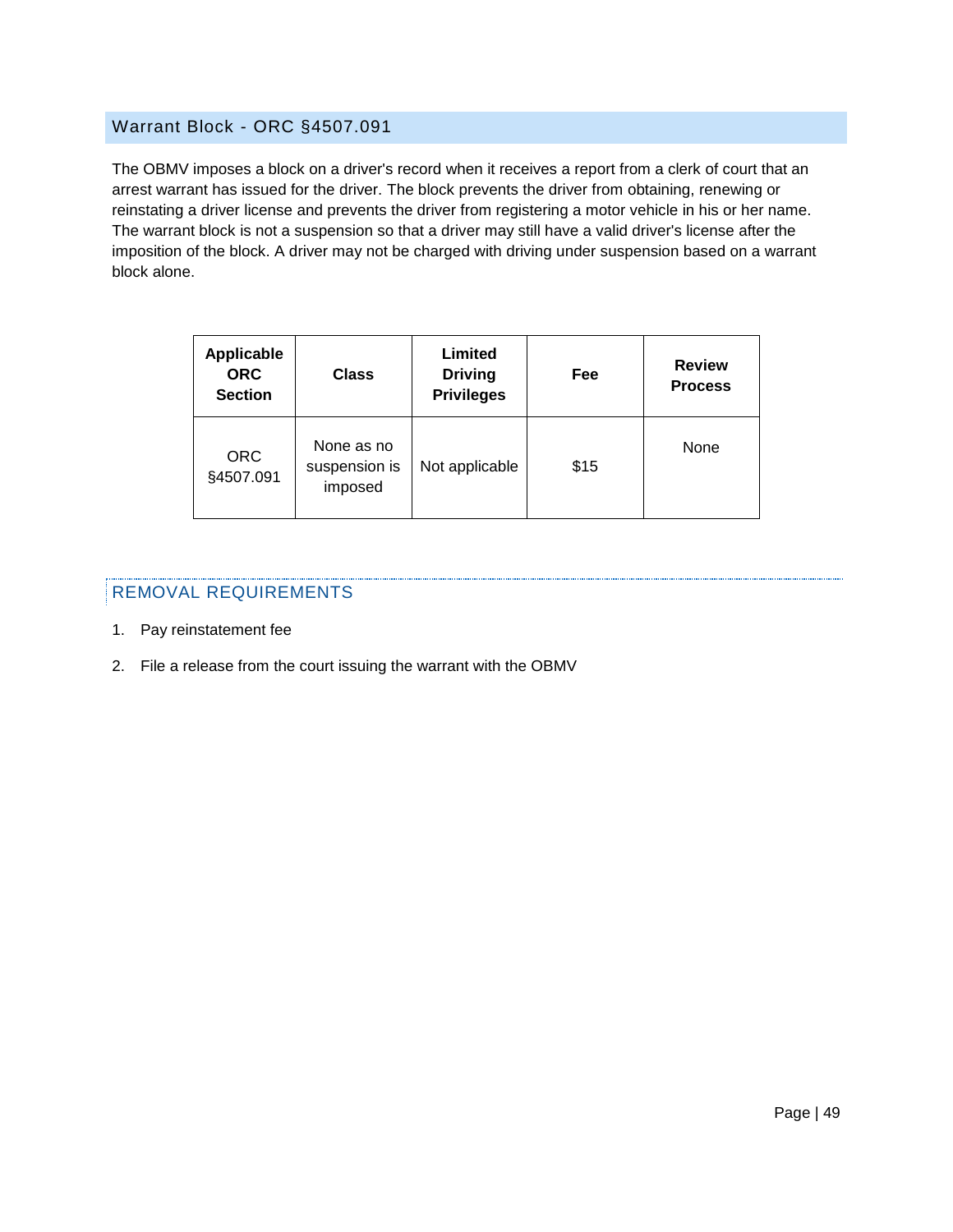## Warrant Block - ORC §4507.091

The OBMV imposes a block on a driver's record when it receives a report from a clerk of court that an arrest warrant has issued for the driver. The block prevents the driver from obtaining, renewing or reinstating a driver license and prevents the driver from registering a motor vehicle in his or her name. The warrant block is not a suspension so that a driver may still have a valid driver's license after the imposition of the block. A driver may not be charged with driving under suspension based on a warrant block alone.

| Applicable ORC Section | Class | Limited Driving Privileges | Fee | Review Process |
| --- | --- | --- | --- | --- |
| ORC §4507.091 | None as no suspension is imposed | Not applicable | $15 | None |

### REMOVAL REQUIREMENTS

1. Pay reinstatement fee
2. File a release from the court issuing the warrant with the OBMV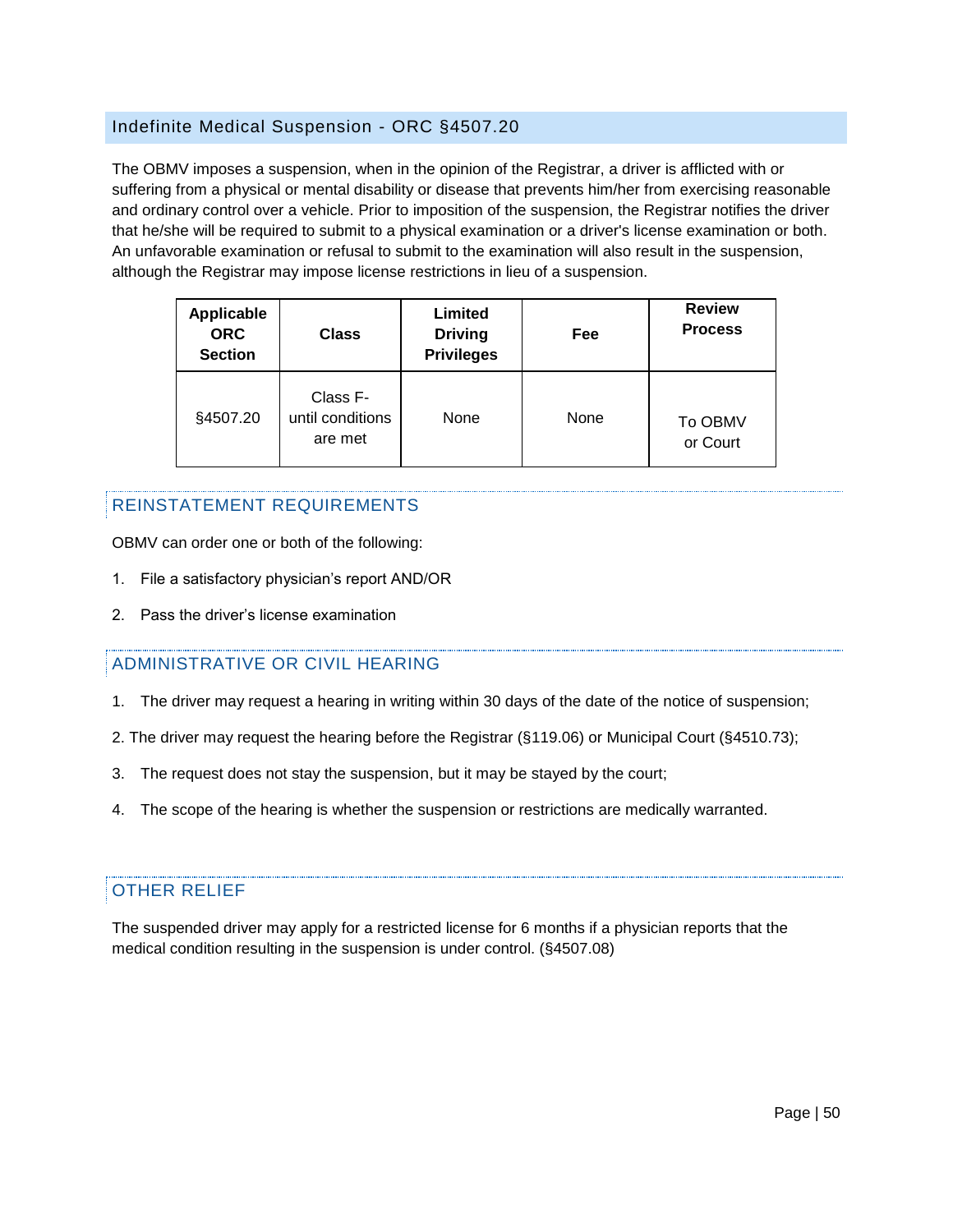## Indefinite Medical Suspension - ORC §4507.20

The OBMV imposes a suspension, when in the opinion of the Registrar, a driver is afflicted with or suffering from a physical or mental disability or disease that prevents him/her from exercising reasonable and ordinary control over a vehicle. Prior to imposition of the suspension, the Registrar notifies the driver that he/she will be required to submit to a physical examination or a driver's license examination or both. An unfavorable examination or refusal to submit to the examination will also result in the suspension, although the Registrar may impose license restrictions in lieu of a suspension.

| Applicable ORC Section | Class | Limited Driving Privileges | Fee | Review Process |
|---|---|---|---|---|
| §4507.20 | Class F- until conditions are met | None | None | To OBMV or Court |

### REINSTATEMENT REQUIREMENTS

OBMV can order one or both of the following:

1. File a satisfactory physician's report AND/OR
2. Pass the driver's license examination

### ADMINISTRATIVE OR CIVIL HEARING

1. The driver may request a hearing in writing within 30 days of the date of the notice of suspension;
2. The driver may request the hearing before the Registrar (§119.06) or Municipal Court (§4510.73);
3. The request does not stay the suspension, but it may be stayed by the court;
4. The scope of the hearing is whether the suspension or restrictions are medically warranted.

### OTHER RELIEF

The suspended driver may apply for a restricted license for 6 months if a physician reports that the medical condition resulting in the suspension is under control. (§4507.08)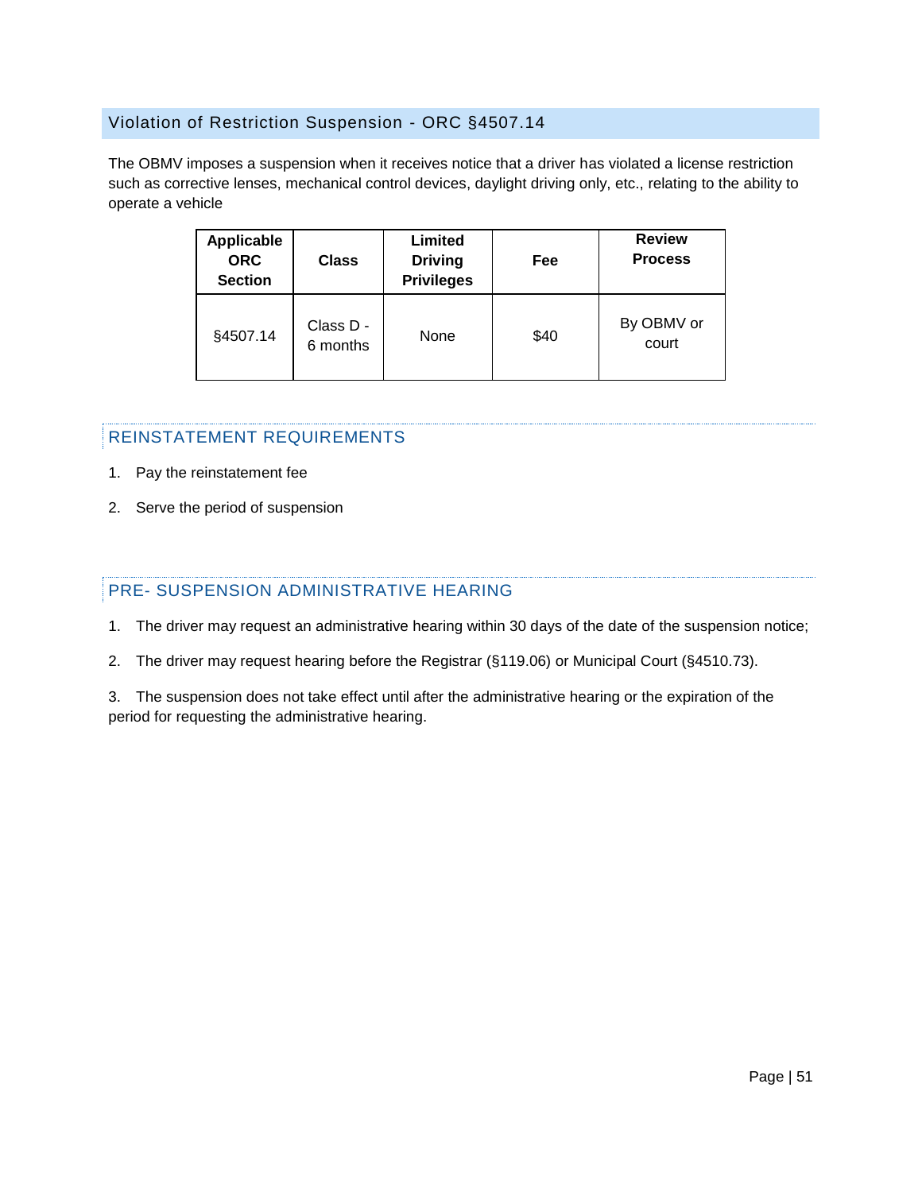## Violation of Restriction Suspension - ORC §4507.14

The OBMV imposes a suspension when it receives notice that a driver has violated a license restriction such as corrective lenses, mechanical control devices, daylight driving only, etc., relating to the ability to operate a vehicle

| Applicable ORC Section | Class | Limited Driving Privileges | Fee | Review Process |
|---|---|---|---|---|
| §4507.14 | Class D - 6 months | None | $40 | By OBMV or court |

### REINSTATEMENT REQUIREMENTS

1. Pay the reinstatement fee
2. Serve the period of suspension

### PRE- SUSPENSION ADMINISTRATIVE HEARING

1. The driver may request an administrative hearing within 30 days of the date of the suspension notice;
2. The driver may request hearing before the Registrar (§119.06) or Municipal Court (§4510.73).
3. The suspension does not take effect until after the administrative hearing or the expiration of the period for requesting the administrative hearing.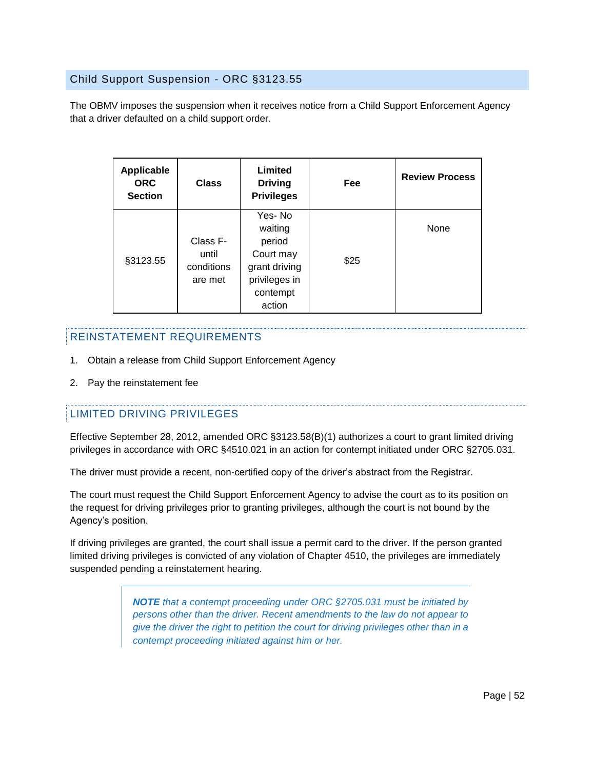## Child Support Suspension - ORC §3123.55

The OBMV imposes the suspension when it receives notice from a Child Support Enforcement Agency that a driver defaulted on a child support order.

| Applicable ORC Section | Class | Limited Driving Privileges | Fee | Review Process |
|---|---|---|---|---|
| §3123.55 | Class F- until conditions are met | Yes- No waiting period Court may grant driving privileges in contempt action | $25 | None |

### REINSTATEMENT REQUIREMENTS

1. Obtain a release from Child Support Enforcement Agency
2. Pay the reinstatement fee

### LIMITED DRIVING PRIVILEGES

Effective September 28, 2012, amended ORC §3123.58(B)(1) authorizes a court to grant limited driving privileges in accordance with ORC §4510.021 in an action for contempt initiated under ORC §2705.031.

The driver must provide a recent, non-certified copy of the driver's abstract from the Registrar.

The court must request the Child Support Enforcement Agency to advise the court as to its position on the request for driving privileges prior to granting privileges, although the court is not bound by the Agency's position.

If driving privileges are granted, the court shall issue a permit card to the driver. If the person granted limited driving privileges is convicted of any violation of Chapter 4510, the privileges are immediately suspended pending a reinstatement hearing.

> ***NOTE** that a contempt proceeding under ORC §2705.031 must be initiated by persons other than the driver. Recent amendments to the law do not appear to give the driver the right to petition the court for driving privileges other than in a contempt proceeding initiated against him or her.*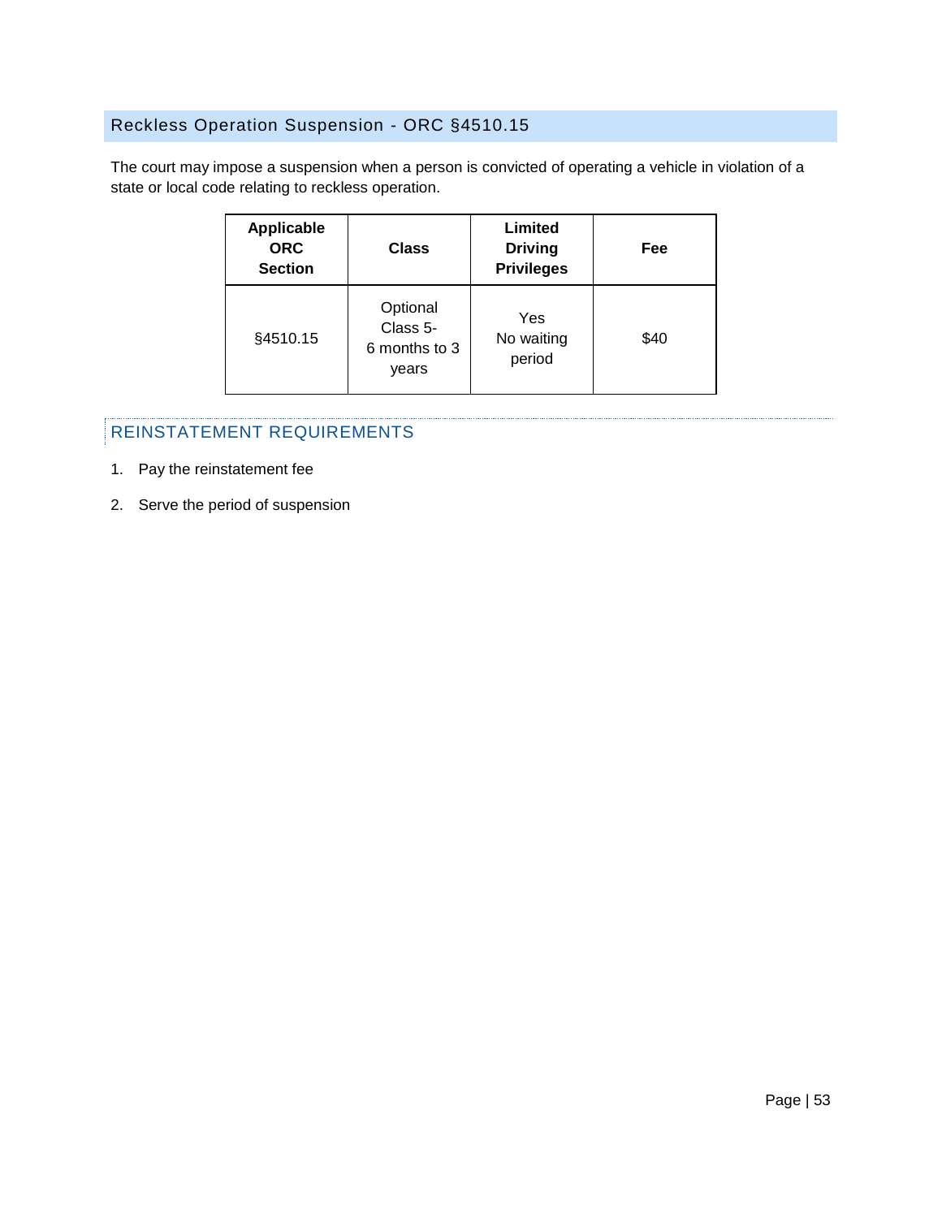## Reckless Operation Suspension - ORC §4510.15

The court may impose a suspension when a person is convicted of operating a vehicle in violation of a state or local code relating to reckless operation.

| Applicable ORC Section | Class | Limited Driving Privileges | Fee |
|---|---|---|---|
| §4510.15 | Optional Class 5- 6 months to 3 years | Yes No waiting period | $40 |

### REINSTATEMENT REQUIREMENTS

1. Pay the reinstatement fee
2. Serve the period of suspension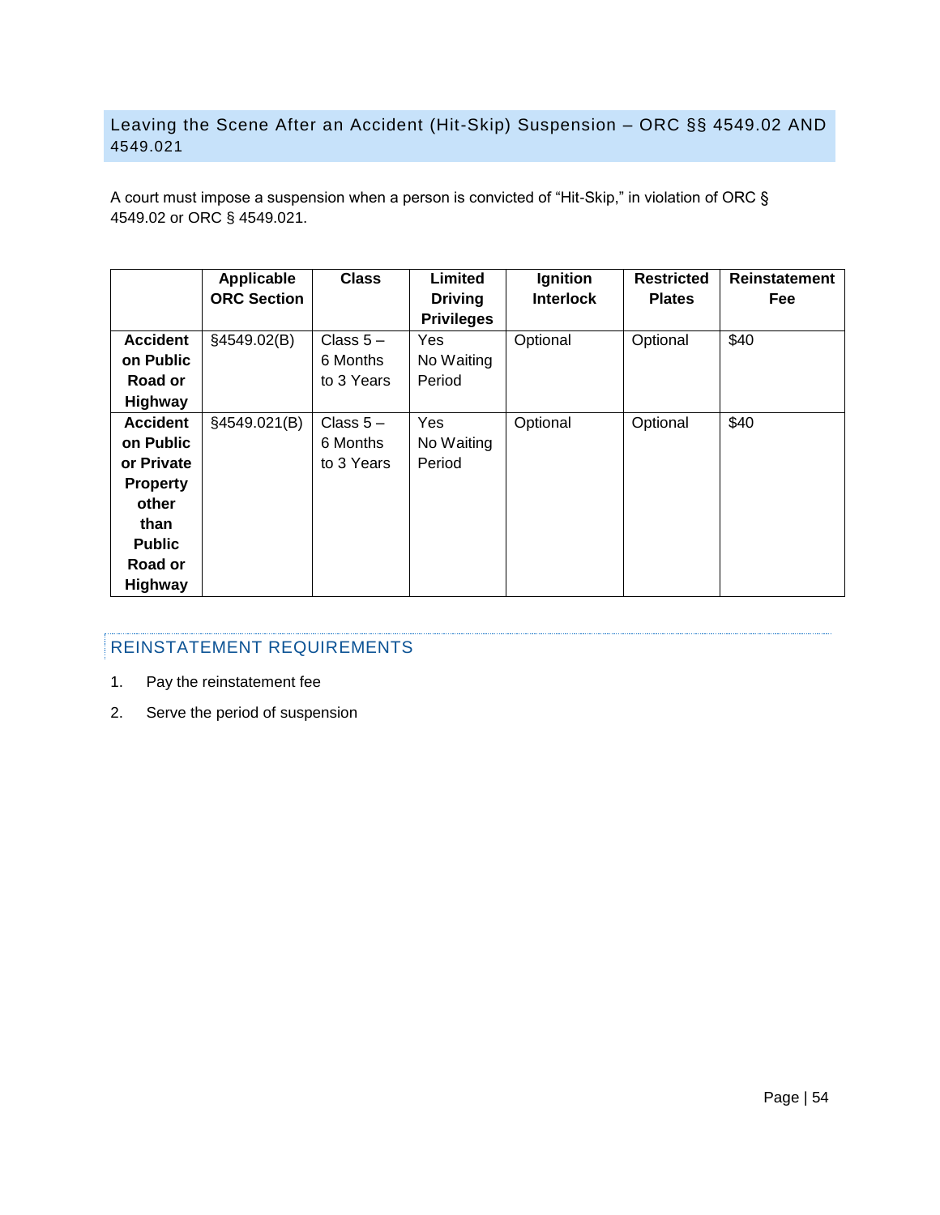## Leaving the Scene After an Accident (Hit-Skip) Suspension – ORC §§ 4549.02 AND 4549.021

A court must impose a suspension when a person is convicted of "Hit-Skip," in violation of ORC § 4549.02 or ORC § 4549.021.

| | Applicable ORC Section | Class | Limited Driving Privileges | Ignition Interlock | Restricted Plates | Reinstatement Fee |
|---|---|---|---|---|---|---|
| **Accident on Public Road or Highway** | §4549.02(B) | Class 5 – 6 Months to 3 Years | Yes No Waiting Period | Optional | Optional | $40 |
| **Accident on Public or Private Property other than Public Road or Highway** | §4549.021(B) | Class 5 – 6 Months to 3 Years | Yes No Waiting Period | Optional | Optional | $40 |

### REINSTATEMENT REQUIREMENTS

1. Pay the reinstatement fee
2. Serve the period of suspension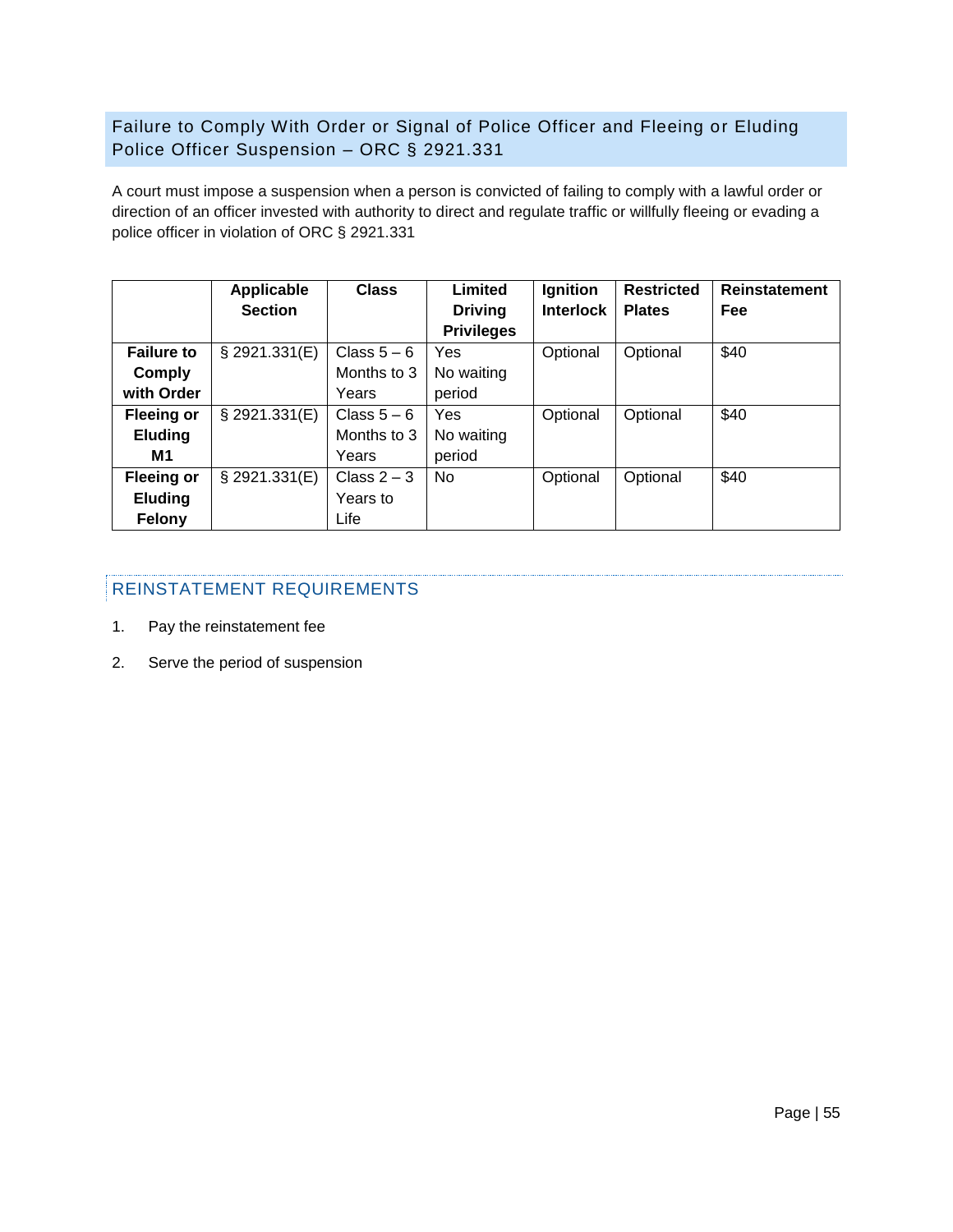## Failure to Comply With Order or Signal of Police Officer and Fleeing or Eluding Police Officer Suspension – ORC § 2921.331

A court must impose a suspension when a person is convicted of failing to comply with a lawful order or direction of an officer invested with authority to direct and regulate traffic or willfully fleeing or evading a police officer in violation of ORC § 2921.331

| | Applicable Section | Class | Limited Driving Privileges | Ignition Interlock | Restricted Plates | Reinstatement Fee |
|---|---|---|---|---|---|---|
| **Failure to Comply with Order** | § 2921.331(E) | Class 5 – 6 Months to 3 Years | Yes No waiting period | Optional | Optional | $40 |
| **Fleeing or Eluding M1** | § 2921.331(E) | Class 5 – 6 Months to 3 Years | Yes No waiting period | Optional | Optional | $40 |
| **Fleeing or Eluding Felony** | § 2921.331(E) | Class 2 – 3 Years to Life | No | Optional | Optional | $40 |

### REINSTATEMENT REQUIREMENTS

1. Pay the reinstatement fee
2. Serve the period of suspension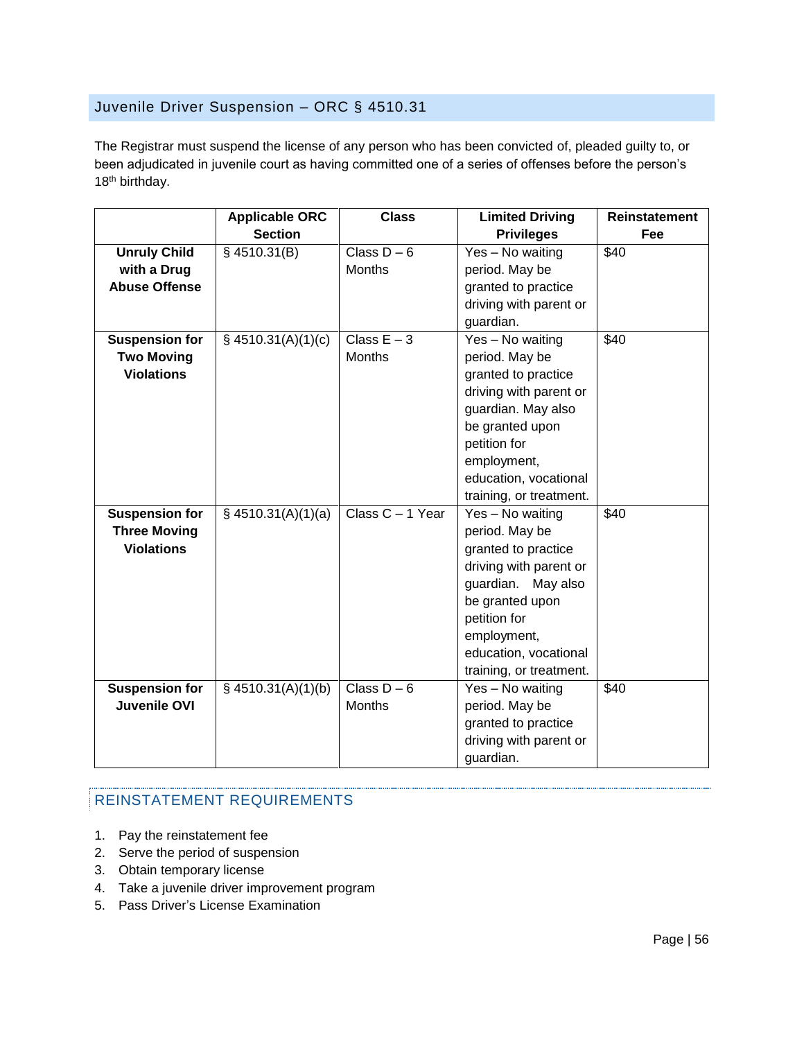## Juvenile Driver Suspension – ORC § 4510.31

The Registrar must suspend the license of any person who has been convicted of, pleaded guilty to, or been adjudicated in juvenile court as having committed one of a series of offenses before the person's 18th birthday.

| | Applicable ORC Section | Class | Limited Driving Privileges | Reinstatement Fee |
|---|---|---|---|---|
| **Unruly Child with a Drug Abuse Offense** | § 4510.31(B) | Class D – 6 Months | Yes – No waiting period. May be granted to practice driving with parent or guardian. | $40 |
| **Suspension for Two Moving Violations** | § 4510.31(A)(1)(c) | Class E – 3 Months | Yes – No waiting period. May be granted to practice driving with parent or guardian. May also be granted upon petition for employment, education, vocational training, or treatment. | $40 |
| **Suspension for Three Moving Violations** | § 4510.31(A)(1)(a) | Class C – 1 Year | Yes – No waiting period. May be granted to practice driving with parent or guardian. May also be granted upon petition for employment, education, vocational training, or treatment. | $40 |
| **Suspension for Juvenile OVI** | § 4510.31(A)(1)(b) | Class D – 6 Months | Yes – No waiting period. May be granted to practice driving with parent or guardian. | $40 |

### REINSTATEMENT REQUIREMENTS

1. Pay the reinstatement fee
2. Serve the period of suspension
3. Obtain temporary license
4. Take a juvenile driver improvement program
5. Pass Driver's License Examination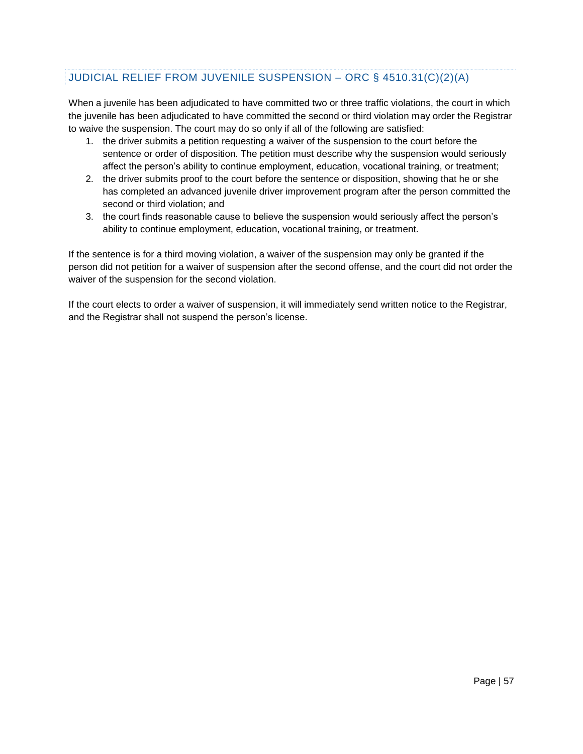## JUDICIAL RELIEF FROM JUVENILE SUSPENSION – ORC § 4510.31(C)(2)(A)

When a juvenile has been adjudicated to have committed two or three traffic violations, the court in which the juvenile has been adjudicated to have committed the second or third violation may order the Registrar to waive the suspension. The court may do so only if all of the following are satisfied:

1. the driver submits a petition requesting a waiver of the suspension to the court before the sentence or order of disposition. The petition must describe why the suspension would seriously affect the person's ability to continue employment, education, vocational training, or treatment;
2. the driver submits proof to the court before the sentence or disposition, showing that he or she has completed an advanced juvenile driver improvement program after the person committed the second or third violation; and
3. the court finds reasonable cause to believe the suspension would seriously affect the person's ability to continue employment, education, vocational training, or treatment.

If the sentence is for a third moving violation, a waiver of the suspension may only be granted if the person did not petition for a waiver of suspension after the second offense, and the court did not order the waiver of the suspension for the second violation.

If the court elects to order a waiver of suspension, it will immediately send written notice to the Registrar, and the Registrar shall not suspend the person's license.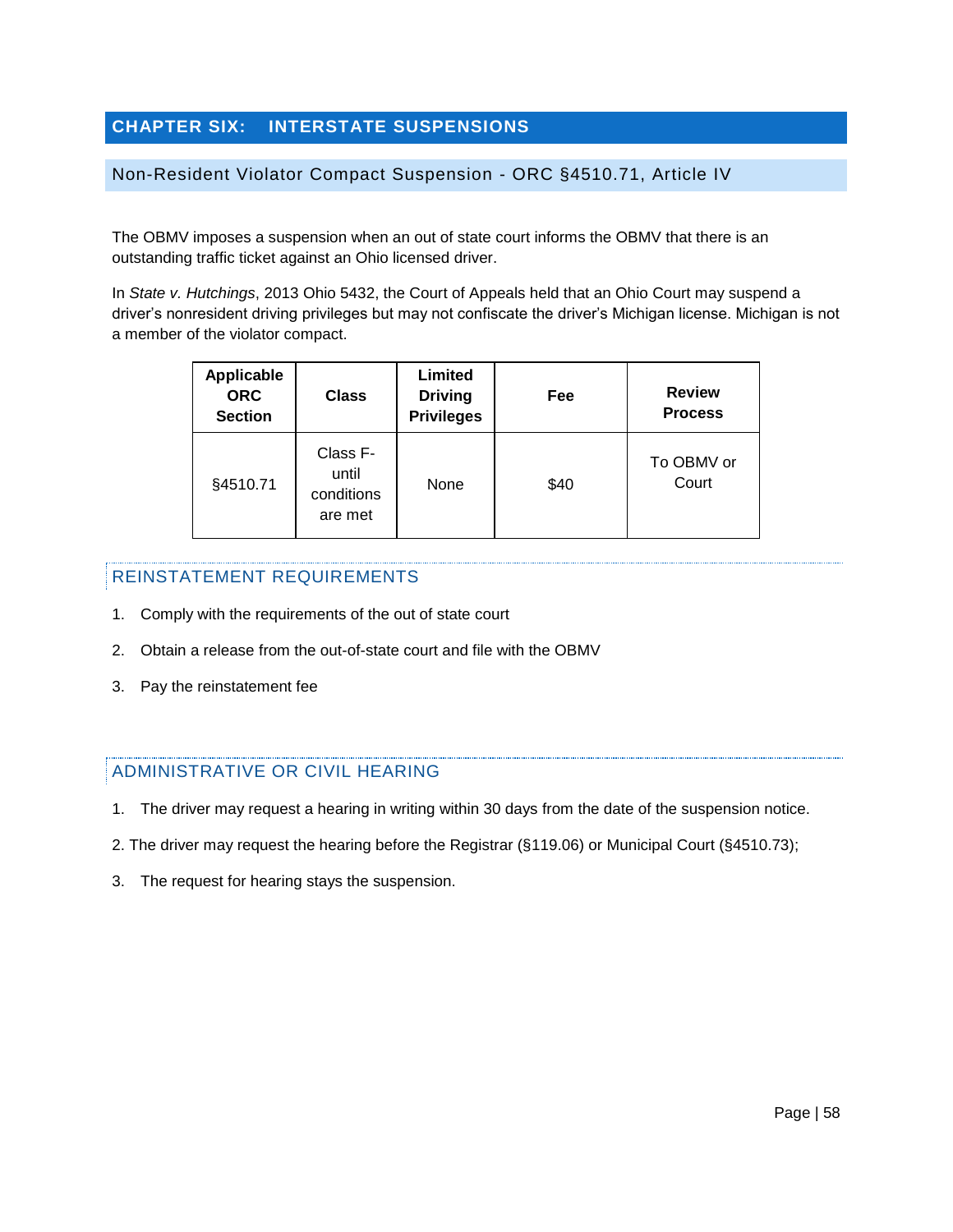## CHAPTER SIX: INTERSTATE SUSPENSIONS

### Non-Resident Violator Compact Suspension - ORC §4510.71, Article IV

The OBMV imposes a suspension when an out of state court informs the OBMV that there is an outstanding traffic ticket against an Ohio licensed driver.

In *State v. Hutchings*, 2013 Ohio 5432, the Court of Appeals held that an Ohio Court may suspend a driver's nonresident driving privileges but may not confiscate the driver's Michigan license. Michigan is not a member of the violator compact.

| Applicable ORC Section | Class | Limited Driving Privileges | Fee | Review Process |
|---|---|---|---|---|
| §4510.71 | Class F- until conditions are met | None | $40 | To OBMV or Court |

#### REINSTATEMENT REQUIREMENTS

1. Comply with the requirements of the out of state court
2. Obtain a release from the out-of-state court and file with the OBMV
3. Pay the reinstatement fee

#### ADMINISTRATIVE OR CIVIL HEARING

1. The driver may request a hearing in writing within 30 days from the date of the suspension notice.
2. The driver may request the hearing before the Registrar (§119.06) or Municipal Court (§4510.73);
3. The request for hearing stays the suspension.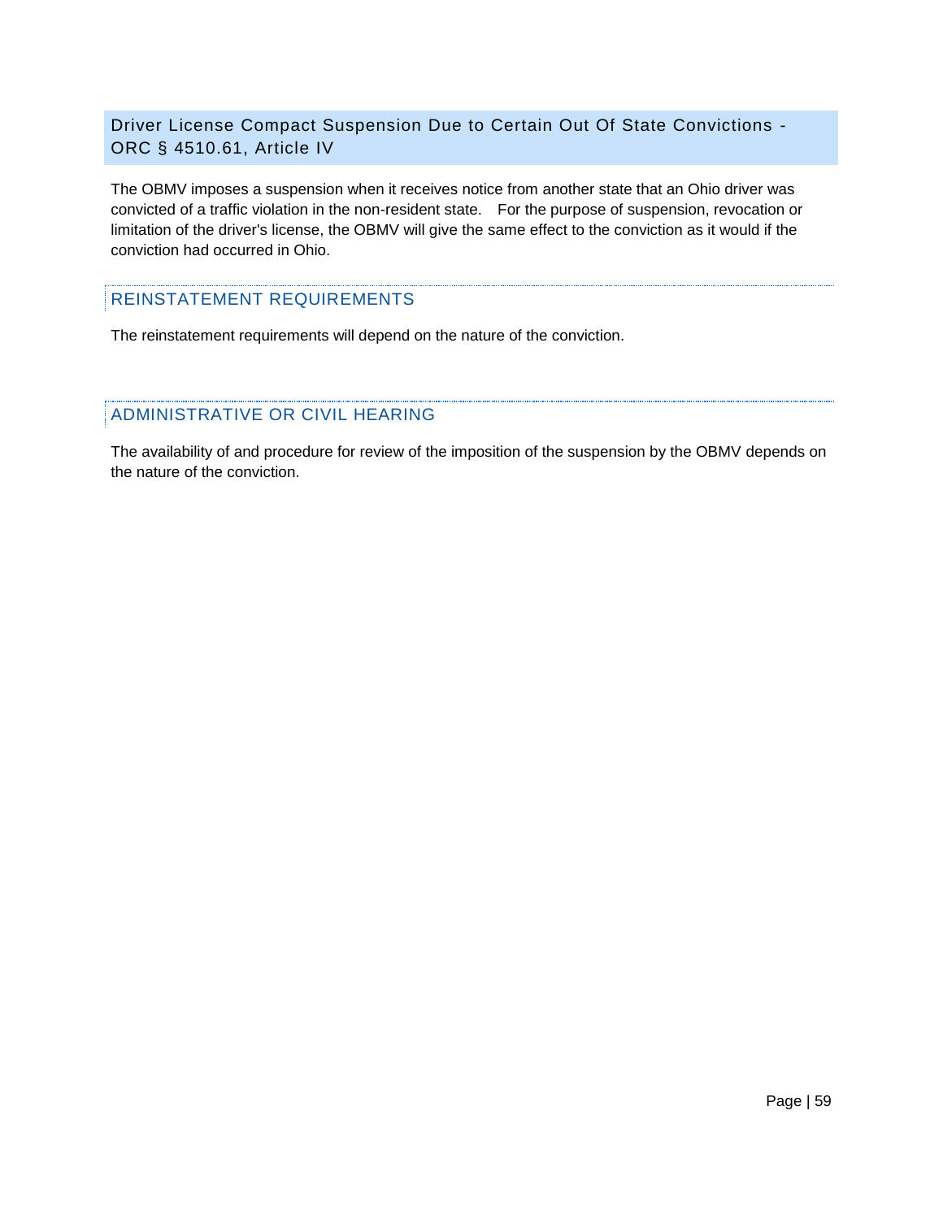## Driver License Compact Suspension Due to Certain Out Of State Convictions - ORC § 4510.61, Article IV

The OBMV imposes a suspension when it receives notice from another state that an Ohio driver was convicted of a traffic violation in the non-resident state. For the purpose of suspension, revocation or limitation of the driver's license, the OBMV will give the same effect to the conviction as it would if the conviction had occurred in Ohio.

### REINSTATEMENT REQUIREMENTS

The reinstatement requirements will depend on the nature of the conviction.

### ADMINISTRATIVE OR CIVIL HEARING

The availability of and procedure for review of the imposition of the suspension by the OBMV depends on the nature of the conviction.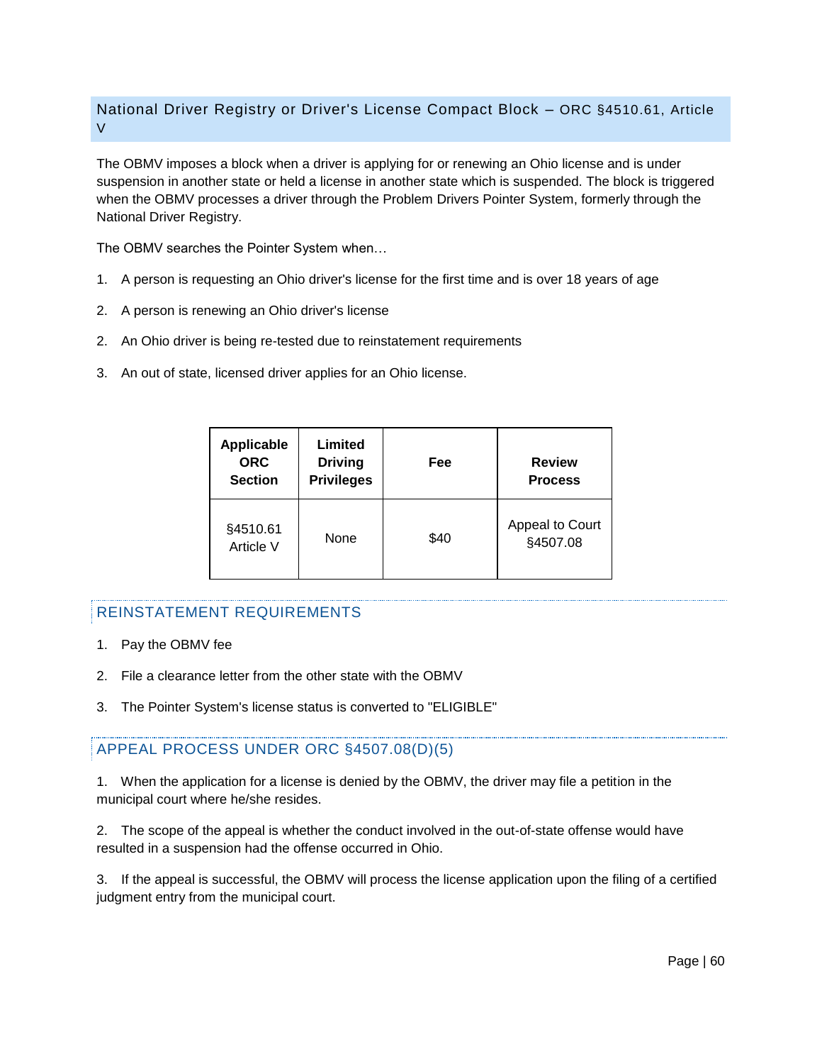## National Driver Registry or Driver's License Compact Block – ORC §4510.61, Article V

The OBMV imposes a block when a driver is applying for or renewing an Ohio license and is under suspension in another state or held a license in another state which is suspended. The block is triggered when the OBMV processes a driver through the Problem Drivers Pointer System, formerly through the National Driver Registry.

The OBMV searches the Pointer System when…

1. A person is requesting an Ohio driver's license for the first time and is over 18 years of age
2. A person is renewing an Ohio driver's license
2. An Ohio driver is being re-tested due to reinstatement requirements
3. An out of state, licensed driver applies for an Ohio license.

| Applicable ORC Section | Limited Driving Privileges | Fee | Review Process |
|---|---|---|---|
| §4510.61 Article V | None | $40 | Appeal to Court §4507.08 |

### REINSTATEMENT REQUIREMENTS

1. Pay the OBMV fee
2. File a clearance letter from the other state with the OBMV
3. The Pointer System's license status is converted to "ELIGIBLE"

### APPEAL PROCESS UNDER ORC §4507.08(D)(5)

1. When the application for a license is denied by the OBMV, the driver may file a petition in the municipal court where he/she resides.

2. The scope of the appeal is whether the conduct involved in the out-of-state offense would have resulted in a suspension had the offense occurred in Ohio.

3. If the appeal is successful, the OBMV will process the license application upon the filing of a certified judgment entry from the municipal court.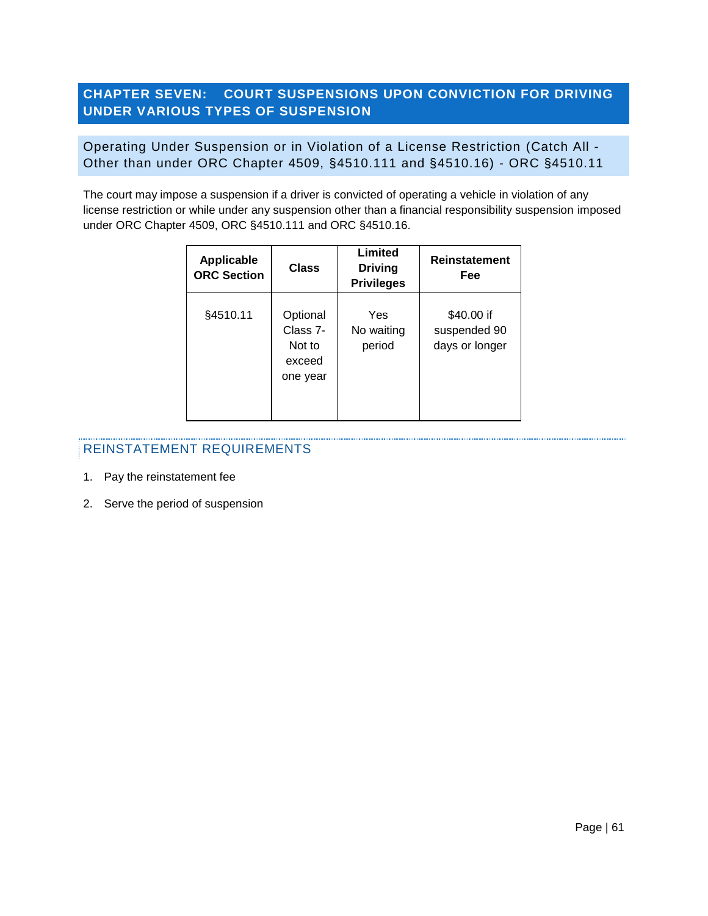# CHAPTER SEVEN: COURT SUSPENSIONS UPON CONVICTION FOR DRIVING UNDER VARIOUS TYPES OF SUSPENSION

## Operating Under Suspension or in Violation of a License Restriction (Catch All - Other than under ORC Chapter 4509, §4510.111 and §4510.16) - ORC §4510.11

The court may impose a suspension if a driver is convicted of operating a vehicle in violation of any license restriction or while under any suspension other than a financial responsibility suspension imposed under ORC Chapter 4509, ORC §4510.111 and ORC §4510.16.

| Applicable ORC Section | Class | Limited Driving Privileges | Reinstatement Fee |
|---|---|---|---|
| §4510.11 | Optional Class 7- Not to exceed one year | Yes No waiting period | $40.00 if suspended 90 days or longer |

### REINSTATEMENT REQUIREMENTS

1. Pay the reinstatement fee
2. Serve the period of suspension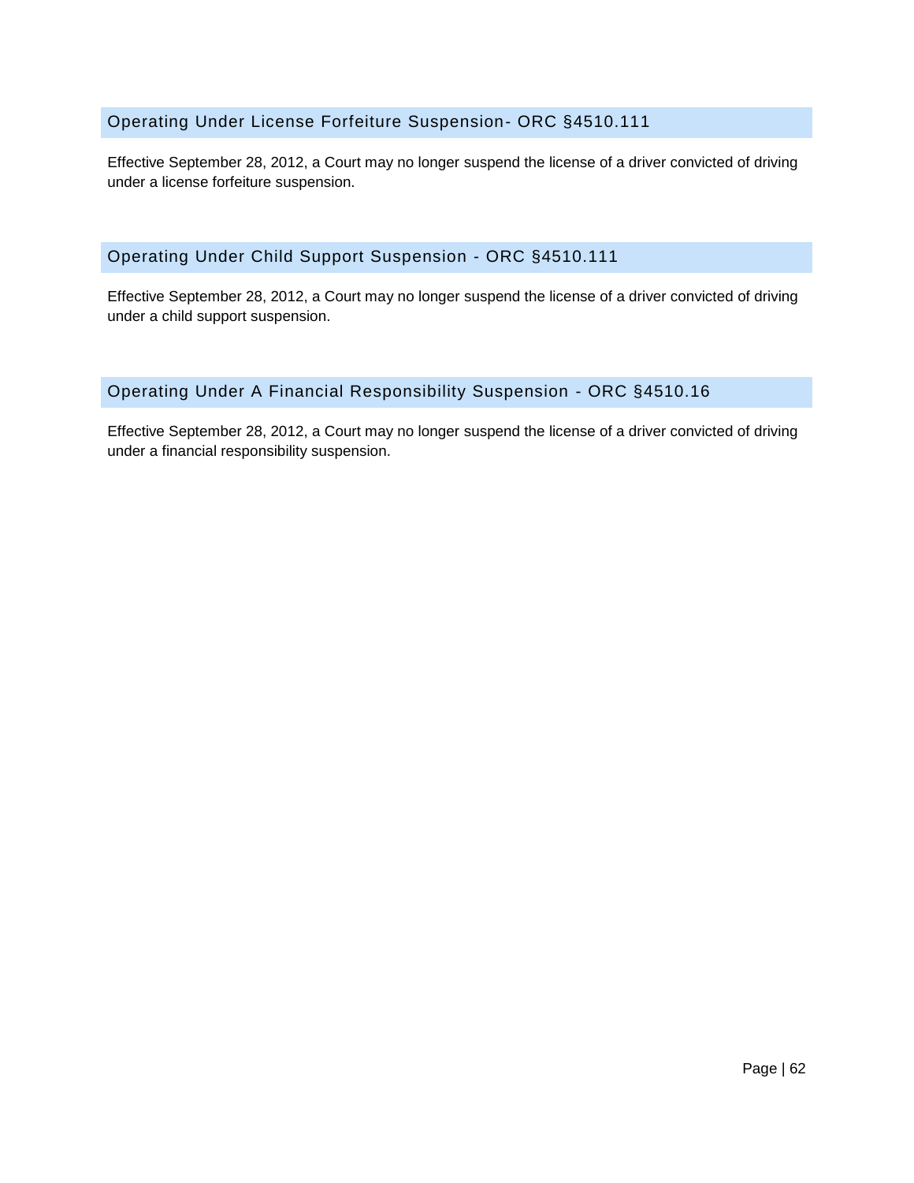## Operating Under License Forfeiture Suspension- ORC §4510.111

Effective September 28, 2012, a Court may no longer suspend the license of a driver convicted of driving under a license forfeiture suspension.

## Operating Under Child Support Suspension - ORC §4510.111

Effective September 28, 2012, a Court may no longer suspend the license of a driver convicted of driving under a child support suspension.

## Operating Under A Financial Responsibility Suspension - ORC §4510.16

Effective September 28, 2012, a Court may no longer suspend the license of a driver convicted of driving under a financial responsibility suspension.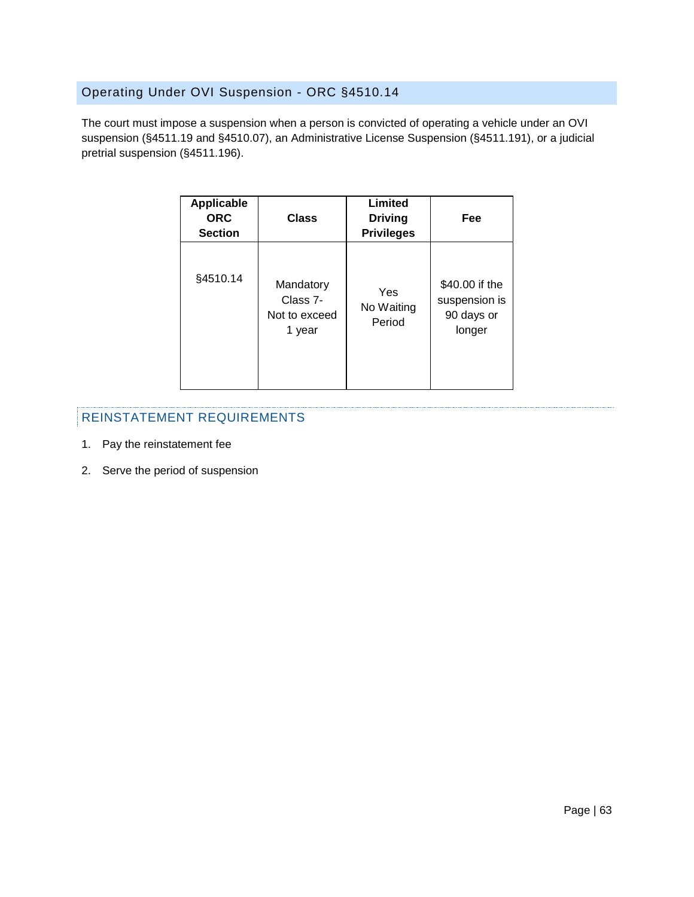## Operating Under OVI Suspension - ORC §4510.14

The court must impose a suspension when a person is convicted of operating a vehicle under an OVI suspension (§4511.19 and §4510.07), an Administrative License Suspension (§4511.191), or a judicial pretrial suspension (§4511.196).

| Applicable ORC Section | Class | Limited Driving Privileges | Fee |
|---|---|---|---|
| §4510.14 | Mandatory Class 7- Not to exceed 1 year | Yes No Waiting Period | $40.00 if the suspension is 90 days or longer |

### REINSTATEMENT REQUIREMENTS

1. Pay the reinstatement fee
2. Serve the period of suspension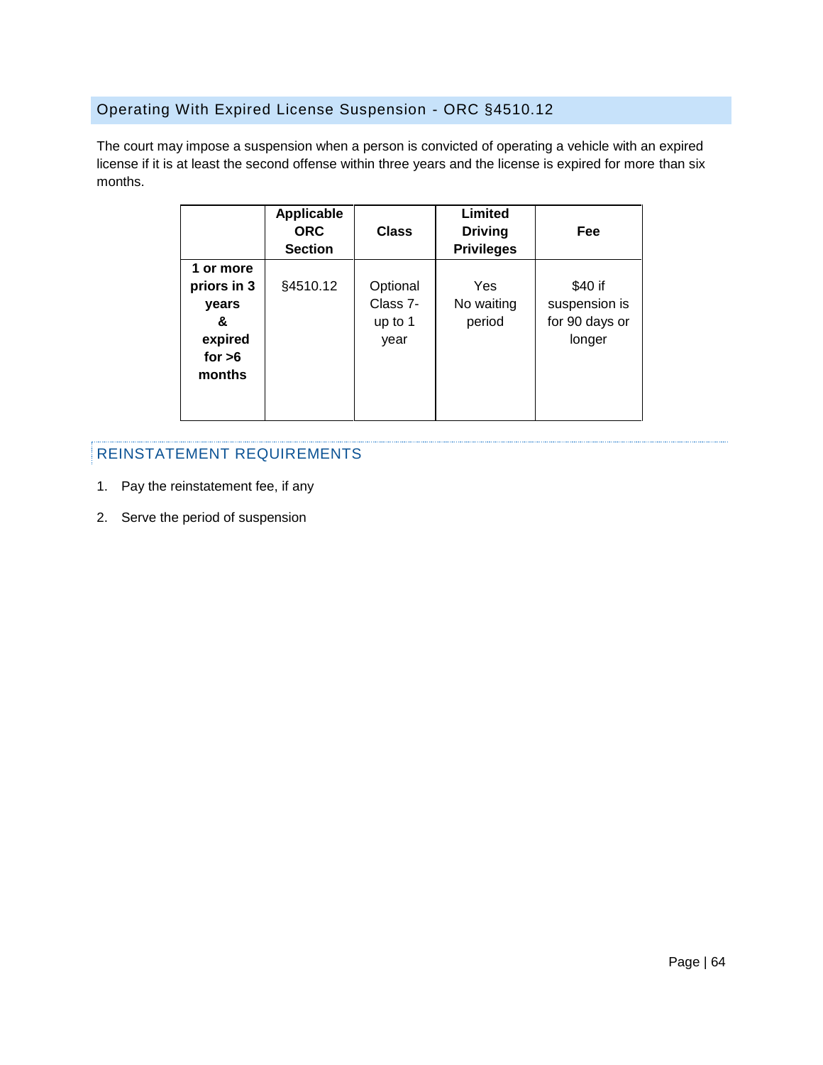## Operating With Expired License Suspension - ORC §4510.12

The court may impose a suspension when a person is convicted of operating a vehicle with an expired license if it is at least the second offense within three years and the license is expired for more than six months.

| | Applicable ORC Section | Class | Limited Driving Privileges | Fee |
|---|---|---|---|---|
| **1 or more priors in 3 years & expired for >6 months** | §4510.12 | Optional Class 7- up to 1 year | Yes No waiting period | $40 if suspension is for 90 days or longer |

### REINSTATEMENT REQUIREMENTS

1. Pay the reinstatement fee, if any
2. Serve the period of suspension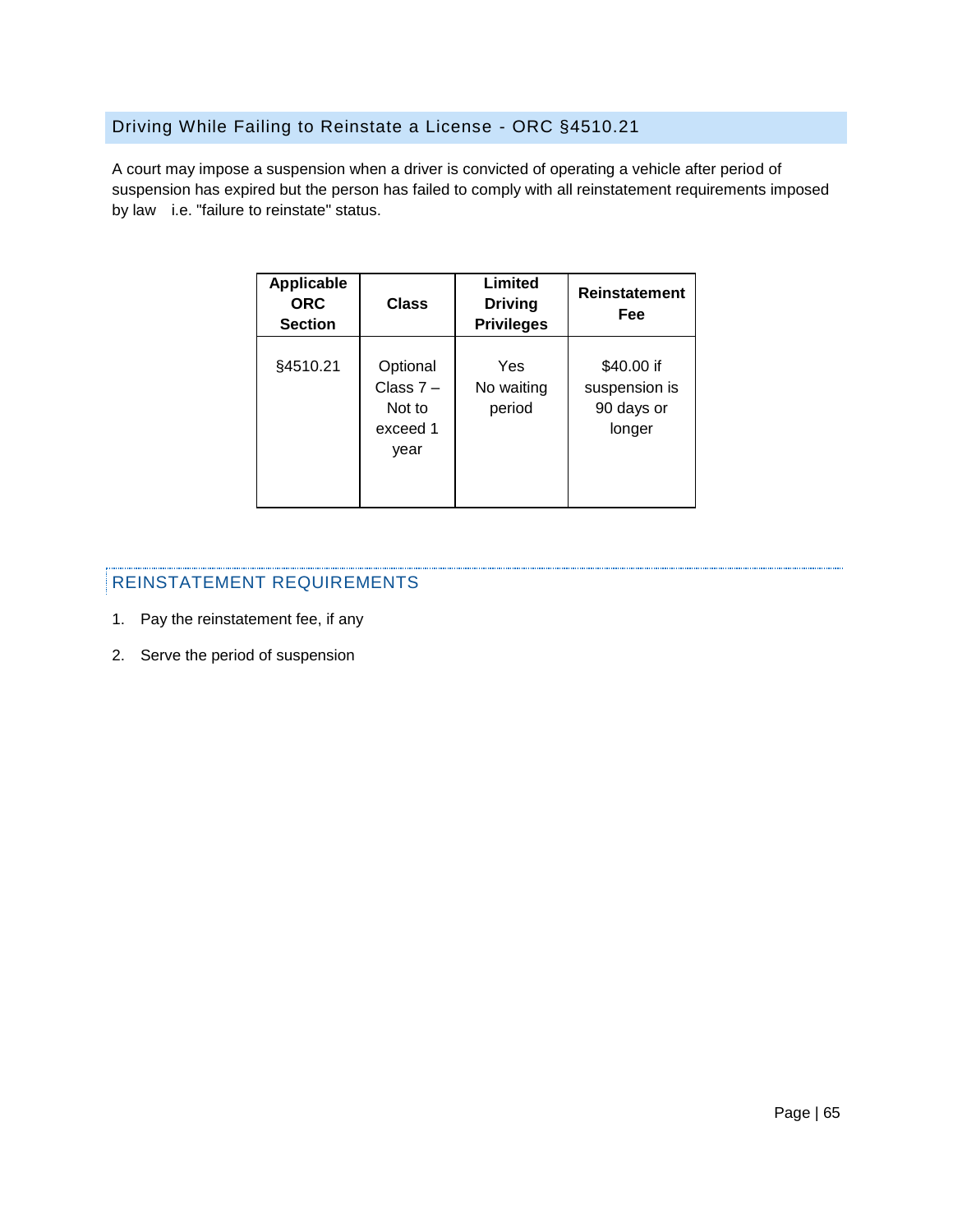## Driving While Failing to Reinstate a License - ORC §4510.21

A court may impose a suspension when a driver is convicted of operating a vehicle after period of suspension has expired but the person has failed to comply with all reinstatement requirements imposed by law i.e. "failure to reinstate" status.

| Applicable ORC Section | Class | Limited Driving Privileges | Reinstatement Fee |
|---|---|---|---|
| §4510.21 | Optional Class 7 – Not to exceed 1 year | Yes No waiting period | $40.00 if suspension is 90 days or longer |

### REINSTATEMENT REQUIREMENTS

1. Pay the reinstatement fee, if any
2. Serve the period of suspension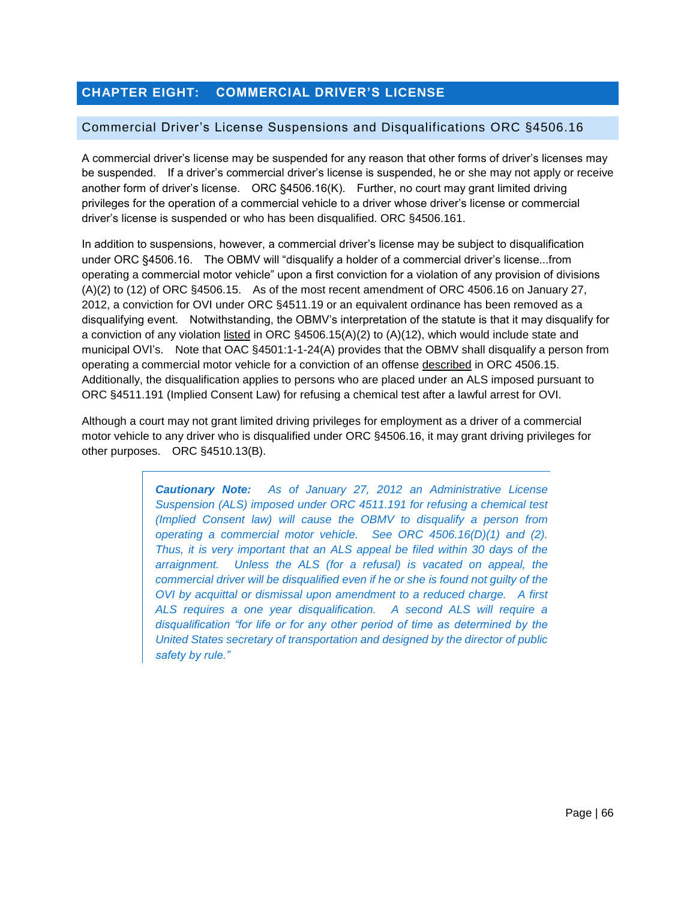# CHAPTER EIGHT: COMMERCIAL DRIVER'S LICENSE

## Commercial Driver's License Suspensions and Disqualifications ORC §4506.16

A commercial driver's license may be suspended for any reason that other forms of driver's licenses may be suspended. If a driver's commercial driver's license is suspended, he or she may not apply or receive another form of driver's license. ORC §4506.16(K). Further, no court may grant limited driving privileges for the operation of a commercial vehicle to a driver whose driver's license or commercial driver's license is suspended or who has been disqualified. ORC §4506.161.

In addition to suspensions, however, a commercial driver's license may be subject to disqualification under ORC §4506.16. The OBMV will "disqualify a holder of a commercial driver's license...from operating a commercial motor vehicle" upon a first conviction for a violation of any provision of divisions (A)(2) to (12) of ORC §4506.15. As of the most recent amendment of ORC 4506.16 on January 27, 2012, a conviction for OVI under ORC §4511.19 or an equivalent ordinance has been removed as a disqualifying event. Notwithstanding, the OBMV's interpretation of the statute is that it may disqualify for a conviction of any violation <u>listed</u> in ORC §4506.15(A)(2) to (A)(12), which would include state and municipal OVI's. Note that OAC §4501:1-1-24(A) provides that the OBMV shall disqualify a person from operating a commercial motor vehicle for a conviction of an offense <u>described</u> in ORC 4506.15. Additionally, the disqualification applies to persons who are placed under an ALS imposed pursuant to ORC §4511.191 (Implied Consent Law) for refusing a chemical test after a lawful arrest for OVI.

Although a court may not grant limited driving privileges for employment as a driver of a commercial motor vehicle to any driver who is disqualified under ORC §4506.16, it may grant driving privileges for other purposes. ORC §4510.13(B).

> ***Cautionary Note:*** *As of January 27, 2012 an Administrative License Suspension (ALS) imposed under ORC 4511.191 for refusing a chemical test (Implied Consent law) will cause the OBMV to disqualify a person from operating a commercial motor vehicle. See ORC 4506.16(D)(1) and (2). Thus, it is very important that an ALS appeal be filed within 30 days of the arraignment. Unless the ALS (for a refusal) is vacated on appeal, the commercial driver will be disqualified even if he or she is found not guilty of the OVI by acquittal or dismissal upon amendment to a reduced charge. A first ALS requires a one year disqualification. A second ALS will require a disqualification "for life or for any other period of time as determined by the United States secretary of transportation and designed by the director of public safety by rule."*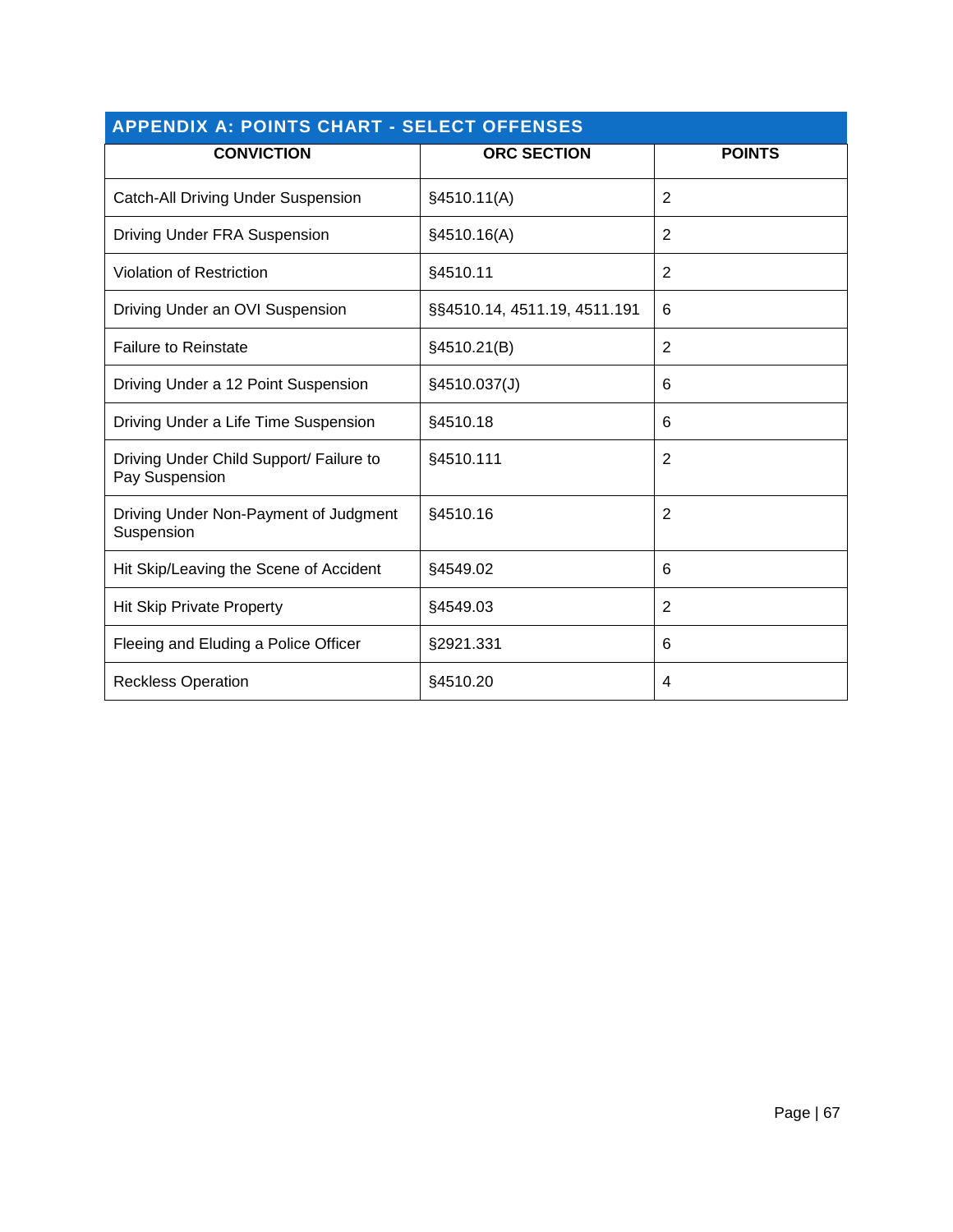## APPENDIX A: POINTS CHART - SELECT OFFENSES

| CONVICTION | ORC SECTION | POINTS |
|---|---|---|
| Catch-All Driving Under Suspension | §4510.11(A) | 2 |
| Driving Under FRA Suspension | §4510.16(A) | 2 |
| Violation of Restriction | §4510.11 | 2 |
| Driving Under an OVI Suspension | §§4510.14, 4511.19, 4511.191 | 6 |
| Failure to Reinstate | §4510.21(B) | 2 |
| Driving Under a 12 Point Suspension | §4510.037(J) | 6 |
| Driving Under a Life Time Suspension | §4510.18 | 6 |
| Driving Under Child Support/ Failure to Pay Suspension | §4510.111 | 2 |
| Driving Under Non-Payment of Judgment Suspension | §4510.16 | 2 |
| Hit Skip/Leaving the Scene of Accident | §4549.02 | 6 |
| Hit Skip Private Property | §4549.03 | 2 |
| Fleeing and Eluding a Police Officer | §2921.331 | 6 |
| Reckless Operation | §4510.20 | 4 |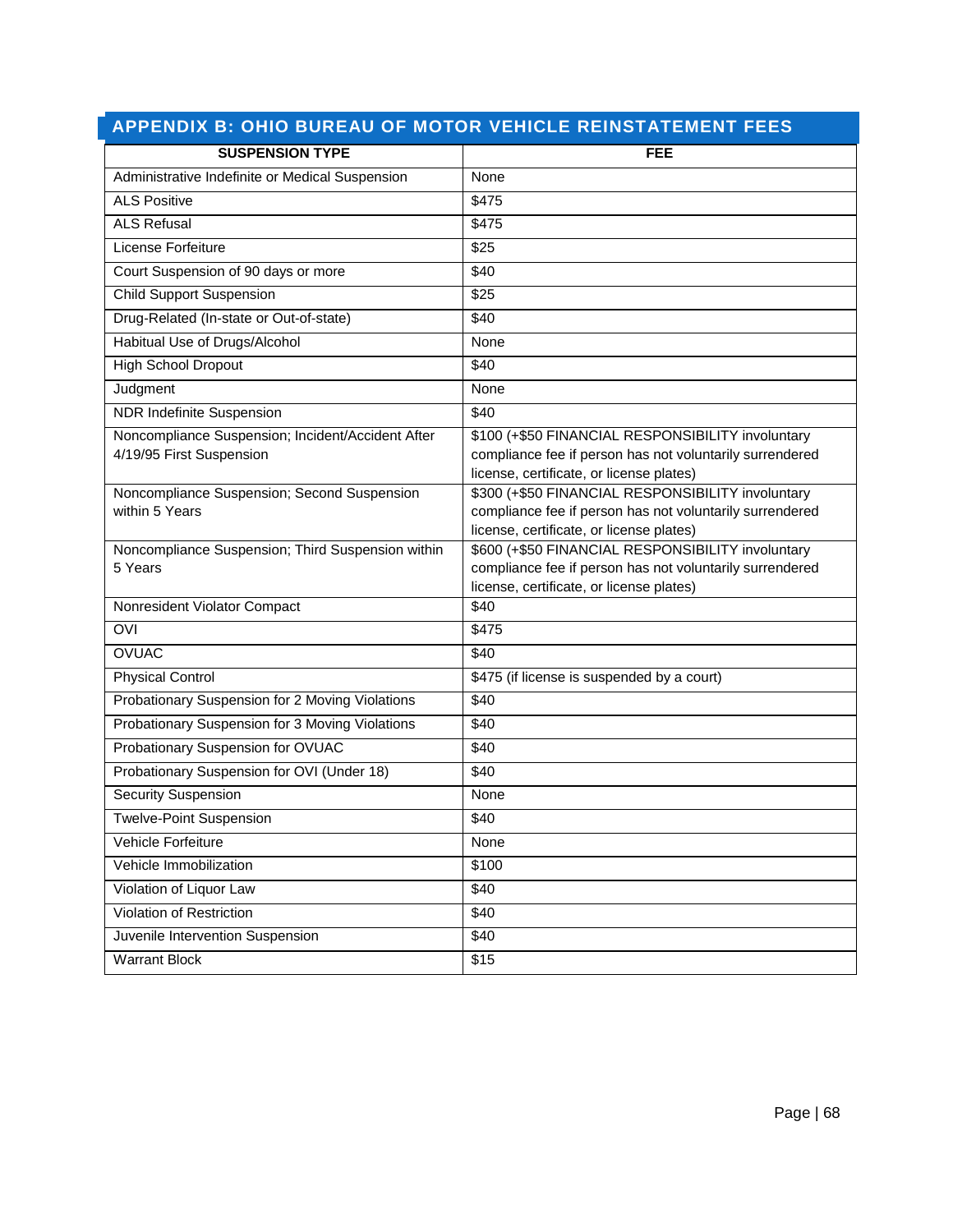## APPENDIX B: OHIO BUREAU OF MOTOR VEHICLE REINSTATEMENT FEES

| SUSPENSION TYPE | FEE |
|---|---|
| Administrative Indefinite or Medical Suspension | None |
| ALS Positive | $475 |
| ALS Refusal | $475 |
| License Forfeiture | $25 |
| Court Suspension of 90 days or more | $40 |
| Child Support Suspension | $25 |
| Drug-Related (In-state or Out-of-state) | $40 |
| Habitual Use of Drugs/Alcohol | None |
| High School Dropout | $40 |
| Judgment | None |
| NDR Indefinite Suspension | $40 |
| Noncompliance Suspension; Incident/Accident After 4/19/95 First Suspension | $100 (+$50 FINANCIAL RESPONSIBILITY involuntary compliance fee if person has not voluntarily surrendered license, certificate, or license plates) |
| Noncompliance Suspension; Second Suspension within 5 Years | $300 (+$50 FINANCIAL RESPONSIBILITY involuntary compliance fee if person has not voluntarily surrendered license, certificate, or license plates) |
| Noncompliance Suspension; Third Suspension within 5 Years | $600 (+$50 FINANCIAL RESPONSIBILITY involuntary compliance fee if person has not voluntarily surrendered license, certificate, or license plates) |
| Nonresident Violator Compact | $40 |
| OVI | $475 |
| OVUAC | $40 |
| Physical Control | $475 (if license is suspended by a court) |
| Probationary Suspension for 2 Moving Violations | $40 |
| Probationary Suspension for 3 Moving Violations | $40 |
| Probationary Suspension for OVUAC | $40 |
| Probationary Suspension for OVI (Under 18) | $40 |
| Security Suspension | None |
| Twelve-Point Suspension | $40 |
| Vehicle Forfeiture | None |
| Vehicle Immobilization | $100 |
| Violation of Liquor Law | $40 |
| Violation of Restriction | $40 |
| Juvenile Intervention Suspension | $40 |
| Warrant Block | $15 |